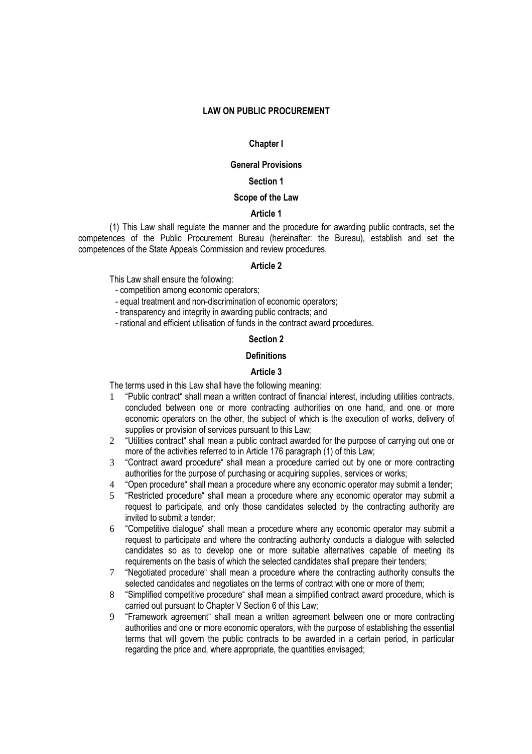# LAW ON PUBLIC PROCUREMENT

## Chapter I

## General Provisions

### Section 1

### Scope of the Law

#### Article 1

(1) This Law shall regulate the manner and the procedure for awarding public contracts, set the competences of the Public Procurement Bureau (hereinafter: the Bureau), establish and set the competences of the State Appeals Commission and review procedures.

#### Article 2

This Law shall ensure the following:

- competition among economic operators;
- equal treatment and non-discrimination of economic operators;
- transparency and integrity in awarding public contracts; and
- rational and efficient utilisation of funds in the contract award procedures.

### Section 2

### Definitions

#### Article 3

The terms used in this Law shall have the following meaning:

1. "Public contract" shall mean a written contract of financial interest, including utilities contracts, concluded between one or more contracting authorities on one hand, and one or more economic operators on the other, the subject of which is the execution of works, delivery of supplies or provision of services pursuant to this Law;
2. "Utilities contract" shall mean a public contract awarded for the purpose of carrying out one or more of the activities referred to in Article 176 paragraph (1) of this Law;
3. "Contract award procedure" shall mean a procedure carried out by one or more contracting authorities for the purpose of purchasing or acquiring supplies, services or works;
4. "Open procedure" shall mean a procedure where any economic operator may submit a tender;
5. "Restricted procedure" shall mean a procedure where any economic operator may submit a request to participate, and only those candidates selected by the contracting authority are invited to submit a tender;
6. "Competitive dialogue" shall mean a procedure where any economic operator may submit a request to participate and where the contracting authority conducts a dialogue with selected candidates so as to develop one or more suitable alternatives capable of meeting its requirements on the basis of which the selected candidates shall prepare their tenders;
7. "Negotiated procedure" shall mean a procedure where the contracting authority consults the selected candidates and negotiates on the terms of contract with one or more of them;
8. "Simplified competitive procedure" shall mean a simplified contract award procedure, which is carried out pursuant to Chapter V Section 6 of this Law;
9. "Framework agreement" shall mean a written agreement between one or more contracting authorities and one or more economic operators, with the purpose of establishing the essential terms that will govern the public contracts to be awarded in a certain period, in particular regarding the price and, where appropriate, the quantities envisaged;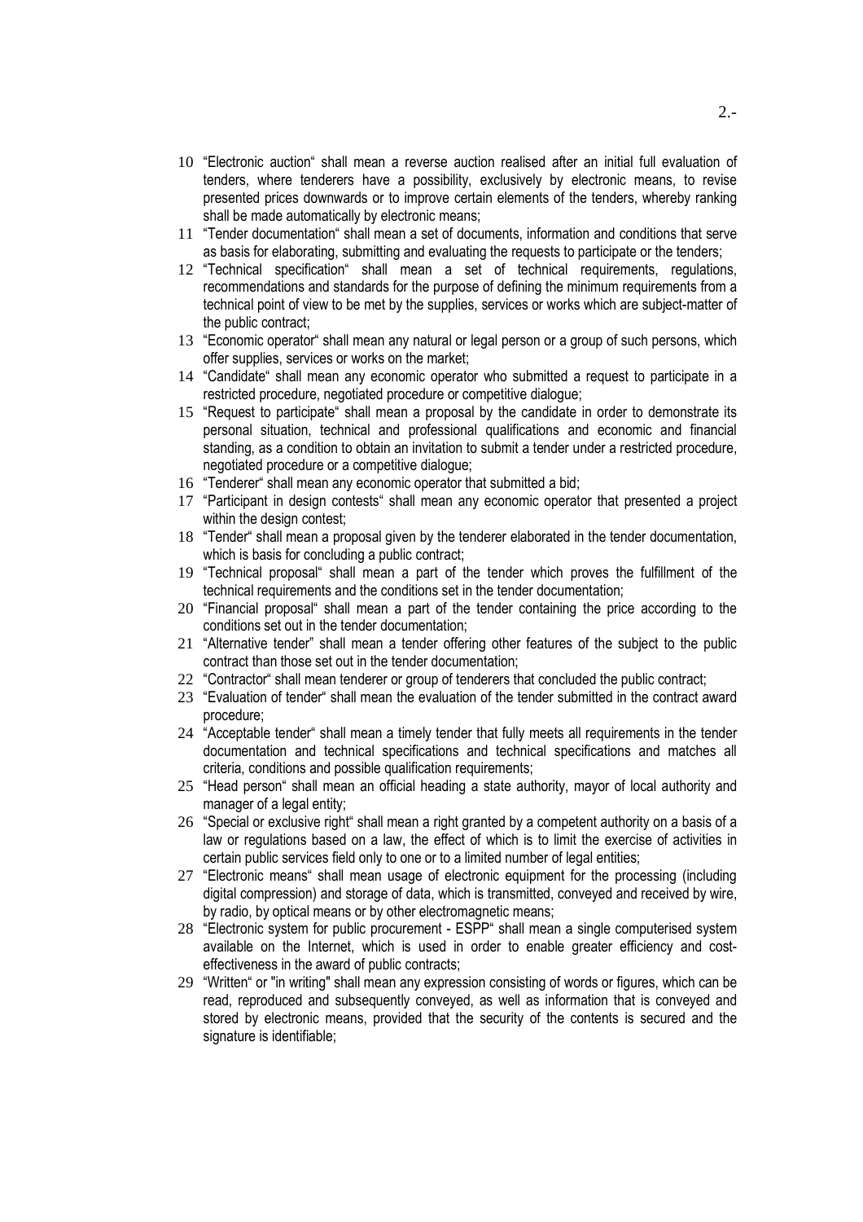10 “Electronic auction“ shall mean a reverse auction realised after an initial full evaluation of tenders, where tenderers have a possibility, exclusively by electronic means, to revise presented prices downwards or to improve certain elements of the tenders, whereby ranking shall be made automatically by electronic means;

11 “Tender documentation“ shall mean a set of documents, information and conditions that serve as basis for elaborating, submitting and evaluating the requests to participate or the tenders;

12 “Technical specification“ shall mean a set of technical requirements, regulations, recommendations and standards for the purpose of defining the minimum requirements from a technical point of view to be met by the supplies, services or works which are subject-matter of the public contract;

13 “Economic operator“ shall mean any natural or legal person or a group of such persons, which offer supplies, services or works on the market;

14 “Candidate“ shall mean any economic operator who submitted a request to participate in a restricted procedure, negotiated procedure or competitive dialogue;

15 “Request to participate“ shall mean a proposal by the candidate in order to demonstrate its personal situation, technical and professional qualifications and economic and financial standing, as a condition to obtain an invitation to submit a tender under a restricted procedure, negotiated procedure or a competitive dialogue;

16 “Tenderer“ shall mean any economic operator that submitted a bid;

17 “Participant in design contests“ shall mean any economic operator that presented a project within the design contest;

18 “Tender“ shall mean a proposal given by the tenderer elaborated in the tender documentation, which is basis for concluding a public contract;

19 “Technical proposal“ shall mean a part of the tender which proves the fulfillment of the technical requirements and the conditions set in the tender documentation;

20 “Financial proposal“ shall mean a part of the tender containing the price according to the conditions set out in the tender documentation;

21 “Alternative tender” shall mean a tender offering other features of the subject to the public contract than those set out in the tender documentation;

22 “Contractor“ shall mean tenderer or group of tenderers that concluded the public contract;

23 “Evaluation of tender“ shall mean the evaluation of the tender submitted in the contract award procedure;

24 “Acceptable tender“ shall mean a timely tender that fully meets all requirements in the tender documentation and technical specifications and technical specifications and matches all criteria, conditions and possible qualification requirements;

25 “Head person“ shall mean an official heading a state authority, mayor of local authority and manager of a legal entity;

26 “Special or exclusive right“ shall mean a right granted by a competent authority on a basis of a law or regulations based on a law, the effect of which is to limit the exercise of activities in certain public services field only to one or to a limited number of legal entities;

27 “Electronic means“ shall mean usage of electronic equipment for the processing (including digital compression) and storage of data, which is transmitted, conveyed and received by wire, by radio, by optical means or by other electromagnetic means;

28 “Electronic system for public procurement - ESPP“ shall mean a single computerised system available on the Internet, which is used in order to enable greater efficiency and cost-effectiveness in the award of public contracts;

29 “Written“ or "in writing" shall mean any expression consisting of words or figures, which can be read, reproduced and subsequently conveyed, as well as information that is conveyed and stored by electronic means, provided that the security of the contents is secured and the signature is identifiable;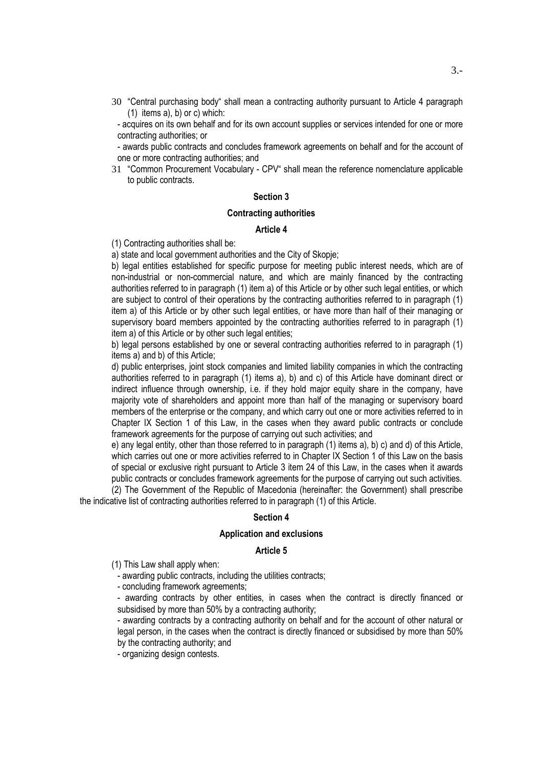30 "Central purchasing body" shall mean a contracting authority pursuant to Article 4 paragraph (1) items a), b) or c) which:

- acquires on its own behalf and for its own account supplies or services intended for one or more contracting authorities; or
- awards public contracts and concludes framework agreements on behalf and for the account of one or more contracting authorities; and

31 "Common Procurement Vocabulary - CPV" shall mean the reference nomenclature applicable to public contracts.

## Section 3

## Contracting authorities

### Article 4

(1) Contracting authorities shall be:

a) state and local government authorities and the City of Skopje;

b) legal entities established for specific purpose for meeting public interest needs, which are of non-industrial or non-commercial nature, and which are mainly financed by the contracting authorities referred to in paragraph (1) item a) of this Article or by other such legal entities, or which are subject to control of their operations by the contracting authorities referred to in paragraph (1) item a) of this Article or by other such legal entities, or have more than half of their managing or supervisory board members appointed by the contracting authorities referred to in paragraph (1) item a) of this Article or by other such legal entities;

b) legal persons established by one or several contracting authorities referred to in paragraph (1) items a) and b) of this Article;

d) public enterprises, joint stock companies and limited liability companies in which the contracting authorities referred to in paragraph (1) items a), b) and c) of this Article have dominant direct or indirect influence through ownership, i.e. if they hold major equity share in the company, have majority vote of shareholders and appoint more than half of the managing or supervisory board members of the enterprise or the company, and which carry out one or more activities referred to in Chapter IX Section 1 of this Law, in the cases when they award public contracts or conclude framework agreements for the purpose of carrying out such activities; and

e) any legal entity, other than those referred to in paragraph (1) items a), b) c) and d) of this Article, which carries out one or more activities referred to in Chapter IX Section 1 of this Law on the basis of special or exclusive right pursuant to Article 3 item 24 of this Law, in the cases when it awards public contracts or concludes framework agreements for the purpose of carrying out such activities.

(2) The Government of the Republic of Macedonia (hereinafter: the Government) shall prescribe the indicative list of contracting authorities referred to in paragraph (1) of this Article.

## Section 4

## Application and exclusions

### Article 5

(1) This Law shall apply when:

- awarding public contracts, including the utilities contracts;
- concluding framework agreements;
- awarding contracts by other entities, in cases when the contract is directly financed or subsidised by more than 50% by a contracting authority;
- awarding contracts by a contracting authority on behalf and for the account of other natural or legal person, in the cases when the contract is directly financed or subsidised by more than 50% by the contracting authority; and
- organizing design contests.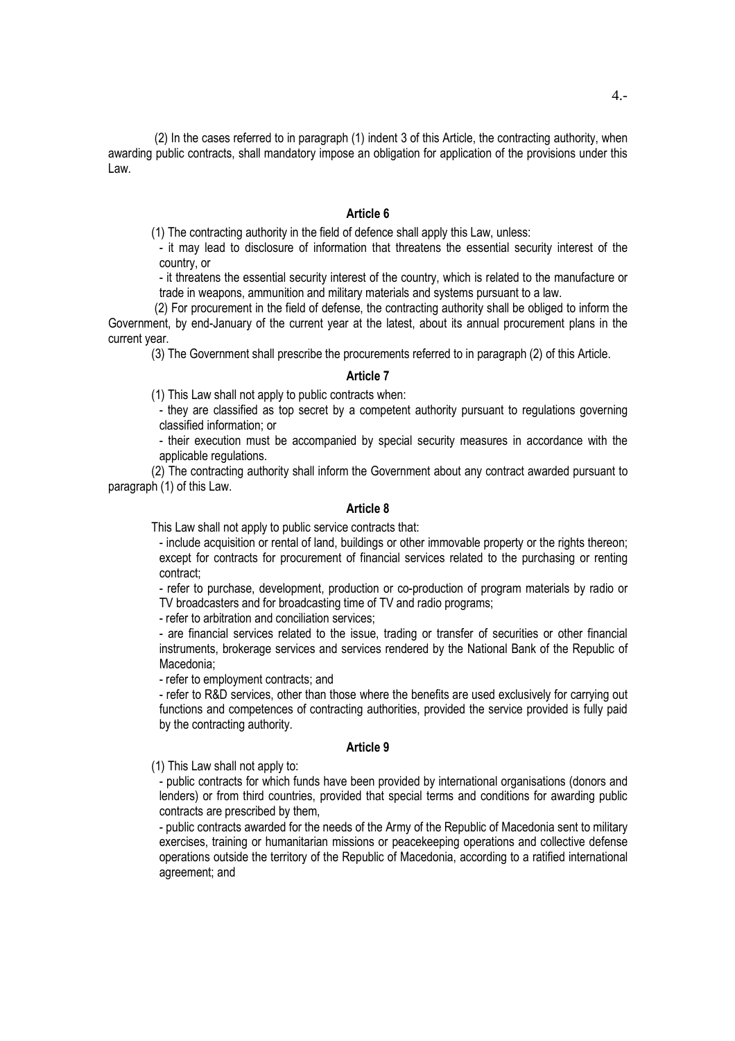(2) In the cases referred to in paragraph (1) indent 3 of this Article, the contracting authority, when awarding public contracts, shall mandatory impose an obligation for application of the provisions under this Law.

### Article 6

(1) The contracting authority in the field of defence shall apply this Law, unless:

- it may lead to disclosure of information that threatens the essential security interest of the country, or
- it threatens the essential security interest of the country, which is related to the manufacture or trade in weapons, ammunition and military materials and systems pursuant to a law.

(2) For procurement in the field of defense, the contracting authority shall be obliged to inform the Government, by end-January of the current year at the latest, about its annual procurement plans in the current year.

(3) The Government shall prescribe the procurements referred to in paragraph (2) of this Article.

### Article 7

(1) This Law shall not apply to public contracts when:

- they are classified as top secret by a competent authority pursuant to regulations governing classified information; or
- their execution must be accompanied by special security measures in accordance with the applicable regulations.

(2) The contracting authority shall inform the Government about any contract awarded pursuant to paragraph (1) of this Law.

### Article 8

This Law shall not apply to public service contracts that:

- include acquisition or rental of land, buildings or other immovable property or the rights thereon; except for contracts for procurement of financial services related to the purchasing or renting contract;
- refer to purchase, development, production or co-production of program materials by radio or TV broadcasters and for broadcasting time of TV and radio programs;
- refer to arbitration and conciliation services;
- are financial services related to the issue, trading or transfer of securities or other financial instruments, brokerage services and services rendered by the National Bank of the Republic of Macedonia;
- refer to employment contracts; and
- refer to R&D services, other than those where the benefits are used exclusively for carrying out functions and competences of contracting authorities, provided the service provided is fully paid by the contracting authority.

### Article 9

(1) This Law shall not apply to:

- public contracts for which funds have been provided by international organisations (donors and lenders) or from third countries, provided that special terms and conditions for awarding public contracts are prescribed by them,
- public contracts awarded for the needs of the Army of the Republic of Macedonia sent to military exercises, training or humanitarian missions or peacekeeping operations and collective defense operations outside the territory of the Republic of Macedonia, according to a ratified international agreement; and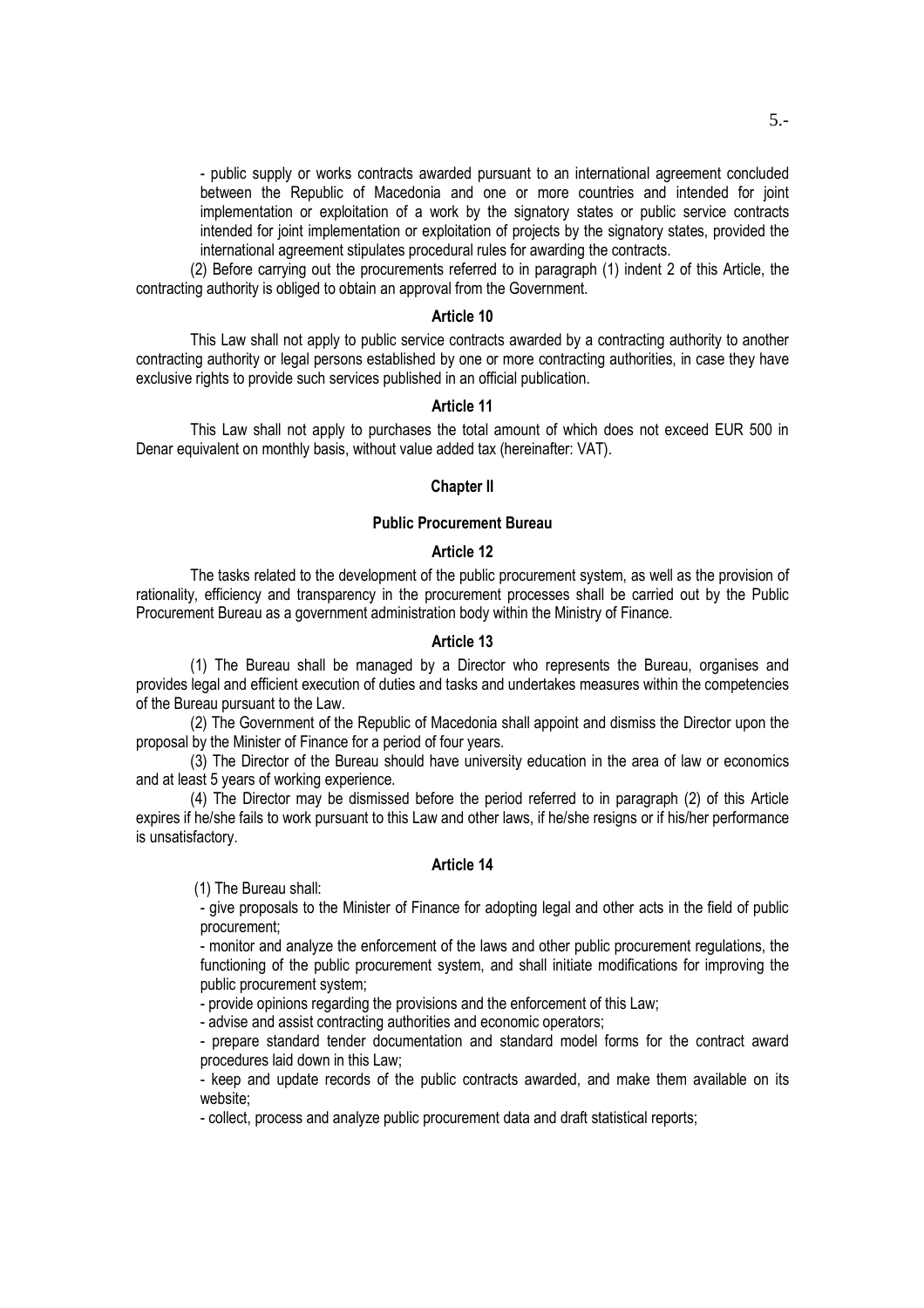- public supply or works contracts awarded pursuant to an international agreement concluded between the Republic of Macedonia and one or more countries and intended for joint implementation or exploitation of a work by the signatory states or public service contracts intended for joint implementation or exploitation of projects by the signatory states, provided the international agreement stipulates procedural rules for awarding the contracts.

(2) Before carrying out the procurements referred to in paragraph (1) indent 2 of this Article, the contracting authority is obliged to obtain an approval from the Government.

**Article 10**

This Law shall not apply to public service contracts awarded by a contracting authority to another contracting authority or legal persons established by one or more contracting authorities, in case they have exclusive rights to provide such services published in an official publication.

**Article 11**

This Law shall not apply to purchases the total amount of which does not exceed EUR 500 in Denar equivalent on monthly basis, without value added tax (hereinafter: VAT).

## Chapter II

### Public Procurement Bureau

**Article 12**

The tasks related to the development of the public procurement system, as well as the provision of rationality, efficiency and transparency in the procurement processes shall be carried out by the Public Procurement Bureau as a government administration body within the Ministry of Finance.

**Article 13**

(1) The Bureau shall be managed by a Director who represents the Bureau, organises and provides legal and efficient execution of duties and tasks and undertakes measures within the competencies of the Bureau pursuant to the Law.

(2) The Government of the Republic of Macedonia shall appoint and dismiss the Director upon the proposal by the Minister of Finance for a period of four years.

(3) The Director of the Bureau should have university education in the area of law or economics and at least 5 years of working experience.

(4) The Director may be dismissed before the period referred to in paragraph (2) of this Article expires if he/she fails to work pursuant to this Law and other laws, if he/she resigns or if his/her performance is unsatisfactory.

**Article 14**

(1) The Bureau shall:

- give proposals to the Minister of Finance for adopting legal and other acts in the field of public procurement;
- monitor and analyze the enforcement of the laws and other public procurement regulations, the functioning of the public procurement system, and shall initiate modifications for improving the public procurement system;
- provide opinions regarding the provisions and the enforcement of this Law;
- advise and assist contracting authorities and economic operators;
- prepare standard tender documentation and standard model forms for the contract award procedures laid down in this Law;
- keep and update records of the public contracts awarded, and make them available on its website;
- collect, process and analyze public procurement data and draft statistical reports;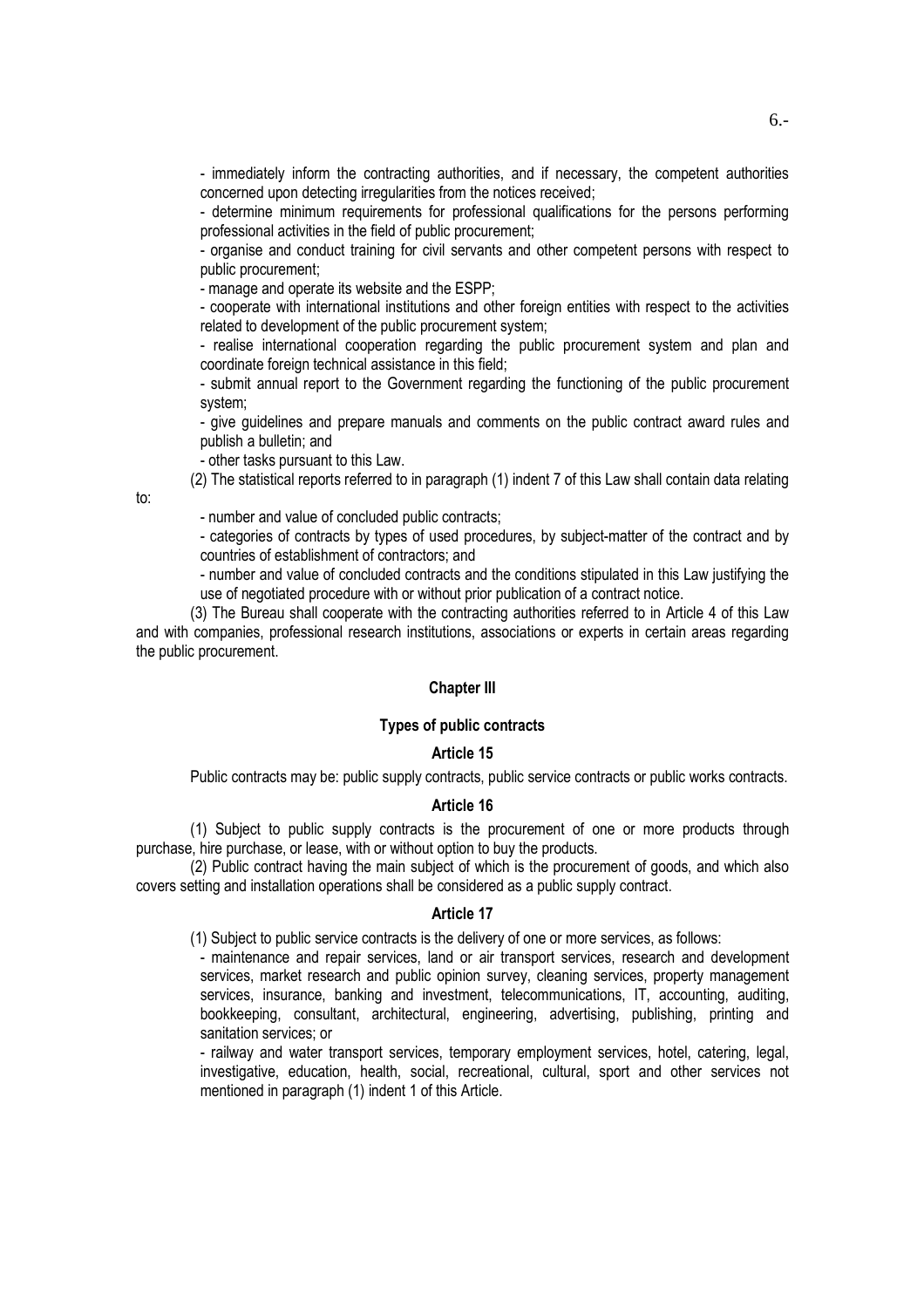- immediately inform the contracting authorities, and if necessary, the competent authorities concerned upon detecting irregularities from the notices received;

- determine minimum requirements for professional qualifications for the persons performing professional activities in the field of public procurement;

- organise and conduct training for civil servants and other competent persons with respect to public procurement;

- manage and operate its website and the ESPP;

- cooperate with international institutions and other foreign entities with respect to the activities related to development of the public procurement system;

- realise international cooperation regarding the public procurement system and plan and coordinate foreign technical assistance in this field;

- submit annual report to the Government regarding the functioning of the public procurement system;

- give guidelines and prepare manuals and comments on the public contract award rules and publish a bulletin; and

- other tasks pursuant to this Law.

(2) The statistical reports referred to in paragraph (1) indent 7 of this Law shall contain data relating to:

- number and value of concluded public contracts;

- categories of contracts by types of used procedures, by subject-matter of the contract and by countries of establishment of contractors; and

- number and value of concluded contracts and the conditions stipulated in this Law justifying the use of negotiated procedure with or without prior publication of a contract notice.

(3) The Bureau shall cooperate with the contracting authorities referred to in Article 4 of this Law and with companies, professional research institutions, associations or experts in certain areas regarding the public procurement.

## Chapter III

## Types of public contracts

### Article 15

Public contracts may be: public supply contracts, public service contracts or public works contracts.

### Article 16

(1) Subject to public supply contracts is the procurement of one or more products through purchase, hire purchase, or lease, with or without option to buy the products.

(2) Public contract having the main subject of which is the procurement of goods, and which also covers setting and installation operations shall be considered as a public supply contract.

### Article 17

(1) Subject to public service contracts is the delivery of one or more services, as follows:

- maintenance and repair services, land or air transport services, research and development services, market research and public opinion survey, cleaning services, property management services, insurance, banking and investment, telecommunications, IT, accounting, auditing, bookkeeping, consultant, architectural, engineering, advertising, publishing, printing and sanitation services; or

- railway and water transport services, temporary employment services, hotel, catering, legal, investigative, education, health, social, recreational, cultural, sport and other services not mentioned in paragraph (1) indent 1 of this Article.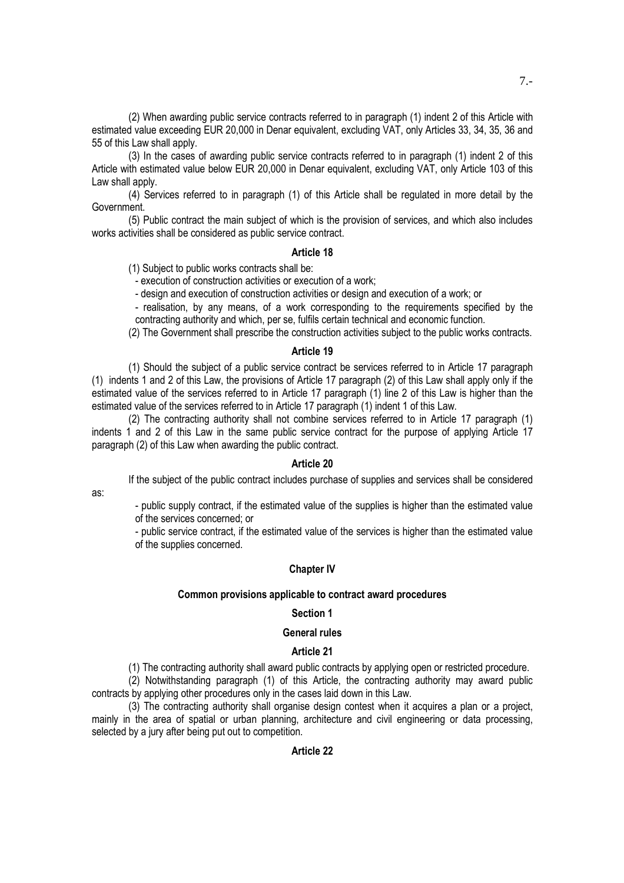(2) When awarding public service contracts referred to in paragraph (1) indent 2 of this Article with estimated value exceeding EUR 20,000 in Denar equivalent, excluding VAT, only Articles 33, 34, 35, 36 and 55 of this Law shall apply.

(3) In the cases of awarding public service contracts referred to in paragraph (1) indent 2 of this Article with estimated value below EUR 20,000 in Denar equivalent, excluding VAT, only Article 103 of this Law shall apply.

(4) Services referred to in paragraph (1) of this Article shall be regulated in more detail by the Government.

(5) Public contract the main subject of which is the provision of services, and which also includes works activities shall be considered as public service contract.

#### Article 18

(1) Subject to public works contracts shall be:

- execution of construction activities or execution of a work;
- design and execution of construction activities or design and execution of a work; or
- realisation, by any means, of a work corresponding to the requirements specified by the contracting authority and which, per se, fulfils certain technical and economic function.

(2) The Government shall prescribe the construction activities subject to the public works contracts.

#### Article 19

(1) Should the subject of a public service contract be services referred to in Article 17 paragraph (1) indents 1 and 2 of this Law, the provisions of Article 17 paragraph (2) of this Law shall apply only if the estimated value of the services referred to in Article 17 paragraph (1) line 2 of this Law is higher than the estimated value of the services referred to in Article 17 paragraph (1) indent 1 of this Law.

(2) The contracting authority shall not combine services referred to in Article 17 paragraph (1) indents 1 and 2 of this Law in the same public service contract for the purpose of applying Article 17 paragraph (2) of this Law when awarding the public contract.

#### Article 20

If the subject of the public contract includes purchase of supplies and services shall be considered as:

- public supply contract, if the estimated value of the supplies is higher than the estimated value of the services concerned; or
- public service contract, if the estimated value of the services is higher than the estimated value of the supplies concerned.

## Chapter IV

## Common provisions applicable to contract award procedures

### Section 1

### General rules

#### Article 21

(1) The contracting authority shall award public contracts by applying open or restricted procedure.

(2) Notwithstanding paragraph (1) of this Article, the contracting authority may award public contracts by applying other procedures only in the cases laid down in this Law.

(3) The contracting authority shall organise design contest when it acquires a plan or a project, mainly in the area of spatial or urban planning, architecture and civil engineering or data processing, selected by a jury after being put out to competition.

#### Article 22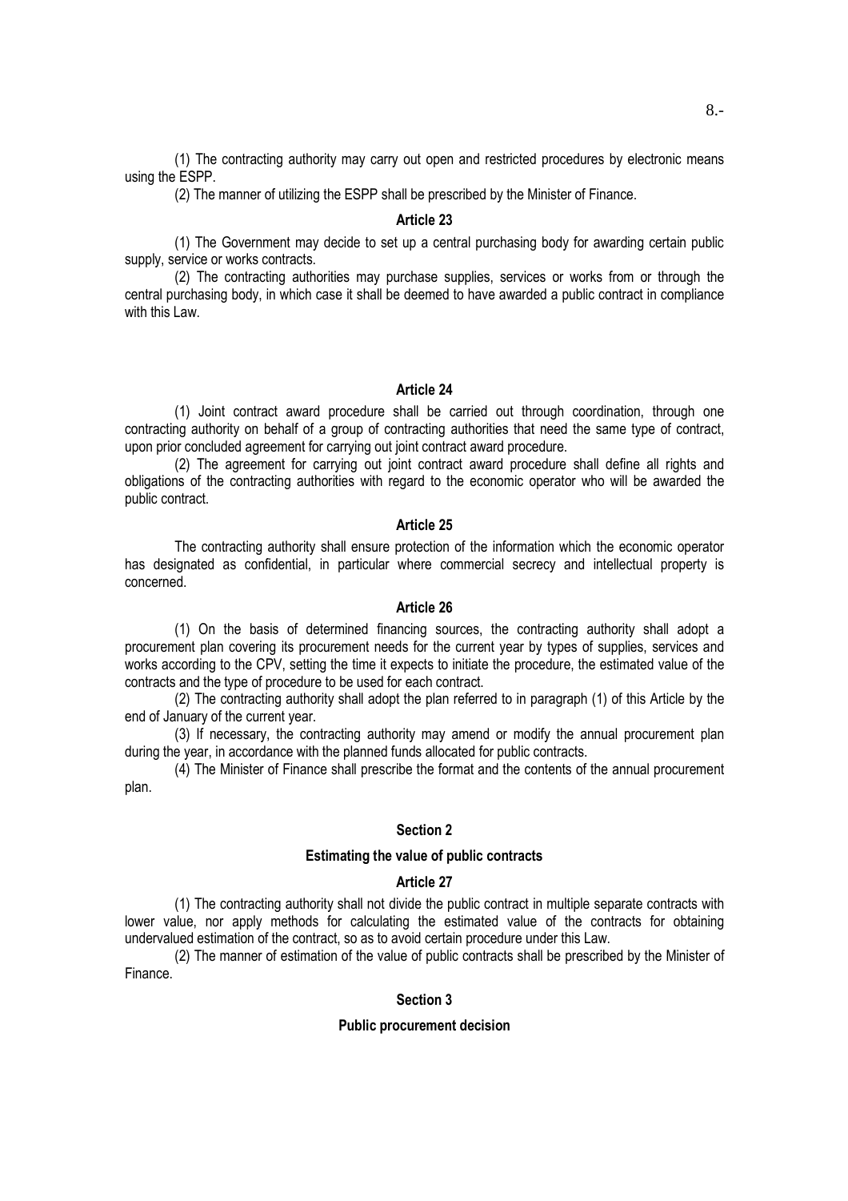(1) The contracting authority may carry out open and restricted procedures by electronic means using the ESPP.

(2) The manner of utilizing the ESPP shall be prescribed by the Minister of Finance.

**Article 23**

(1) The Government may decide to set up a central purchasing body for awarding certain public supply, service or works contracts.

(2) The contracting authorities may purchase supplies, services or works from or through the central purchasing body, in which case it shall be deemed to have awarded a public contract in compliance with this Law.

**Article 24**

(1) Joint contract award procedure shall be carried out through coordination, through one contracting authority on behalf of a group of contracting authorities that need the same type of contract, upon prior concluded agreement for carrying out joint contract award procedure.

(2) The agreement for carrying out joint contract award procedure shall define all rights and obligations of the contracting authorities with regard to the economic operator who will be awarded the public contract.

**Article 25**

The contracting authority shall ensure protection of the information which the economic operator has designated as confidential, in particular where commercial secrecy and intellectual property is concerned.

**Article 26**

(1) On the basis of determined financing sources, the contracting authority shall adopt a procurement plan covering its procurement needs for the current year by types of supplies, services and works according to the CPV, setting the time it expects to initiate the procedure, the estimated value of the contracts and the type of procedure to be used for each contract.

(2) The contracting authority shall adopt the plan referred to in paragraph (1) of this Article by the end of January of the current year.

(3) If necessary, the contracting authority may amend or modify the annual procurement plan during the year, in accordance with the planned funds allocated for public contracts.

(4) The Minister of Finance shall prescribe the format and the contents of the annual procurement plan.

## Section 2

### Estimating the value of public contracts

**Article 27**

(1) The contracting authority shall not divide the public contract in multiple separate contracts with lower value, nor apply methods for calculating the estimated value of the contracts for obtaining undervalued estimation of the contract, so as to avoid certain procedure under this Law.

(2) The manner of estimation of the value of public contracts shall be prescribed by the Minister of Finance.

## Section 3

### Public procurement decision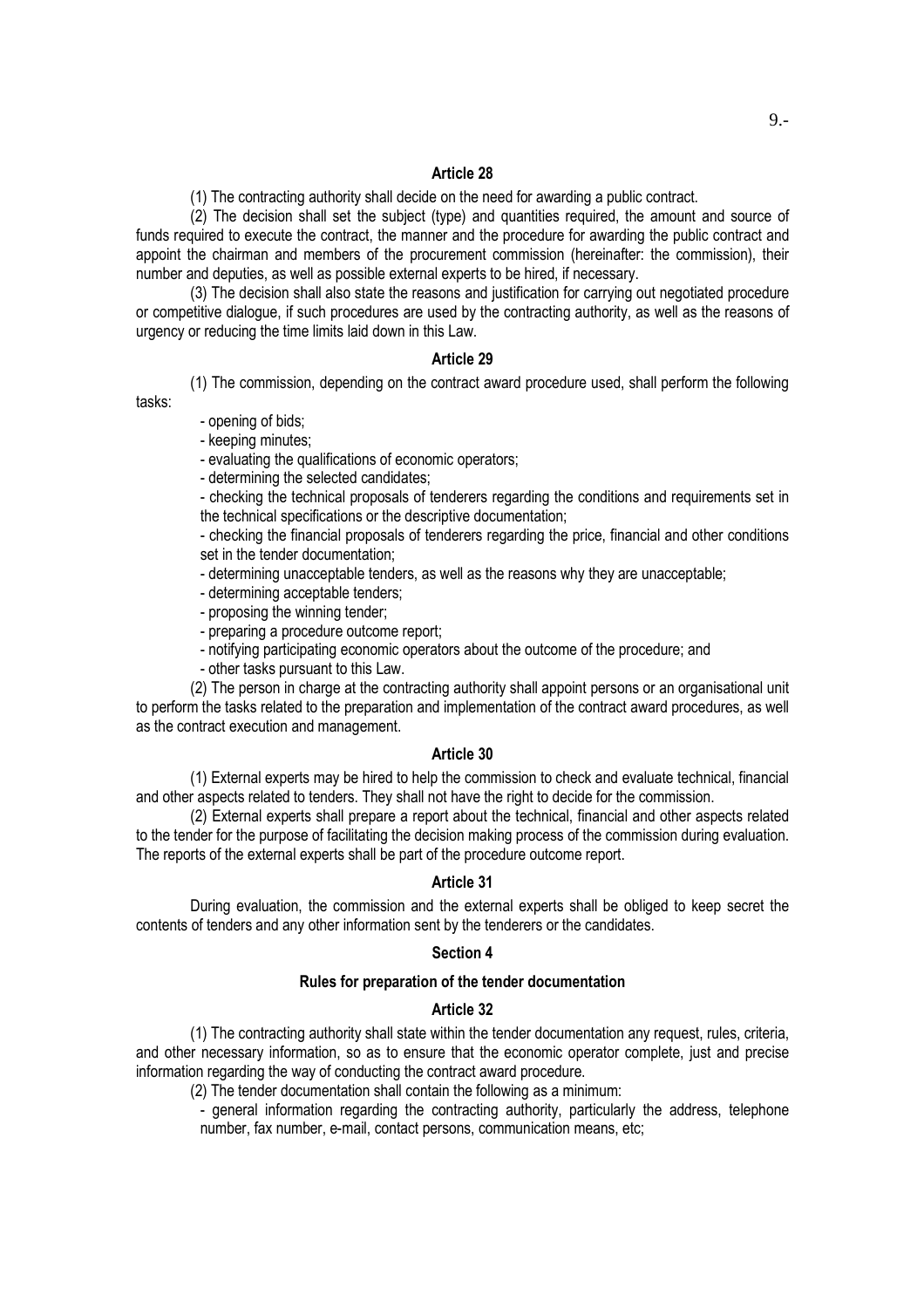### Article 28

(1) The contracting authority shall decide on the need for awarding a public contract.

(2) The decision shall set the subject (type) and quantities required, the amount and source of funds required to execute the contract, the manner and the procedure for awarding the public contract and appoint the chairman and members of the procurement commission (hereinafter: the commission), their number and deputies, as well as possible external experts to be hired, if necessary.

(3) The decision shall also state the reasons and justification for carrying out negotiated procedure or competitive dialogue, if such procedures are used by the contracting authority, as well as the reasons of urgency or reducing the time limits laid down in this Law.

### Article 29

(1) The commission, depending on the contract award procedure used, shall perform the following tasks:

- opening of bids;
- keeping minutes;
- evaluating the qualifications of economic operators;
- determining the selected candidates;
- checking the technical proposals of tenderers regarding the conditions and requirements set in the technical specifications or the descriptive documentation;
- checking the financial proposals of tenderers regarding the price, financial and other conditions set in the tender documentation;
- determining unacceptable tenders, as well as the reasons why they are unacceptable;
- determining acceptable tenders;
- proposing the winning tender;
- preparing a procedure outcome report;
- notifying participating economic operators about the outcome of the procedure; and
- other tasks pursuant to this Law.

(2) The person in charge at the contracting authority shall appoint persons or an organisational unit to perform the tasks related to the preparation and implementation of the contract award procedures, as well as the contract execution and management.

### Article 30

(1) External experts may be hired to help the commission to check and evaluate technical, financial and other aspects related to tenders. They shall not have the right to decide for the commission.

(2) External experts shall prepare a report about the technical, financial and other aspects related to the tender for the purpose of facilitating the decision making process of the commission during evaluation. The reports of the external experts shall be part of the procedure outcome report.

### Article 31

During evaluation, the commission and the external experts shall be obliged to keep secret the contents of tenders and any other information sent by the tenderers or the candidates.

## Section 4

### Rules for preparation of the tender documentation

### Article 32

(1) The contracting authority shall state within the tender documentation any request, rules, criteria, and other necessary information, so as to ensure that the economic operator complete, just and precise information regarding the way of conducting the contract award procedure.

(2) The tender documentation shall contain the following as a minimum:

- general information regarding the contracting authority, particularly the address, telephone number, fax number, e-mail, contact persons, communication means, etc;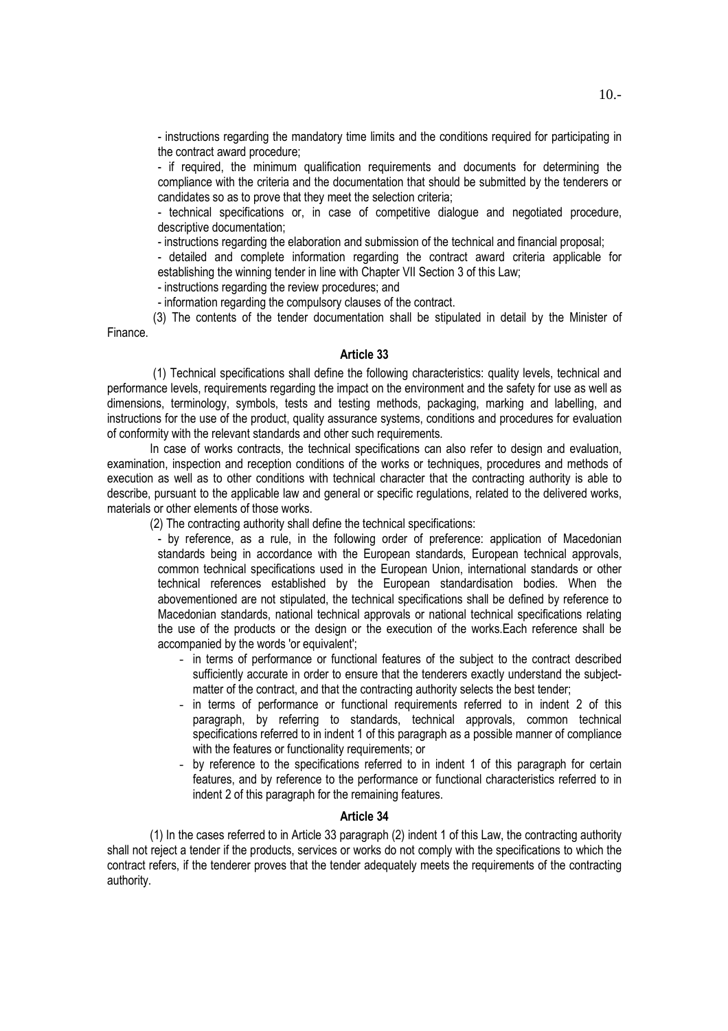- instructions regarding the mandatory time limits and the conditions required for participating in the contract award procedure;

- if required, the minimum qualification requirements and documents for determining the compliance with the criteria and the documentation that should be submitted by the tenderers or candidates so as to prove that they meet the selection criteria;

- technical specifications or, in case of competitive dialogue and negotiated procedure, descriptive documentation;

- instructions regarding the elaboration and submission of the technical and financial proposal;

- detailed and complete information regarding the contract award criteria applicable for establishing the winning tender in line with Chapter VII Section 3 of this Law;

- instructions regarding the review procedures; and

- information regarding the compulsory clauses of the contract.

(3) The contents of the tender documentation shall be stipulated in detail by the Minister of Finance.

**Article 33**

(1) Technical specifications shall define the following characteristics: quality levels, technical and performance levels, requirements regarding the impact on the environment and the safety for use as well as dimensions, terminology, symbols, tests and testing methods, packaging, marking and labelling, and instructions for the use of the product, quality assurance systems, conditions and procedures for evaluation of conformity with the relevant standards and other such requirements.

In case of works contracts, the technical specifications can also refer to design and evaluation, examination, inspection and reception conditions of the works or techniques, procedures and methods of execution as well as to other conditions with technical character that the contracting authority is able to describe, pursuant to the applicable law and general or specific regulations, related to the delivered works, materials or other elements of those works.

(2) The contracting authority shall define the technical specifications:

- by reference, as a rule, in the following order of preference: application of Macedonian standards being in accordance with the European standards, European technical approvals, common technical specifications used in the European Union, international standards or other technical references established by the European standardisation bodies. When the abovementioned are not stipulated, the technical specifications shall be defined by reference to Macedonian standards, national technical approvals or national technical specifications relating the use of the products or the design or the execution of the works.Each reference shall be accompanied by the words 'or equivalent';
  - in terms of performance or functional features of the subject to the contract described sufficiently accurate in order to ensure that the tenderers exactly understand the subject-matter of the contract, and that the contracting authority selects the best tender;
  - in terms of performance or functional requirements referred to in indent 2 of this paragraph, by referring to standards, technical approvals, common technical specifications referred to in indent 1 of this paragraph as a possible manner of compliance with the features or functionality requirements; or
  - by reference to the specifications referred to in indent 1 of this paragraph for certain features, and by reference to the performance or functional characteristics referred to in indent 2 of this paragraph for the remaining features.

**Article 34**

(1) In the cases referred to in Article 33 paragraph (2) indent 1 of this Law, the contracting authority shall not reject a tender if the products, services or works do not comply with the specifications to which the contract refers, if the tenderer proves that the tender adequately meets the requirements of the contracting authority.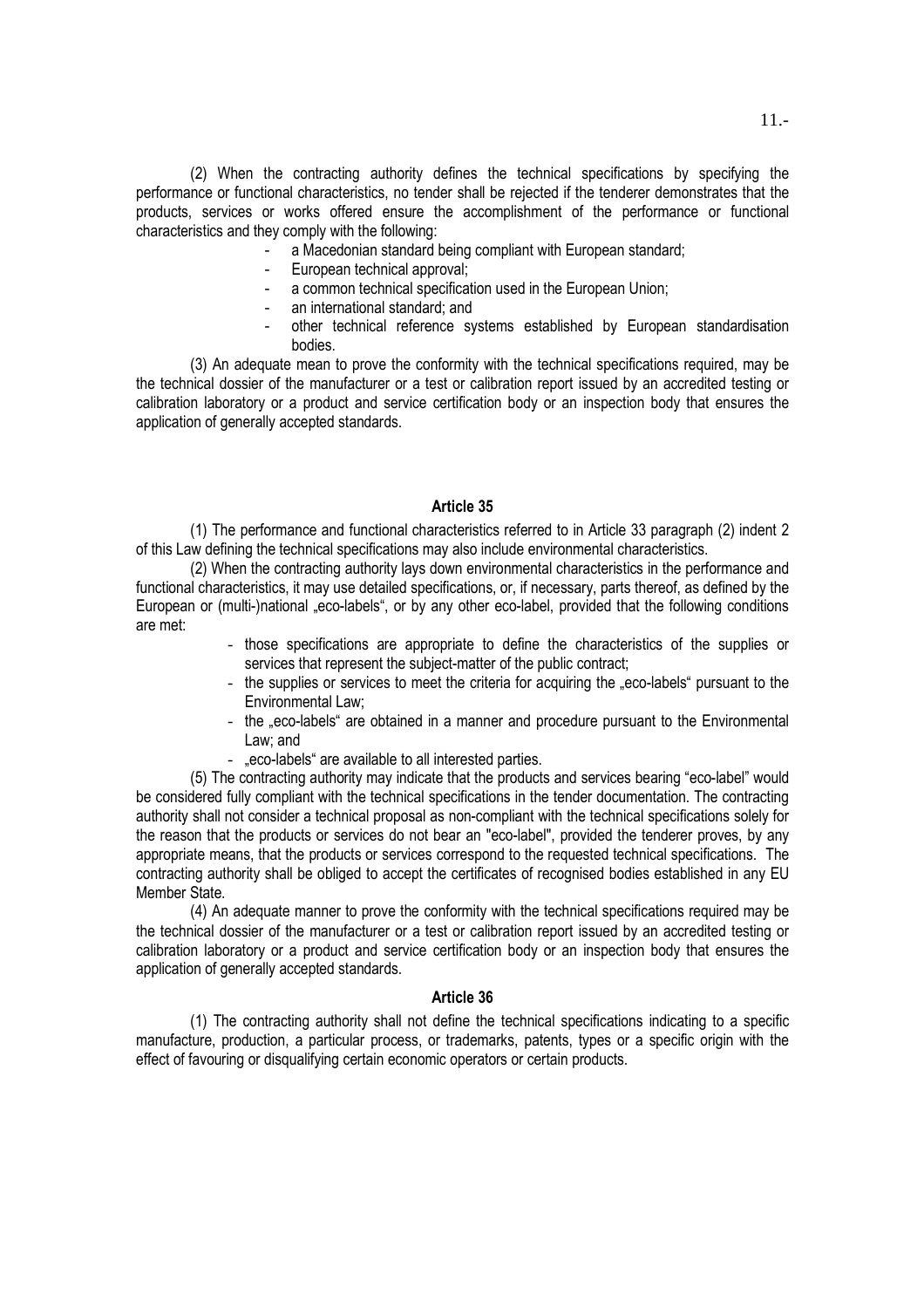(2) When the contracting authority defines the technical specifications by specifying the performance or functional characteristics, no tender shall be rejected if the tenderer demonstrates that the products, services or works offered ensure the accomplishment of the performance or functional characteristics and they comply with the following:

- a Macedonian standard being compliant with European standard;
- European technical approval;
- a common technical specification used in the European Union;
- an international standard; and
- other technical reference systems established by European standardisation bodies.

(3) An adequate mean to prove the conformity with the technical specifications required, may be the technical dossier of the manufacturer or a test or calibration report issued by an accredited testing or calibration laboratory or a product and service certification body or an inspection body that ensures the application of generally accepted standards.

#### Article 35

(1) The performance and functional characteristics referred to in Article 33 paragraph (2) indent 2 of this Law defining the technical specifications may also include environmental characteristics.

(2) When the contracting authority lays down environmental characteristics in the performance and functional characteristics, it may use detailed specifications, or, if necessary, parts thereof, as defined by the European or (multi-)national „eco-labels", or by any other eco-label, provided that the following conditions are met:

- those specifications are appropriate to define the characteristics of the supplies or services that represent the subject-matter of the public contract;
- the supplies or services to meet the criteria for acquiring the „eco-labels" pursuant to the Environmental Law;
- the „eco-labels" are obtained in a manner and procedure pursuant to the Environmental Law; and
- „eco-labels" are available to all interested parties.

(5) The contracting authority may indicate that the products and services bearing "eco-label" would be considered fully compliant with the technical specifications in the tender documentation. The contracting authority shall not consider a technical proposal as non-compliant with the technical specifications solely for the reason that the products or services do not bear an "eco-label", provided the tenderer proves, by any appropriate means, that the products or services correspond to the requested technical specifications. The contracting authority shall be obliged to accept the certificates of recognised bodies established in any EU Member State.

(4) An adequate manner to prove the conformity with the technical specifications required may be the technical dossier of the manufacturer or a test or calibration report issued by an accredited testing or calibration laboratory or a product and service certification body or an inspection body that ensures the application of generally accepted standards.

#### Article 36

(1) The contracting authority shall not define the technical specifications indicating to a specific manufacture, production, a particular process, or trademarks, patents, types or a specific origin with the effect of favouring or disqualifying certain economic operators or certain products.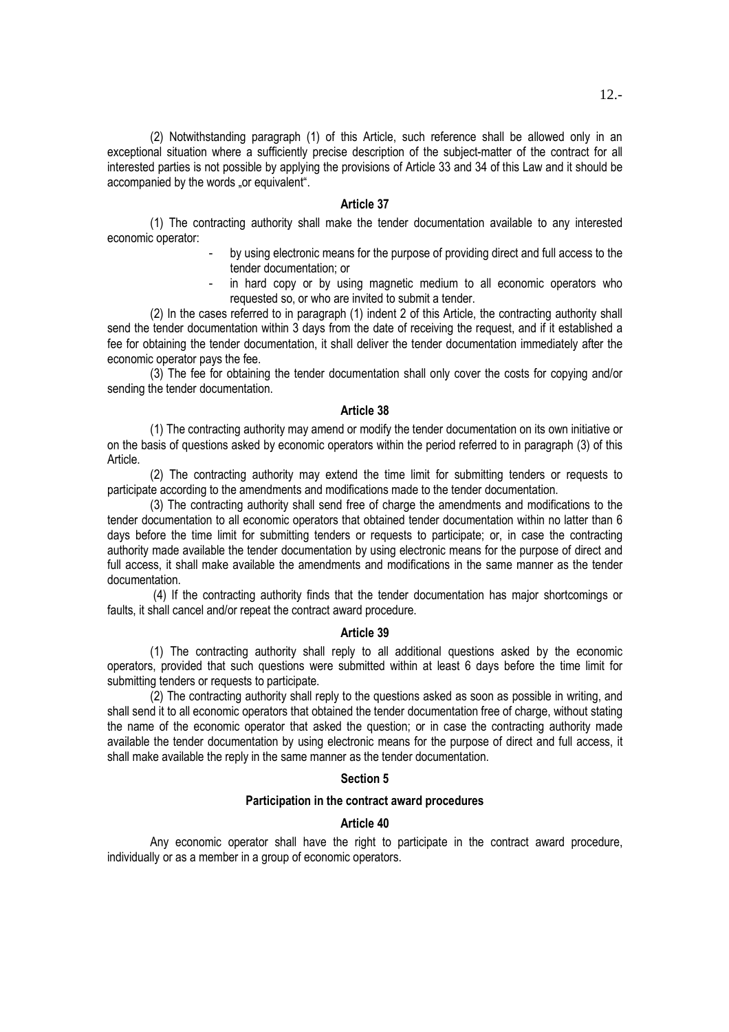(2) Notwithstanding paragraph (1) of this Article, such reference shall be allowed only in an exceptional situation where a sufficiently precise description of the subject-matter of the contract for all interested parties is not possible by applying the provisions of Article 33 and 34 of this Law and it should be accompanied by the words „or equivalent“.

**Article 37**

(1) The contracting authority shall make the tender documentation available to any interested economic operator:

- by using electronic means for the purpose of providing direct and full access to the tender documentation; or
- in hard copy or by using magnetic medium to all economic operators who requested so, or who are invited to submit a tender.

(2) In the cases referred to in paragraph (1) indent 2 of this Article, the contracting authority shall send the tender documentation within 3 days from the date of receiving the request, and if it established a fee for obtaining the tender documentation, it shall deliver the tender documentation immediately after the economic operator pays the fee.

(3) The fee for obtaining the tender documentation shall only cover the costs for copying and/or sending the tender documentation.

**Article 38**

(1) The contracting authority may amend or modify the tender documentation on its own initiative or on the basis of questions asked by economic operators within the period referred to in paragraph (3) of this Article.

(2) The contracting authority may extend the time limit for submitting tenders or requests to participate according to the amendments and modifications made to the tender documentation.

(3) The contracting authority shall send free of charge the amendments and modifications to the tender documentation to all economic operators that obtained tender documentation within no latter than 6 days before the time limit for submitting tenders or requests to participate; or, in case the contracting authority made available the tender documentation by using electronic means for the purpose of direct and full access, it shall make available the amendments and modifications in the same manner as the tender documentation.

(4) If the contracting authority finds that the tender documentation has major shortcomings or faults, it shall cancel and/or repeat the contract award procedure.

**Article 39**

(1) The contracting authority shall reply to all additional questions asked by the economic operators, provided that such questions were submitted within at least 6 days before the time limit for submitting tenders or requests to participate.

(2) The contracting authority shall reply to the questions asked as soon as possible in writing, and shall send it to all economic operators that obtained the tender documentation free of charge, without stating the name of the economic operator that asked the question; or in case the contracting authority made available the tender documentation by using electronic means for the purpose of direct and full access, it shall make available the reply in the same manner as the tender documentation.

**Section 5**

**Participation in the contract award procedures**

**Article 40**

Any economic operator shall have the right to participate in the contract award procedure, individually or as a member in a group of economic operators.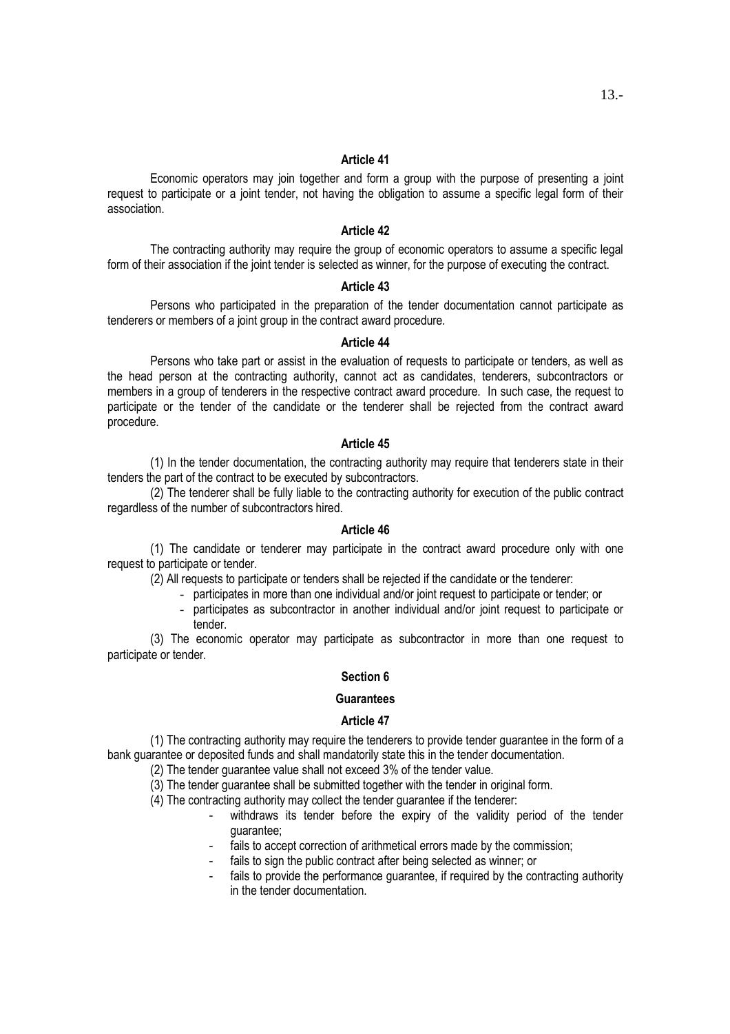### Article 41

Economic operators may join together and form a group with the purpose of presenting a joint request to participate or a joint tender, not having the obligation to assume a specific legal form of their association.

### Article 42

The contracting authority may require the group of economic operators to assume a specific legal form of their association if the joint tender is selected as winner, for the purpose of executing the contract.

### Article 43

Persons who participated in the preparation of the tender documentation cannot participate as tenderers or members of a joint group in the contract award procedure.

### Article 44

Persons who take part or assist in the evaluation of requests to participate or tenders, as well as the head person at the contracting authority, cannot act as candidates, tenderers, subcontractors or members in a group of tenderers in the respective contract award procedure. In such case, the request to participate or the tender of the candidate or the tenderer shall be rejected from the contract award procedure.

### Article 45

(1) In the tender documentation, the contracting authority may require that tenderers state in their tenders the part of the contract to be executed by subcontractors.

(2) The tenderer shall be fully liable to the contracting authority for execution of the public contract regardless of the number of subcontractors hired.

### Article 46

(1) The candidate or tenderer may participate in the contract award procedure only with one request to participate or tender.

(2) All requests to participate or tenders shall be rejected if the candidate or the tenderer:

- participates in more than one individual and/or joint request to participate or tender; or
- participates as subcontractor in another individual and/or joint request to participate or tender.

(3) The economic operator may participate as subcontractor in more than one request to participate or tender.

## Section 6

## Guarantees

### Article 47

(1) The contracting authority may require the tenderers to provide tender guarantee in the form of a bank guarantee or deposited funds and shall mandatorily state this in the tender documentation.

(2) The tender guarantee value shall not exceed 3% of the tender value.

(3) The tender guarantee shall be submitted together with the tender in original form.

(4) The contracting authority may collect the tender guarantee if the tenderer:

- withdraws its tender before the expiry of the validity period of the tender guarantee;
- fails to accept correction of arithmetical errors made by the commission;
- fails to sign the public contract after being selected as winner; or
- fails to provide the performance guarantee, if required by the contracting authority in the tender documentation.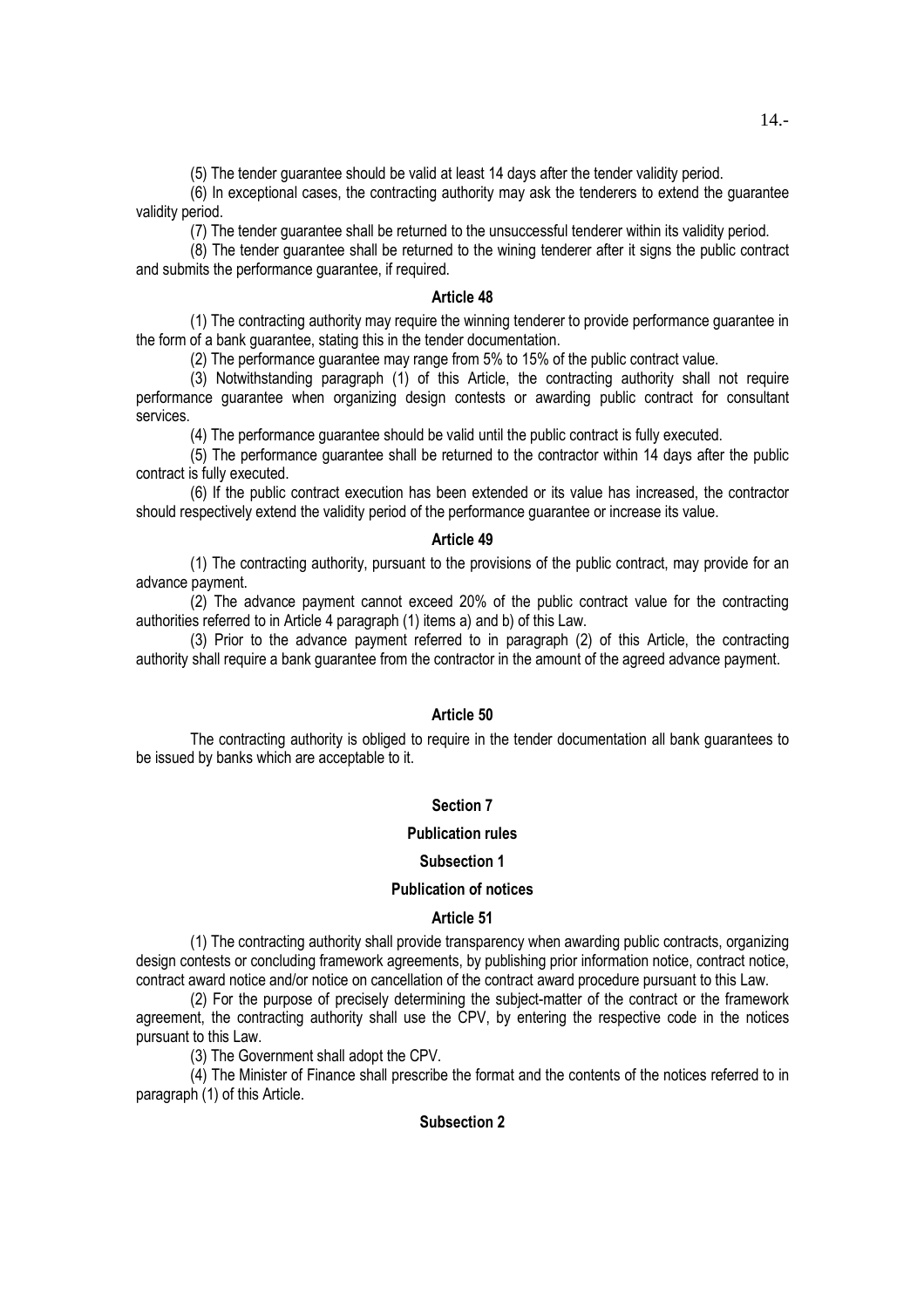(5) The tender guarantee should be valid at least 14 days after the tender validity period.

(6) In exceptional cases, the contracting authority may ask the tenderers to extend the guarantee validity period.

(7) The tender guarantee shall be returned to the unsuccessful tenderer within its validity period.

(8) The tender guarantee shall be returned to the wining tenderer after it signs the public contract and submits the performance guarantee, if required.

### Article 48

(1) The contracting authority may require the winning tenderer to provide performance guarantee in the form of a bank guarantee, stating this in the tender documentation.

(2) The performance guarantee may range from 5% to 15% of the public contract value.

(3) Notwithstanding paragraph (1) of this Article, the contracting authority shall not require performance guarantee when organizing design contests or awarding public contract for consultant services.

(4) The performance guarantee should be valid until the public contract is fully executed.

(5) The performance guarantee shall be returned to the contractor within 14 days after the public contract is fully executed.

(6) If the public contract execution has been extended or its value has increased, the contractor should respectively extend the validity period of the performance guarantee or increase its value.

### Article 49

(1) The contracting authority, pursuant to the provisions of the public contract, may provide for an advance payment.

(2) The advance payment cannot exceed 20% of the public contract value for the contracting authorities referred to in Article 4 paragraph (1) items a) and b) of this Law.

(3) Prior to the advance payment referred to in paragraph (2) of this Article, the contracting authority shall require a bank guarantee from the contractor in the amount of the agreed advance payment.

### Article 50

The contracting authority is obliged to require in the tender documentation all bank guarantees to be issued by banks which are acceptable to it.

## Section 7

## Publication rules

### Subsection 1

### Publication of notices

### Article 51

(1) The contracting authority shall provide transparency when awarding public contracts, organizing design contests or concluding framework agreements, by publishing prior information notice, contract notice, contract award notice and/or notice on cancellation of the contract award procedure pursuant to this Law.

(2) For the purpose of precisely determining the subject-matter of the contract or the framework agreement, the contracting authority shall use the CPV, by entering the respective code in the notices pursuant to this Law.

(3) The Government shall adopt the CPV.

(4) The Minister of Finance shall prescribe the format and the contents of the notices referred to in paragraph (1) of this Article.

### Subsection 2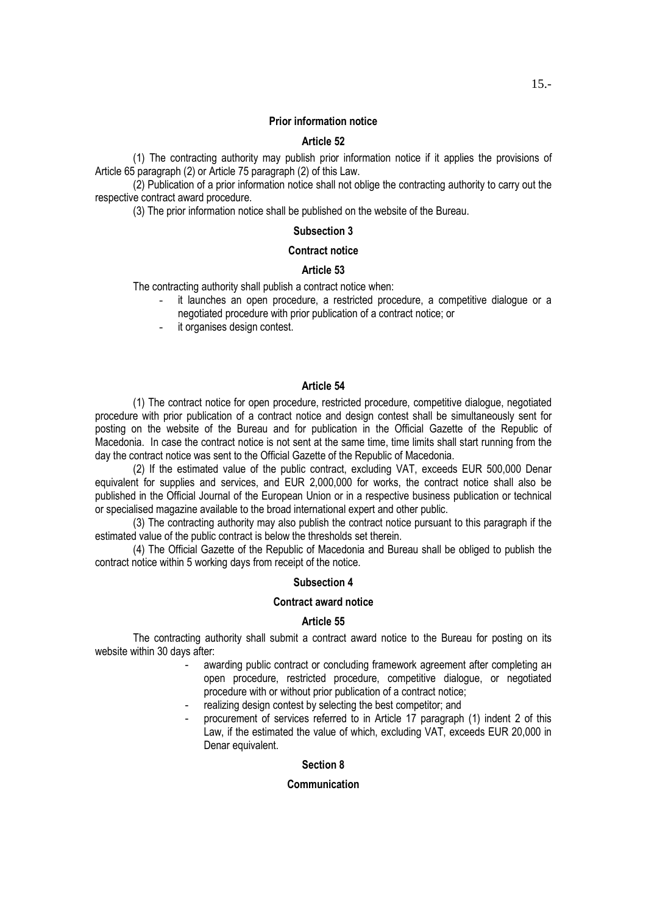### Prior information notice

### Article 52

(1) The contracting authority may publish prior information notice if it applies the provisions of Article 65 paragraph (2) or Article 75 paragraph (2) of this Law.

(2) Publication of a prior information notice shall not oblige the contracting authority to carry out the respective contract award procedure.

(3) The prior information notice shall be published on the website of the Bureau.

### Subsection 3

### Contract notice

### Article 53

The contracting authority shall publish a contract notice when:

- it launches an open procedure, a restricted procedure, a competitive dialogue or a negotiated procedure with prior publication of a contract notice; or
- it organises design contest.

### Article 54

(1) The contract notice for open procedure, restricted procedure, competitive dialogue, negotiated procedure with prior publication of a contract notice and design contest shall be simultaneously sent for posting on the website of the Bureau and for publication in the Official Gazette of the Republic of Macedonia. In case the contract notice is not sent at the same time, time limits shall start running from the day the contract notice was sent to the Official Gazette of the Republic of Macedonia.

(2) If the estimated value of the public contract, excluding VAT, exceeds EUR 500,000 Denar equivalent for supplies and services, and EUR 2,000,000 for works, the contract notice shall also be published in the Official Journal of the European Union or in a respective business publication or technical or specialised magazine available to the broad international expert and other public.

(3) The contracting authority may also publish the contract notice pursuant to this paragraph if the estimated value of the public contract is below the thresholds set therein.

(4) The Official Gazette of the Republic of Macedonia and Bureau shall be obliged to publish the contract notice within 5 working days from receipt of the notice.

### Subsection 4

### Contract award notice

### Article 55

The contracting authority shall submit a contract award notice to the Bureau for posting on its website within 30 days after:

- awarding public contract or concluding framework agreement after completing aн open procedure, restricted procedure, competitive dialogue, or negotiated procedure with or without prior publication of a contract notice;
- realizing design contest by selecting the best competitor; and
- procurement of services referred to in Article 17 paragraph (1) indent 2 of this Law, if the estimated the value of which, excluding VAT, exceeds EUR 20,000 in Denar equivalent.

### Section 8

### Communication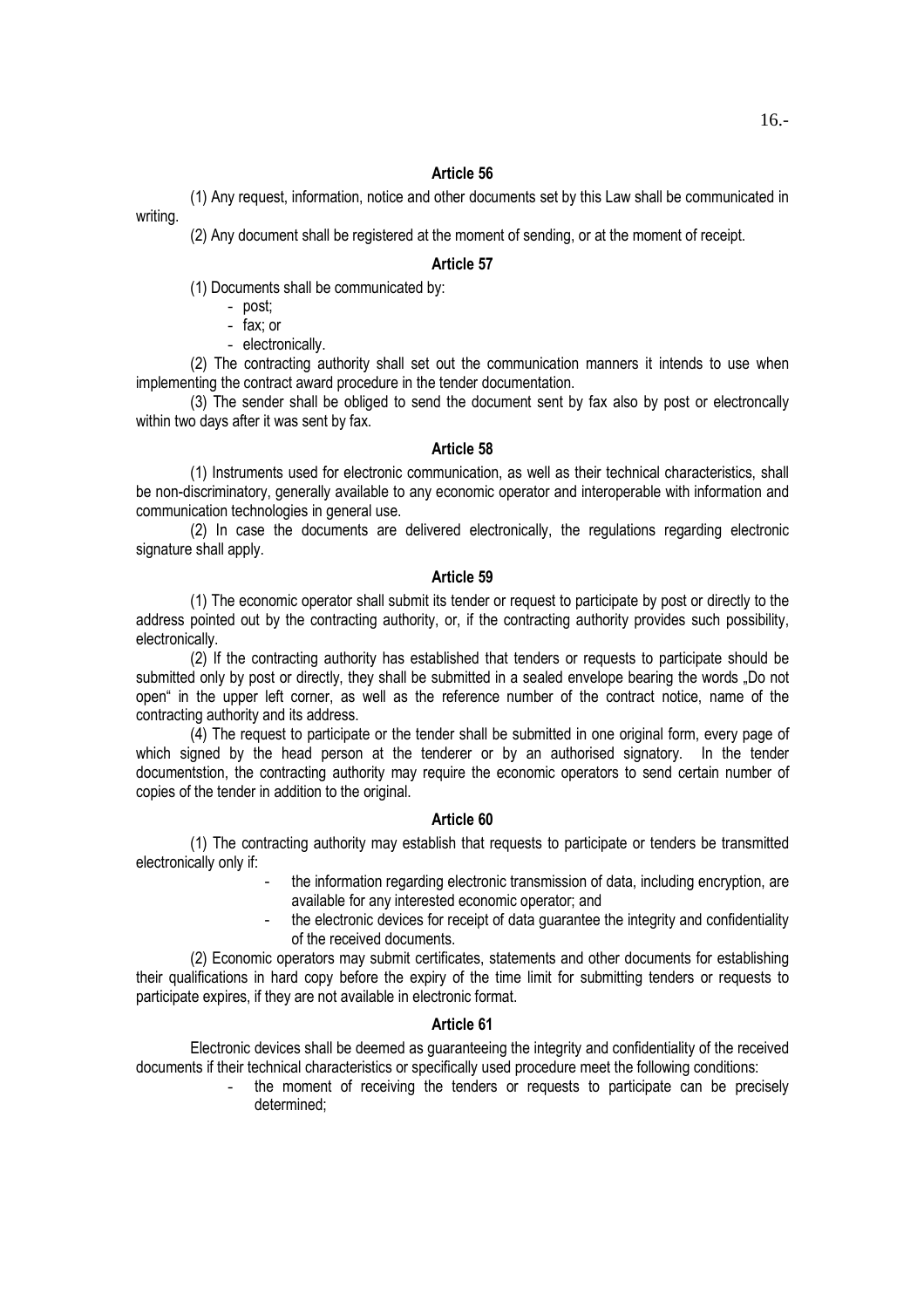**Article 56**

(1) Any request, information, notice and other documents set by this Law shall be communicated in writing.

(2) Any document shall be registered at the moment of sending, or at the moment of receipt.

**Article 57**

(1) Documents shall be communicated by:

- post;
- fax; or
- electronically.

(2) The contracting authority shall set out the communication manners it intends to use when implementing the contract award procedure in the tender documentation.

(3) The sender shall be obliged to send the document sent by fax also by post or electroncally within two days after it was sent by fax.

**Article 58**

(1) Instruments used for electronic communication, as well as their technical characteristics, shall be non-discriminatory, generally available to any economic operator and interoperable with information and communication technologies in general use.

(2) In case the documents are delivered electronically, the regulations regarding electronic signature shall apply.

**Article 59**

(1) The economic operator shall submit its tender or request to participate by post or directly to the address pointed out by the contracting authority, or, if the contracting authority provides such possibility, electronically.

(2) If the contracting authority has established that tenders or requests to participate should be submitted only by post or directly, they shall be submitted in a sealed envelope bearing the words „Do not open" in the upper left corner, as well as the reference number of the contract notice, name of the contracting authority and its address.

(4) The request to participate or the tender shall be submitted in one original form, every page of which signed by the head person at the tenderer or by an authorised signatory. In the tender documentstion, the contracting authority may require the economic operators to send certain number of copies of the tender in addition to the original.

**Article 60**

(1) The contracting authority may establish that requests to participate or tenders be transmitted electronically only if:

- the information regarding electronic transmission of data, including encryption, are available for any interested economic operator; and
- the electronic devices for receipt of data guarantee the integrity and confidentiality of the received documents.

(2) Economic operators may submit certificates, statements and other documents for establishing their qualifications in hard copy before the expiry of the time limit for submitting tenders or requests to participate expires, if they are not available in electronic format.

**Article 61**

Electronic devices shall be deemed as guaranteeing the integrity and confidentiality of the received documents if their technical characteristics or specifically used procedure meet the following conditions:

- the moment of receiving the tenders or requests to participate can be precisely determined;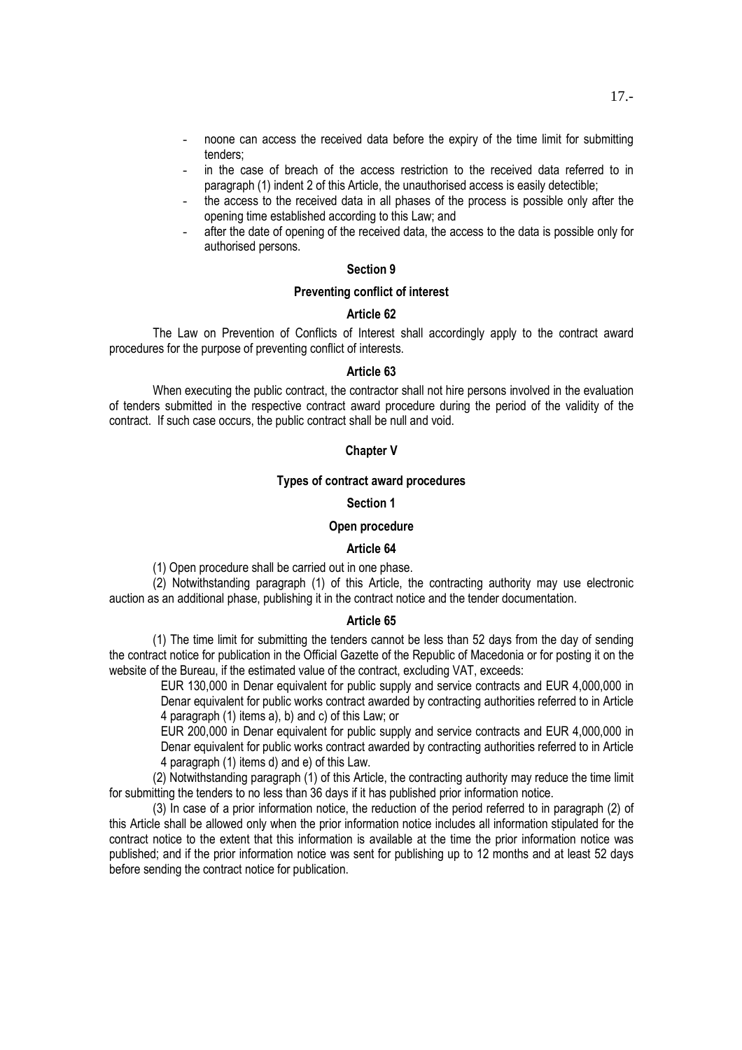- noone can access the received data before the expiry of the time limit for submitting tenders;
- in the case of breach of the access restriction to the received data referred to in paragraph (1) indent 2 of this Article, the unauthorised access is easily detectible;
- the access to the received data in all phases of the process is possible only after the opening time established according to this Law; and
- after the date of opening of the received data, the access to the data is possible only for authorised persons.

**Section 9**

**Preventing conflict of interest**

**Article 62**

The Law on Prevention of Conflicts of Interest shall accordingly apply to the contract award procedures for the purpose of preventing conflict of interests.

**Article 63**

When executing the public contract, the contractor shall not hire persons involved in the evaluation of tenders submitted in the respective contract award procedure during the period of the validity of the contract. If such case occurs, the public contract shall be null and void.

## Chapter V

## Types of contract award procedures

**Section 1**

**Open procedure**

**Article 64**

(1) Open procedure shall be carried out in one phase.

(2) Notwithstanding paragraph (1) of this Article, the contracting authority may use electronic auction as an additional phase, publishing it in the contract notice and the tender documentation.

**Article 65**

(1) The time limit for submitting the tenders cannot be less than 52 days from the day of sending the contract notice for publication in the Official Gazette of the Republic of Macedonia or for posting it on the website of the Bureau, if the estimated value of the contract, excluding VAT, exceeds:

EUR 130,000 in Denar equivalent for public supply and service contracts and EUR 4,000,000 in Denar equivalent for public works contract awarded by contracting authorities referred to in Article 4 paragraph (1) items a), b) and c) of this Law; or

EUR 200,000 in Denar equivalent for public supply and service contracts and EUR 4,000,000 in Denar equivalent for public works contract awarded by contracting authorities referred to in Article 4 paragraph (1) items d) and e) of this Law.

(2) Notwithstanding paragraph (1) of this Article, the contracting authority may reduce the time limit for submitting the tenders to no less than 36 days if it has published prior information notice.

(3) In case of a prior information notice, the reduction of the period referred to in paragraph (2) of this Article shall be allowed only when the prior information notice includes all information stipulated for the contract notice to the extent that this information is available at the time the prior information notice was published; and if the prior information notice was sent for publishing up to 12 months and at least 52 days before sending the contract notice for publication.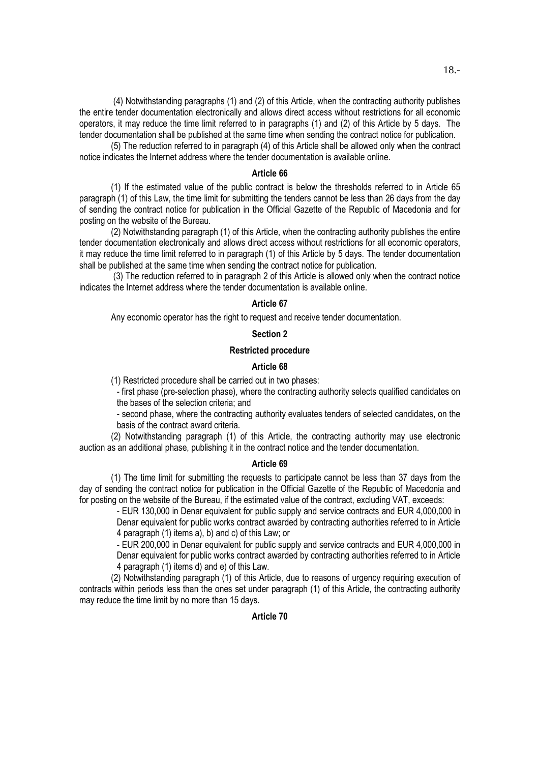(4) Notwithstanding paragraphs (1) and (2) of this Article, when the contracting authority publishes the entire tender documentation electronically and allows direct access without restrictions for all economic operators, it may reduce the time limit referred to in paragraphs (1) and (2) of this Article by 5 days. The tender documentation shall be published at the same time when sending the contract notice for publication.

(5) The reduction referred to in paragraph (4) of this Article shall be allowed only when the contract notice indicates the Internet address where the tender documentation is available online.

**Article 66**

(1) If the estimated value of the public contract is below the thresholds referred to in Article 65 paragraph (1) of this Law, the time limit for submitting the tenders cannot be less than 26 days from the day of sending the contract notice for publication in the Official Gazette of the Republic of Macedonia and for posting on the website of the Bureau.

(2) Notwithstanding paragraph (1) of this Article, when the contracting authority publishes the entire tender documentation electronically and allows direct access without restrictions for all economic operators, it may reduce the time limit referred to in paragraph (1) of this Article by 5 days. The tender documentation shall be published at the same time when sending the contract notice for publication.

(3) The reduction referred to in paragraph 2 of this Article is allowed only when the contract notice indicates the Internet address where the tender documentation is available online.

**Article 67**

Any economic operator has the right to request and receive tender documentation.

**Section 2**

**Restricted procedure**

**Article 68**

(1) Restricted procedure shall be carried out in two phases:

- first phase (pre-selection phase), where the contracting authority selects qualified candidates on the bases of the selection criteria; and
- second phase, where the contracting authority evaluates tenders of selected candidates, on the basis of the contract award criteria.

(2) Notwithstanding paragraph (1) of this Article, the contracting authority may use electronic auction as an additional phase, publishing it in the contract notice and the tender documentation.

**Article 69**

(1) The time limit for submitting the requests to participate cannot be less than 37 days from the day of sending the contract notice for publication in the Official Gazette of the Republic of Macedonia and for posting on the website of the Bureau, if the estimated value of the contract, excluding VAT, exceeds:

- EUR 130,000 in Denar equivalent for public supply and service contracts and EUR 4,000,000 in Denar equivalent for public works contract awarded by contracting authorities referred to in Article 4 paragraph (1) items a), b) and c) of this Law; or
- EUR 200,000 in Denar equivalent for public supply and service contracts and EUR 4,000,000 in Denar equivalent for public works contract awarded by contracting authorities referred to in Article 4 paragraph (1) items d) and e) of this Law.

(2) Notwithstanding paragraph (1) of this Article, due to reasons of urgency requiring execution of contracts within periods less than the ones set under paragraph (1) of this Article, the contracting authority may reduce the time limit by no more than 15 days.

**Article 70**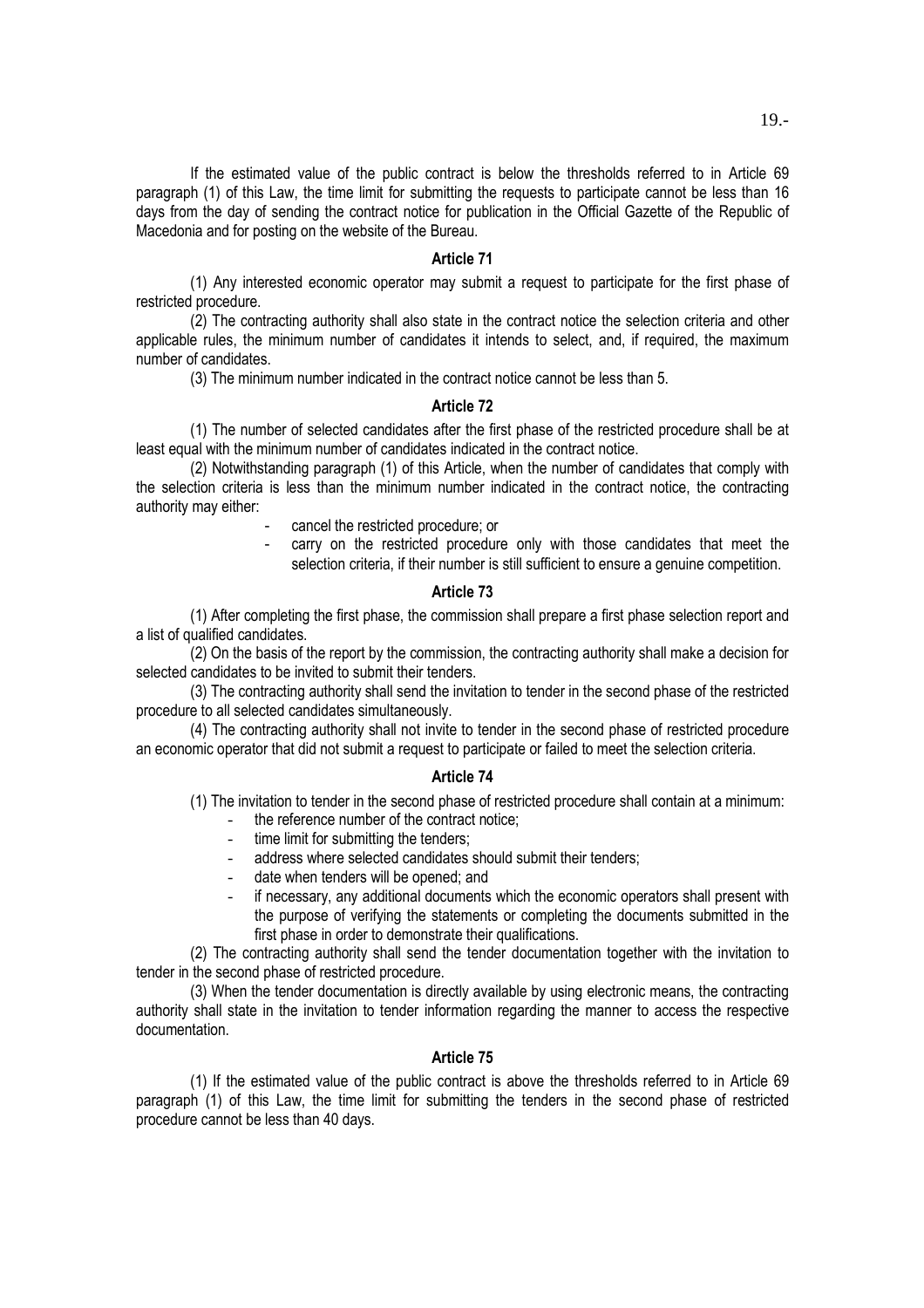If the estimated value of the public contract is below the thresholds referred to in Article 69 paragraph (1) of this Law, the time limit for submitting the requests to participate cannot be less than 16 days from the day of sending the contract notice for publication in the Official Gazette of the Republic of Macedonia and for posting on the website of the Bureau.

### Article 71

(1) Any interested economic operator may submit a request to participate for the first phase of restricted procedure.

(2) The contracting authority shall also state in the contract notice the selection criteria and other applicable rules, the minimum number of candidates it intends to select, and, if required, the maximum number of candidates.

(3) The minimum number indicated in the contract notice cannot be less than 5.

### Article 72

(1) The number of selected candidates after the first phase of the restricted procedure shall be at least equal with the minimum number of candidates indicated in the contract notice.

(2) Notwithstanding paragraph (1) of this Article, when the number of candidates that comply with the selection criteria is less than the minimum number indicated in the contract notice, the contracting authority may either:

- cancel the restricted procedure; or
- carry on the restricted procedure only with those candidates that meet the selection criteria, if their number is still sufficient to ensure a genuine competition.

### Article 73

(1) After completing the first phase, the commission shall prepare a first phase selection report and a list of qualified candidates.

(2) On the basis of the report by the commission, the contracting authority shall make a decision for selected candidates to be invited to submit their tenders.

(3) The contracting authority shall send the invitation to tender in the second phase of the restricted procedure to all selected candidates simultaneously.

(4) The contracting authority shall not invite to tender in the second phase of restricted procedure an economic operator that did not submit a request to participate or failed to meet the selection criteria.

### Article 74

(1) The invitation to tender in the second phase of restricted procedure shall contain at a minimum:

- the reference number of the contract notice;
- time limit for submitting the tenders;
- address where selected candidates should submit their tenders;
- date when tenders will be opened; and
- if necessary, any additional documents which the economic operators shall present with the purpose of verifying the statements or completing the documents submitted in the first phase in order to demonstrate their qualifications.

(2) The contracting authority shall send the tender documentation together with the invitation to tender in the second phase of restricted procedure.

(3) When the tender documentation is directly available by using electronic means, the contracting authority shall state in the invitation to tender information regarding the manner to access the respective documentation.

### Article 75

(1) If the estimated value of the public contract is above the thresholds referred to in Article 69 paragraph (1) of this Law, the time limit for submitting the tenders in the second phase of restricted procedure cannot be less than 40 days.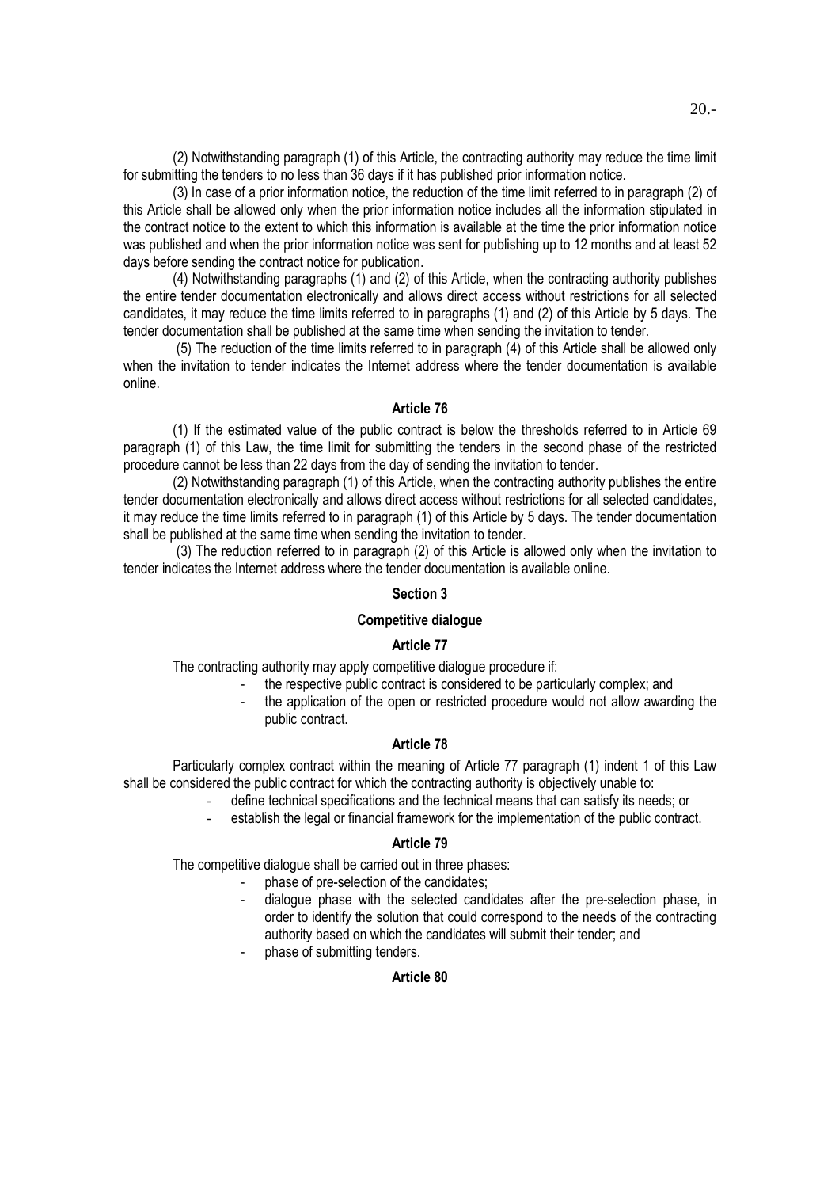(2) Notwithstanding paragraph (1) of this Article, the contracting authority may reduce the time limit for submitting the tenders to no less than 36 days if it has published prior information notice.

(3) In case of a prior information notice, the reduction of the time limit referred to in paragraph (2) of this Article shall be allowed only when the prior information notice includes all the information stipulated in the contract notice to the extent to which this information is available at the time the prior information notice was published and when the prior information notice was sent for publishing up to 12 months and at least 52 days before sending the contract notice for publication.

(4) Notwithstanding paragraphs (1) and (2) of this Article, when the contracting authority publishes the entire tender documentation electronically and allows direct access without restrictions for all selected candidates, it may reduce the time limits referred to in paragraphs (1) and (2) of this Article by 5 days. The tender documentation shall be published at the same time when sending the invitation to tender.

(5) The reduction of the time limits referred to in paragraph (4) of this Article shall be allowed only when the invitation to tender indicates the Internet address where the tender documentation is available online.

**Article 76**

(1) If the estimated value of the public contract is below the thresholds referred to in Article 69 paragraph (1) of this Law, the time limit for submitting the tenders in the second phase of the restricted procedure cannot be less than 22 days from the day of sending the invitation to tender.

(2) Notwithstanding paragraph (1) of this Article, when the contracting authority publishes the entire tender documentation electronically and allows direct access without restrictions for all selected candidates, it may reduce the time limits referred to in paragraph (1) of this Article by 5 days. The tender documentation shall be published at the same time when sending the invitation to tender.

(3) The reduction referred to in paragraph (2) of this Article is allowed only when the invitation to tender indicates the Internet address where the tender documentation is available online.

## Section 3

### Competitive dialogue

**Article 77**

The contracting authority may apply competitive dialogue procedure if:

- the respective public contract is considered to be particularly complex; and
- the application of the open or restricted procedure would not allow awarding the public contract.

**Article 78**

Particularly complex contract within the meaning of Article 77 paragraph (1) indent 1 of this Law shall be considered the public contract for which the contracting authority is objectively unable to:

- define technical specifications and the technical means that can satisfy its needs; or
- establish the legal or financial framework for the implementation of the public contract.

**Article 79**

The competitive dialogue shall be carried out in three phases:

- phase of pre-selection of the candidates;
- dialogue phase with the selected candidates after the pre-selection phase, in order to identify the solution that could correspond to the needs of the contracting authority based on which the candidates will submit their tender; and
- phase of submitting tenders.

**Article 80**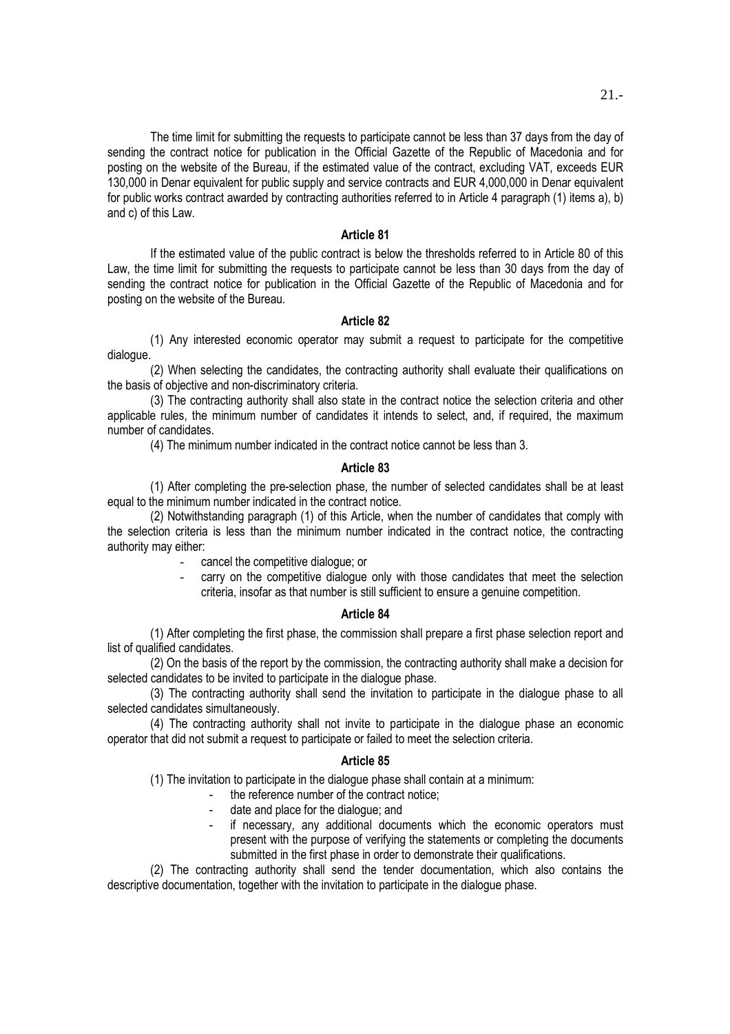The time limit for submitting the requests to participate cannot be less than 37 days from the day of sending the contract notice for publication in the Official Gazette of the Republic of Macedonia and for posting on the website of the Bureau, if the estimated value of the contract, excluding VAT, exceeds EUR 130,000 in Denar equivalent for public supply and service contracts and EUR 4,000,000 in Denar equivalent for public works contract awarded by contracting authorities referred to in Article 4 paragraph (1) items a), b) and c) of this Law.

**Article 81**

If the estimated value of the public contract is below the thresholds referred to in Article 80 of this Law, the time limit for submitting the requests to participate cannot be less than 30 days from the day of sending the contract notice for publication in the Official Gazette of the Republic of Macedonia and for posting on the website of the Bureau.

**Article 82**

(1) Any interested economic operator may submit a request to participate for the competitive dialogue.

(2) When selecting the candidates, the contracting authority shall evaluate their qualifications on the basis of objective and non-discriminatory criteria.

(3) The contracting authority shall also state in the contract notice the selection criteria and other applicable rules, the minimum number of candidates it intends to select, and, if required, the maximum number of candidates.

(4) The minimum number indicated in the contract notice cannot be less than 3.

**Article 83**

(1) After completing the pre-selection phase, the number of selected candidates shall be at least equal to the minimum number indicated in the contract notice.

(2) Notwithstanding paragraph (1) of this Article, when the number of candidates that comply with the selection criteria is less than the minimum number indicated in the contract notice, the contracting authority may either:

- cancel the competitive dialogue; or
- carry on the competitive dialogue only with those candidates that meet the selection criteria, insofar as that number is still sufficient to ensure a genuine competition.

**Article 84**

(1) After completing the first phase, the commission shall prepare a first phase selection report and list of qualified candidates.

(2) On the basis of the report by the commission, the contracting authority shall make a decision for selected candidates to be invited to participate in the dialogue phase.

(3) The contracting authority shall send the invitation to participate in the dialogue phase to all selected candidates simultaneously.

(4) The contracting authority shall not invite to participate in the dialogue phase an economic operator that did not submit a request to participate or failed to meet the selection criteria.

**Article 85**

(1) The invitation to participate in the dialogue phase shall contain at a minimum:

- the reference number of the contract notice;
- date and place for the dialogue; and
- if necessary, any additional documents which the economic operators must present with the purpose of verifying the statements or completing the documents submitted in the first phase in order to demonstrate their qualifications.

(2) The contracting authority shall send the tender documentation, which also contains the descriptive documentation, together with the invitation to participate in the dialogue phase.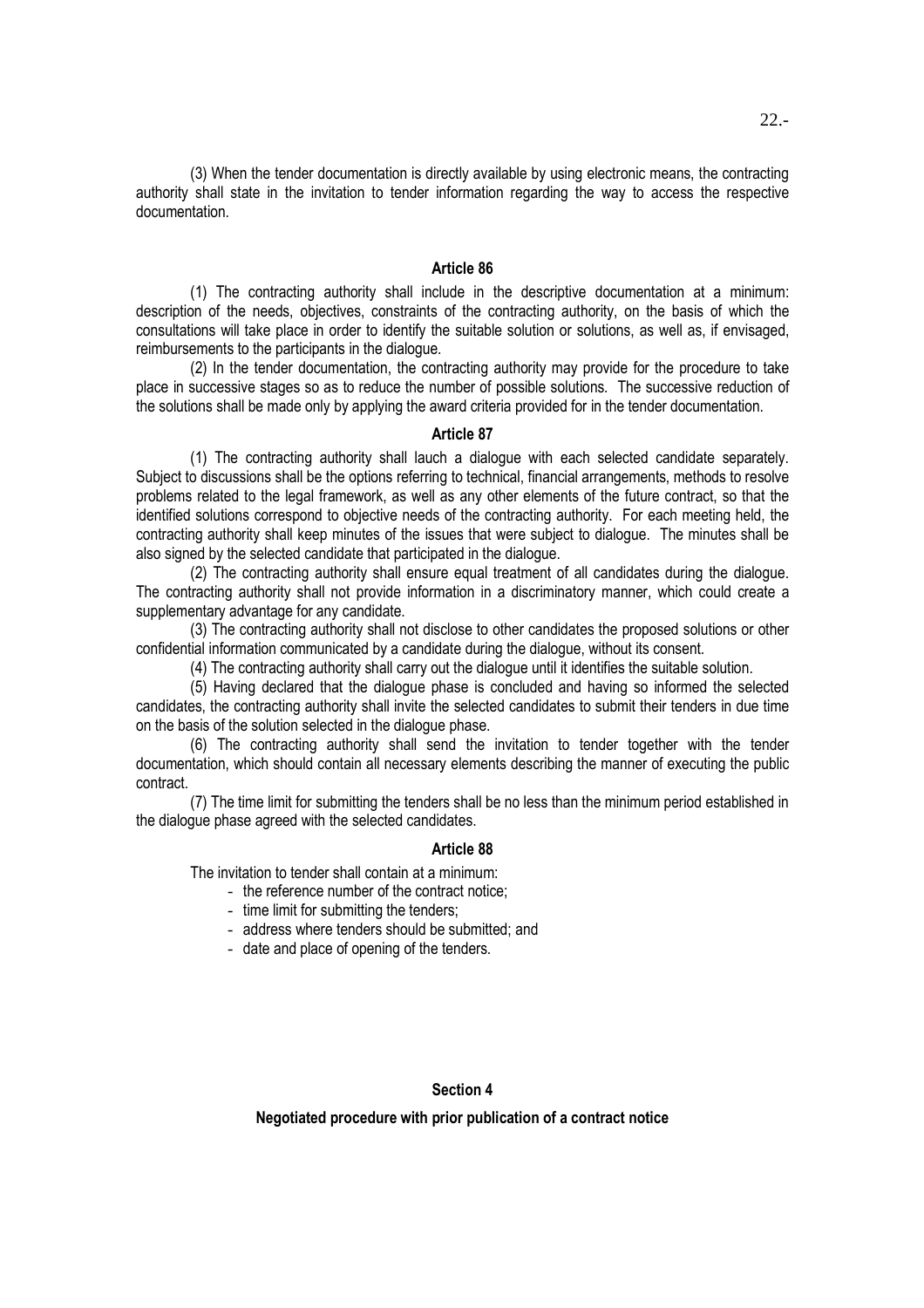(3) When the tender documentation is directly available by using electronic means, the contracting authority shall state in the invitation to tender information regarding the way to access the respective documentation.

#### Article 86

(1) The contracting authority shall include in the descriptive documentation at a minimum: description of the needs, objectives, constraints of the contracting authority, on the basis of which the consultations will take place in order to identify the suitable solution or solutions, as well as, if envisaged, reimbursements to the participants in the dialogue.

(2) In the tender documentation, the contracting authority may provide for the procedure to take place in successive stages so as to reduce the number of possible solutions. The successive reduction of the solutions shall be made only by applying the award criteria provided for in the tender documentation.

#### Article 87

(1) The contracting authority shall lauch a dialogue with each selected candidate separately. Subject to discussions shall be the options referring to technical, financial arrangements, methods to resolve problems related to the legal framework, as well as any other elements of the future contract, so that the identified solutions correspond to objective needs of the contracting authority. For each meeting held, the contracting authority shall keep minutes of the issues that were subject to dialogue. The minutes shall be also signed by the selected candidate that participated in the dialogue.

(2) The contracting authority shall ensure equal treatment of all candidates during the dialogue. The contracting authority shall not provide information in a discriminatory manner, which could create a supplementary advantage for any candidate.

(3) The contracting authority shall not disclose to other candidates the proposed solutions or other confidential information communicated by a candidate during the dialogue, without its consent.

(4) The contracting authority shall carry out the dialogue until it identifies the suitable solution.

(5) Having declared that the dialogue phase is concluded and having so informed the selected candidates, the contracting authority shall invite the selected candidates to submit their tenders in due time on the basis of the solution selected in the dialogue phase.

(6) The contracting authority shall send the invitation to tender together with the tender documentation, which should contain all necessary elements describing the manner of executing the public contract.

(7) The time limit for submitting the tenders shall be no less than the minimum period established in the dialogue phase agreed with the selected candidates.

#### Article 88

The invitation to tender shall contain at a minimum:

- the reference number of the contract notice;
- time limit for submitting the tenders;
- address where tenders should be submitted; and
- date and place of opening of the tenders.

### Section 4

### Negotiated procedure with prior publication of a contract notice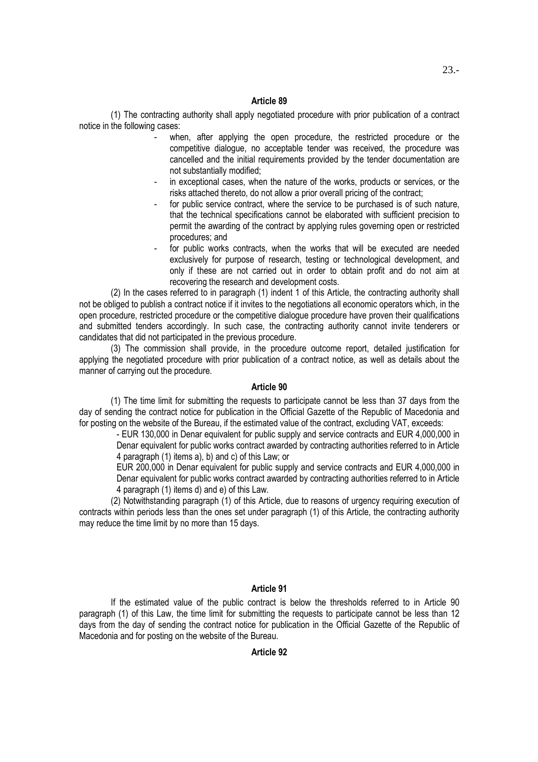**Article 89**

(1) The contracting authority shall apply negotiated procedure with prior publication of a contract notice in the following cases:

- when, after applying the open procedure, the restricted procedure or the competitive dialogue, no acceptable tender was received, the procedure was cancelled and the initial requirements provided by the tender documentation are not substantially modified;
- in exceptional cases, when the nature of the works, products or services, or the risks attached thereto, do not allow a prior overall pricing of the contract;
- for public service contract, where the service to be purchased is of such nature, that the technical specifications cannot be elaborated with sufficient precision to permit the awarding of the contract by applying rules governing open or restricted procedures; and
- for public works contracts, when the works that will be executed are needed exclusively for purpose of research, testing or technological development, and only if these are not carried out in order to obtain profit and do not aim at recovering the research and development costs.

(2) In the cases referred to in paragraph (1) indent 1 of this Article, the contracting authority shall not be obliged to publish a contract notice if it invites to the negotiations all economic operators which, in the open procedure, restricted procedure or the competitive dialogue procedure have proven their qualifications and submitted tenders accordingly. In such case, the contracting authority cannot invite tenderers or candidates that did not participated in the previous procedure.

(3) The commission shall provide, in the procedure outcome report, detailed justification for applying the negotiated procedure with prior publication of a contract notice, as well as details about the manner of carrying out the procedure.

**Article 90**

(1) The time limit for submitting the requests to participate cannot be less than 37 days from the day of sending the contract notice for publication in the Official Gazette of the Republic of Macedonia and for posting on the website of the Bureau, if the estimated value of the contract, excluding VAT, exceeds:

- EUR 130,000 in Denar equivalent for public supply and service contracts and EUR 4,000,000 in Denar equivalent for public works contract awarded by contracting authorities referred to in Article 4 paragraph (1) items a), b) and c) of this Law; or

EUR 200,000 in Denar equivalent for public supply and service contracts and EUR 4,000,000 in Denar equivalent for public works contract awarded by contracting authorities referred to in Article 4 paragraph (1) items d) and e) of this Law.

(2) Notwithstanding paragraph (1) of this Article, due to reasons of urgency requiring execution of contracts within periods less than the ones set under paragraph (1) of this Article, the contracting authority may reduce the time limit by no more than 15 days.

**Article 91**

If the estimated value of the public contract is below the thresholds referred to in Article 90 paragraph (1) of this Law, the time limit for submitting the requests to participate cannot be less than 12 days from the day of sending the contract notice for publication in the Official Gazette of the Republic of Macedonia and for posting on the website of the Bureau.

**Article 92**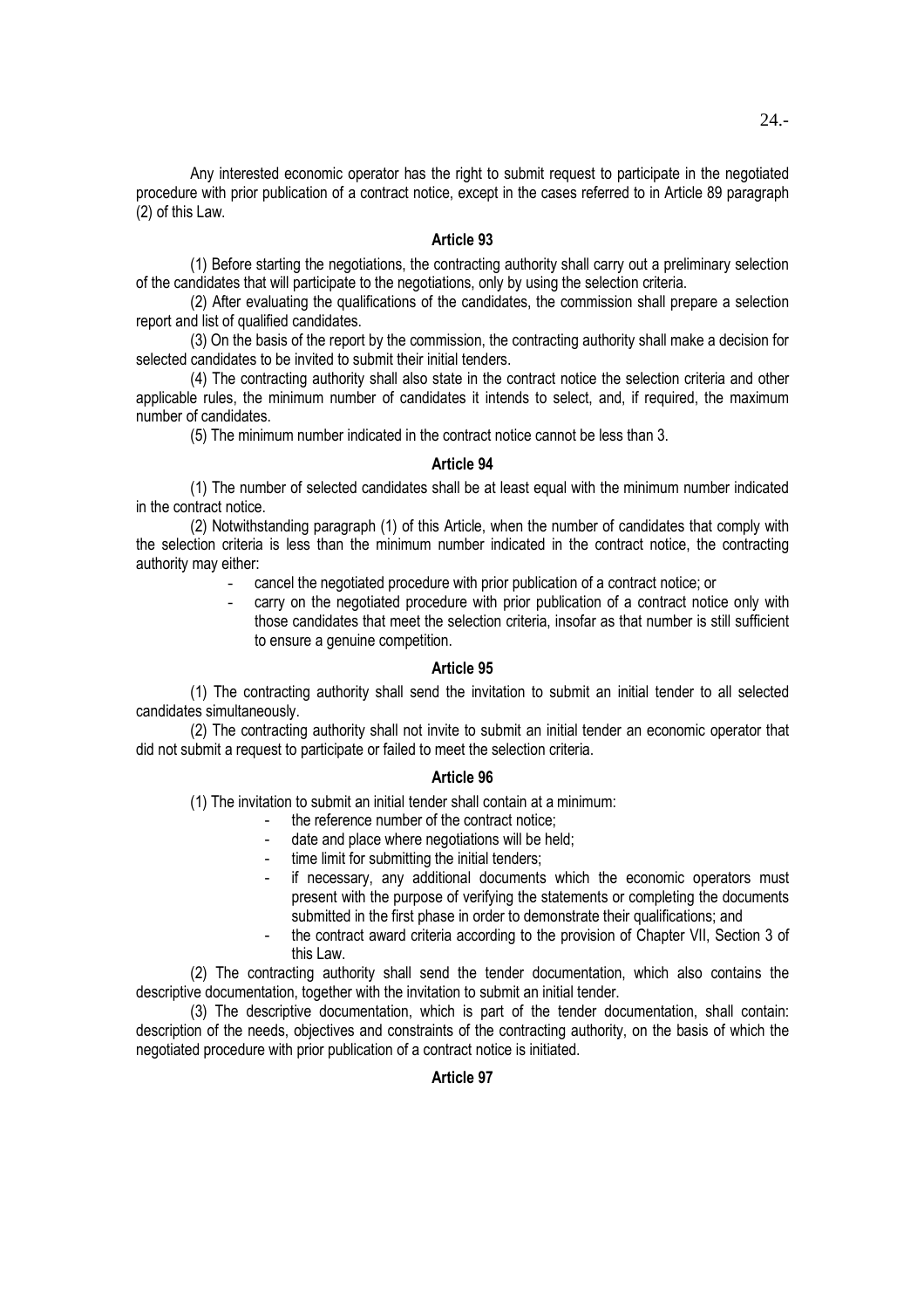Any interested economic operator has the right to submit request to participate in the negotiated procedure with prior publication of a contract notice, except in the cases referred to in Article 89 paragraph (2) of this Law.

**Article 93**

(1) Before starting the negotiations, the contracting authority shall carry out a preliminary selection of the candidates that will participate to the negotiations, only by using the selection criteria.

(2) After evaluating the qualifications of the candidates, the commission shall prepare a selection report and list of qualified candidates.

(3) On the basis of the report by the commission, the contracting authority shall make a decision for selected candidates to be invited to submit their initial tenders.

(4) The contracting authority shall also state in the contract notice the selection criteria and other applicable rules, the minimum number of candidates it intends to select, and, if required, the maximum number of candidates.

(5) The minimum number indicated in the contract notice cannot be less than 3.

**Article 94**

(1) The number of selected candidates shall be at least equal with the minimum number indicated in the contract notice.

(2) Notwithstanding paragraph (1) of this Article, when the number of candidates that comply with the selection criteria is less than the minimum number indicated in the contract notice, the contracting authority may either:

- cancel the negotiated procedure with prior publication of a contract notice; or
- carry on the negotiated procedure with prior publication of a contract notice only with those candidates that meet the selection criteria, insofar as that number is still sufficient to ensure a genuine competition.

**Article 95**

(1) The contracting authority shall send the invitation to submit an initial tender to all selected candidates simultaneously.

(2) The contracting authority shall not invite to submit an initial tender an economic operator that did not submit a request to participate or failed to meet the selection criteria.

**Article 96**

(1) The invitation to submit an initial tender shall contain at a minimum:

- the reference number of the contract notice;
- date and place where negotiations will be held;
- time limit for submitting the initial tenders;
- if necessary, any additional documents which the economic operators must present with the purpose of verifying the statements or completing the documents submitted in the first phase in order to demonstrate their qualifications; and
- the contract award criteria according to the provision of Chapter VII, Section 3 of this Law.

(2) The contracting authority shall send the tender documentation, which also contains the descriptive documentation, together with the invitation to submit an initial tender.

(3) The descriptive documentation, which is part of the tender documentation, shall contain: description of the needs, objectives and constraints of the contracting authority, on the basis of which the negotiated procedure with prior publication of a contract notice is initiated.

**Article 97**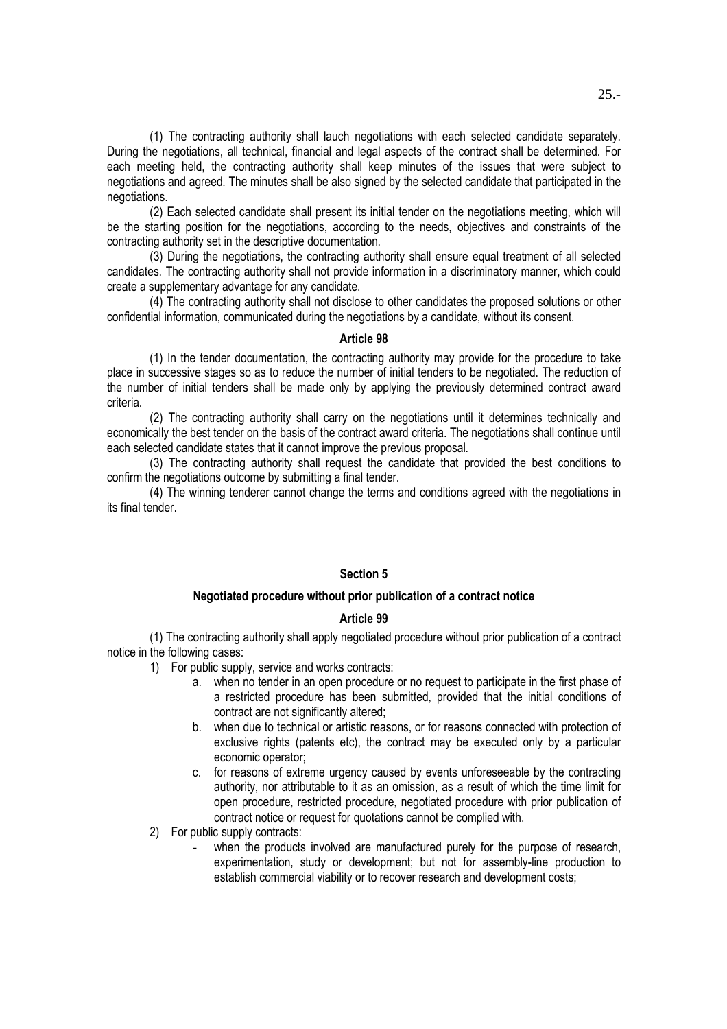(1) The contracting authority shall lauch negotiations with each selected candidate separately. During the negotiations, all technical, financial and legal aspects of the contract shall be determined. For each meeting held, the contracting authority shall keep minutes of the issues that were subject to negotiations and agreed. The minutes shall be also signed by the selected candidate that participated in the negotiations.

(2) Each selected candidate shall present its initial tender on the negotiations meeting, which will be the starting position for the negotiations, according to the needs, objectives and constraints of the contracting authority set in the descriptive documentation.

(3) During the negotiations, the contracting authority shall ensure equal treatment of all selected candidates. The contracting authority shall not provide information in a discriminatory manner, which could create a supplementary advantage for any candidate.

(4) The contracting authority shall not disclose to other candidates the proposed solutions or other confidential information, communicated during the negotiations by a candidate, without its consent.

**Article 98**

(1) In the tender documentation, the contracting authority may provide for the procedure to take place in successive stages so as to reduce the number of initial tenders to be negotiated. The reduction of the number of initial tenders shall be made only by applying the previously determined contract award criteria.

(2) The contracting authority shall carry on the negotiations until it determines technically and economically the best tender on the basis of the contract award criteria. The negotiations shall continue until each selected candidate states that it cannot improve the previous proposal.

(3) The contracting authority shall request the candidate that provided the best conditions to confirm the negotiations outcome by submitting a final tender.

(4) The winning tenderer cannot change the terms and conditions agreed with the negotiations in its final tender.

## Section 5

### Negotiated procedure without prior publication of a contract notice

**Article 99**

(1) The contracting authority shall apply negotiated procedure without prior publication of a contract notice in the following cases:

1) For public supply, service and works contracts:
    a. when no tender in an open procedure or no request to participate in the first phase of a restricted procedure has been submitted, provided that the initial conditions of contract are not significantly altered;
    b. when due to technical or artistic reasons, or for reasons connected with protection of exclusive rights (patents etc), the contract may be executed only by a particular economic operator;
    c. for reasons of extreme urgency caused by events unforeseeable by the contracting authority, nor attributable to it as an omission, as a result of which the time limit for open procedure, restricted procedure, negotiated procedure with prior publication of contract notice or request for quotations cannot be complied with.
2) For public supply contracts:
    - when the products involved are manufactured purely for the purpose of research, experimentation, study or development; but not for assembly-line production to establish commercial viability or to recover research and development costs;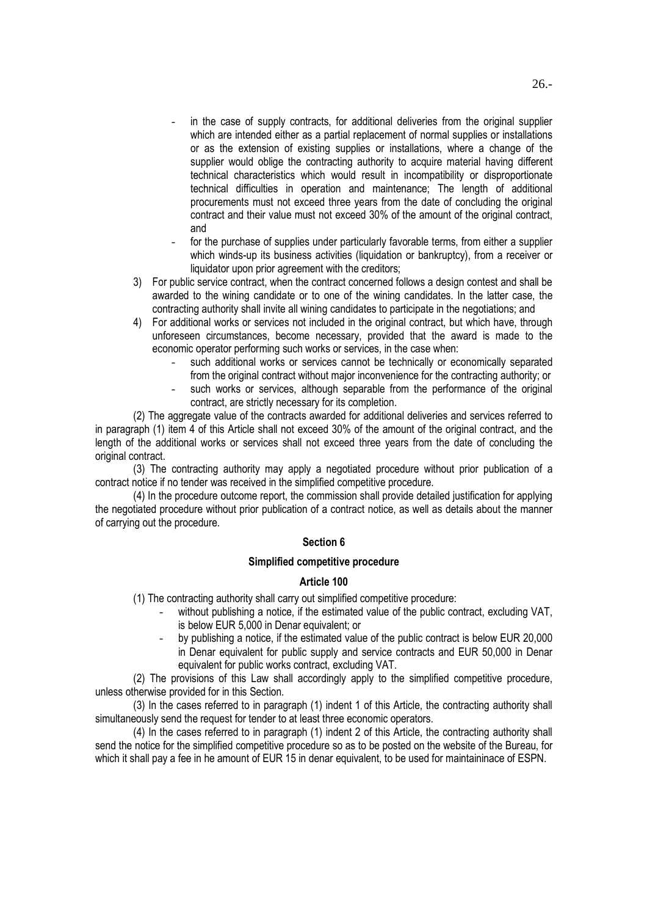- in the case of supply contracts, for additional deliveries from the original supplier which are intended either as a partial replacement of normal supplies or installations or as the extension of existing supplies or installations, where a change of the supplier would oblige the contracting authority to acquire material having different technical characteristics which would result in incompatibility or disproportionate technical difficulties in operation and maintenance; The length of additional procurements must not exceed three years from the date of concluding the original contract and their value must not exceed 30% of the amount of the original contract, and
- for the purchase of supplies under particularly favorable terms, from either a supplier which winds-up its business activities (liquidation or bankruptcy), from a receiver or liquidator upon prior agreement with the creditors;

3) For public service contract, when the contract concerned follows a design contest and shall be awarded to the wining candidate or to one of the wining candidates. In the latter case, the contracting authority shall invite all wining candidates to participate in the negotiations; and
4) For additional works or services not included in the original contract, but which have, through unforeseen circumstances, become necessary, provided that the award is made to the economic operator performing such works or services, in the case when:
   - such additional works or services cannot be technically or economically separated from the original contract without major inconvenience for the contracting authority; or
   - such works or services, although separable from the performance of the original contract, are strictly necessary for its completion.

(2) The aggregate value of the contracts awarded for additional deliveries and services referred to in paragraph (1) item 4 of this Article shall not exceed 30% of the amount of the original contract, and the length of the additional works or services shall not exceed three years from the date of concluding the original contract.

(3) The contracting authority may apply a negotiated procedure without prior publication of a contract notice if no tender was received in the simplified competitive procedure.

(4) In the procedure outcome report, the commission shall provide detailed justification for applying the negotiated procedure without prior publication of a contract notice, as well as details about the manner of carrying out the procedure.

**Section 6**

**Simplified competitive procedure**

**Article 100**

(1) The contracting authority shall carry out simplified competitive procedure:

- without publishing a notice, if the estimated value of the public contract, excluding VAT, is below EUR 5,000 in Denar equivalent; or
- by publishing a notice, if the estimated value of the public contract is below EUR 20,000 in Denar equivalent for public supply and service contracts and EUR 50,000 in Denar equivalent for public works contract, excluding VAT.

(2) The provisions of this Law shall accordingly apply to the simplified competitive procedure, unless otherwise provided for in this Section.

(3) In the cases referred to in paragraph (1) indent 1 of this Article, the contracting authority shall simultaneously send the request for tender to at least three economic operators.

(4) In the cases referred to in paragraph (1) indent 2 of this Article, the contracting authority shall send the notice for the simplified competitive procedure so as to be posted on the website of the Bureau, for which it shall pay a fee in he amount of EUR 15 in denar equivalent, to be used for maintaininace of ESPN.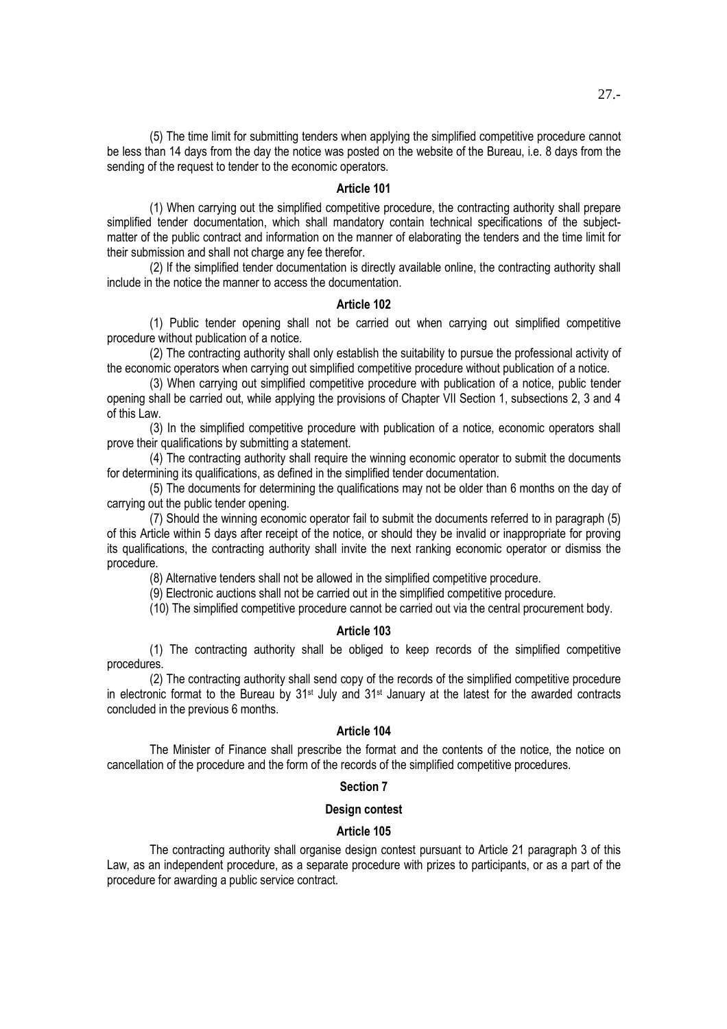(5) The time limit for submitting tenders when applying the simplified competitive procedure cannot be less than 14 days from the day the notice was posted on the website of the Bureau, i.e. 8 days from the sending of the request to tender to the economic operators.

**Article 101**

(1) When carrying out the simplified competitive procedure, the contracting authority shall prepare simplified tender documentation, which shall mandatory contain technical specifications of the subject-matter of the public contract and information on the manner of elaborating the tenders and the time limit for their submission and shall not charge any fee therefor.

(2) If the simplified tender documentation is directly available online, the contracting authority shall include in the notice the manner to access the documentation.

**Article 102**

(1) Public tender opening shall not be carried out when carrying out simplified competitive procedure without publication of a notice.

(2) The contracting authority shall only establish the suitability to pursue the professional activity of the economic operators when carrying out simplified competitive procedure without publication of a notice.

(3) When carrying out simplified competitive procedure with publication of a notice, public tender opening shall be carried out, while applying the provisions of Chapter VII Section 1, subsections 2, 3 and 4 of this Law.

(3) In the simplified competitive procedure with publication of a notice, economic operators shall prove their qualifications by submitting a statement.

(4) The contracting authority shall require the winning economic operator to submit the documents for determining its qualifications, as defined in the simplified tender documentation.

(5) The documents for determining the qualifications may not be older than 6 months on the day of carrying out the public tender opening.

(7) Should the winning economic operator fail to submit the documents referred to in paragraph (5) of this Article within 5 days after receipt of the notice, or should they be invalid or inappropriate for proving its qualifications, the contracting authority shall invite the next ranking economic operator or dismiss the procedure.

(8) Alternative tenders shall not be allowed in the simplified competitive procedure.

(9) Electronic auctions shall not be carried out in the simplified competitive procedure.

(10) The simplified competitive procedure cannot be carried out via the central procurement body.

**Article 103**

(1) The contracting authority shall be obliged to keep records of the simplified competitive procedures.

(2) The contracting authority shall send copy of the records of the simplified competitive procedure in electronic format to the Bureau by 31st July and 31st January at the latest for the awarded contracts concluded in the previous 6 months.

**Article 104**

The Minister of Finance shall prescribe the format and the contents of the notice, the notice on cancellation of the procedure and the form of the records of the simplified competitive procedures.

**Section 7**

**Design contest**

**Article 105**

The contracting authority shall organise design contest pursuant to Article 21 paragraph 3 of this Law, as an independent procedure, as a separate procedure with prizes to participants, or as a part of the procedure for awarding a public service contract.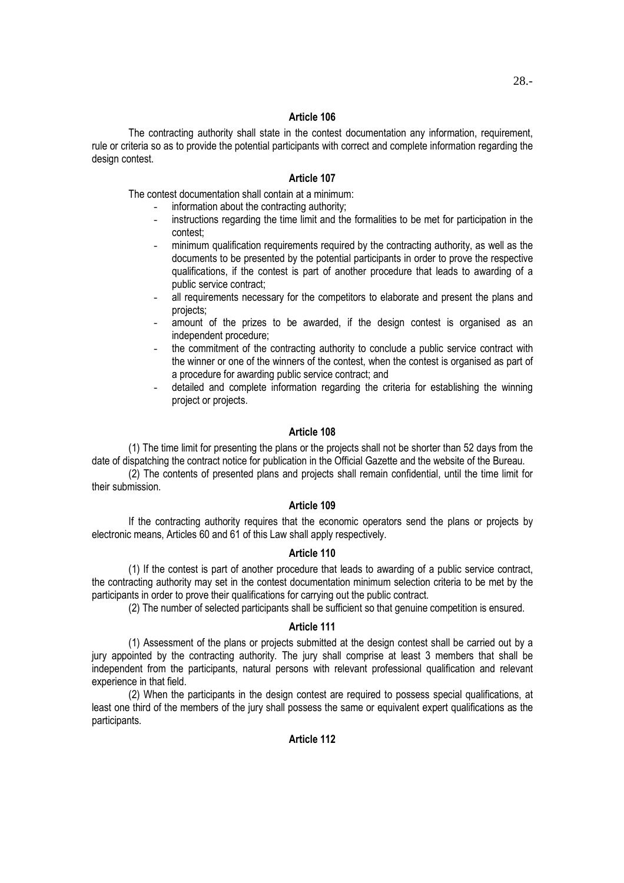### Article 106

The contracting authority shall state in the contest documentation any information, requirement, rule or criteria so as to provide the potential participants with correct and complete information regarding the design contest.

### Article 107

The contest documentation shall contain at a minimum:

- information about the contracting authority;
- instructions regarding the time limit and the formalities to be met for participation in the contest;
- minimum qualification requirements required by the contracting authority, as well as the documents to be presented by the potential participants in order to prove the respective qualifications, if the contest is part of another procedure that leads to awarding of a public service contract;
- all requirements necessary for the competitors to elaborate and present the plans and projects;
- amount of the prizes to be awarded, if the design contest is organised as an independent procedure;
- the commitment of the contracting authority to conclude a public service contract with the winner or one of the winners of the contest, when the contest is organised as part of a procedure for awarding public service contract; and
- detailed and complete information regarding the criteria for establishing the winning project or projects.

### Article 108

(1) The time limit for presenting the plans or the projects shall not be shorter than 52 days from the date of dispatching the contract notice for publication in the Official Gazette and the website of the Bureau.

(2) The contents of presented plans and projects shall remain confidential, until the time limit for their submission.

### Article 109

If the contracting authority requires that the economic operators send the plans or projects by electronic means, Articles 60 and 61 of this Law shall apply respectively.

### Article 110

(1) If the contest is part of another procedure that leads to awarding of a public service contract, the contracting authority may set in the contest documentation minimum selection criteria to be met by the participants in order to prove their qualifications for carrying out the public contract.

(2) The number of selected participants shall be sufficient so that genuine competition is ensured.

### Article 111

(1) Assessment of the plans or projects submitted at the design contest shall be carried out by a jury appointed by the contracting authority. The jury shall comprise at least 3 members that shall be independent from the participants, natural persons with relevant professional qualification and relevant experience in that field.

(2) When the participants in the design contest are required to possess special qualifications, at least one third of the members of the jury shall possess the same or equivalent expert qualifications as the participants.

### Article 112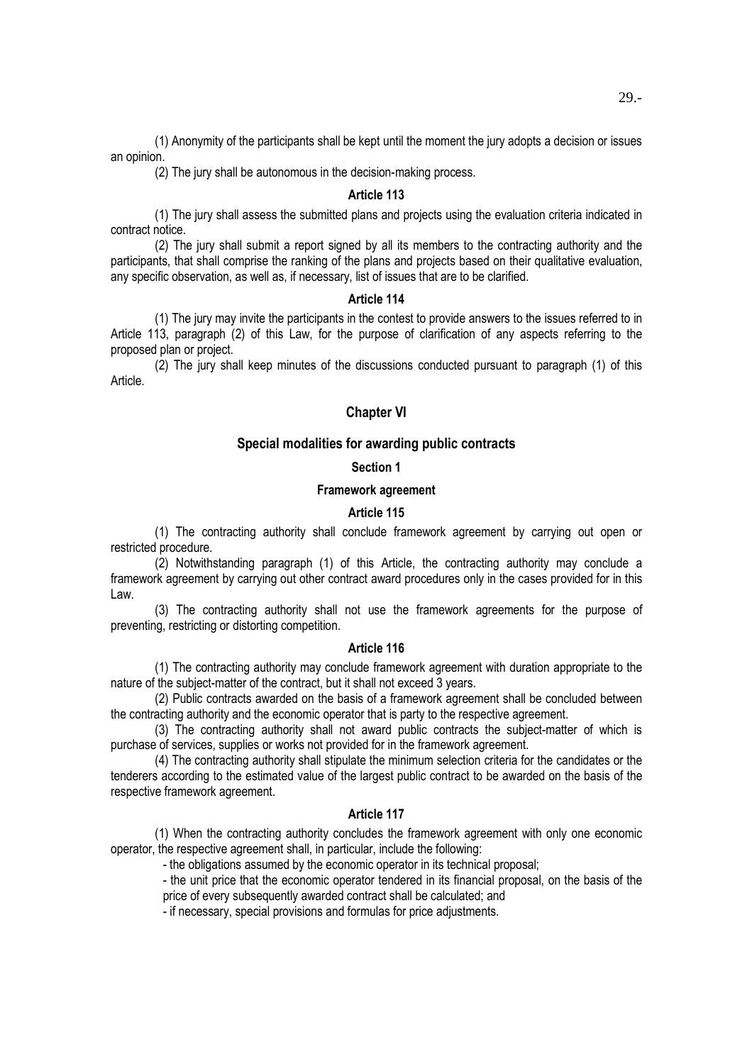(1) Anonymity of the participants shall be kept until the moment the jury adopts a decision or issues an opinion.

(2) The jury shall be autonomous in the decision-making process.

### Article 113

(1) The jury shall assess the submitted plans and projects using the evaluation criteria indicated in contract notice.

(2) The jury shall submit a report signed by all its members to the contracting authority and the participants, that shall comprise the ranking of the plans and projects based on their qualitative evaluation, any specific observation, as well as, if necessary, list of issues that are to be clarified.

### Article 114

(1) The jury may invite the participants in the contest to provide answers to the issues referred to in Article 113, paragraph (2) of this Law, for the purpose of clarification of any aspects referring to the proposed plan or project.

(2) The jury shall keep minutes of the discussions conducted pursuant to paragraph (1) of this Article.

## Chapter VI

## Special modalities for awarding public contracts

### Section 1

### Framework agreement

### Article 115

(1) The contracting authority shall conclude framework agreement by carrying out open or restricted procedure.

(2) Notwithstanding paragraph (1) of this Article, the contracting authority may conclude a framework agreement by carrying out other contract award procedures only in the cases provided for in this Law.

(3) The contracting authority shall not use the framework agreements for the purpose of preventing, restricting or distorting competition.

### Article 116

(1) The contracting authority may conclude framework agreement with duration appropriate to the nature of the subject-matter of the contract, but it shall not exceed 3 years.

(2) Public contracts awarded on the basis of a framework agreement shall be concluded between the contracting authority and the economic operator that is party to the respective agreement.

(3) The contracting authority shall not award public contracts the subject-matter of which is purchase of services, supplies or works not provided for in the framework agreement.

(4) The contracting authority shall stipulate the minimum selection criteria for the candidates or the tenderers according to the estimated value of the largest public contract to be awarded on the basis of the respective framework agreement.

### Article 117

(1) When the contracting authority concludes the framework agreement with only one economic operator, the respective agreement shall, in particular, include the following:

- the obligations assumed by the economic operator in its technical proposal;
- the unit price that the economic operator tendered in its financial proposal, on the basis of the price of every subsequently awarded contract shall be calculated; and
- if necessary, special provisions and formulas for price adjustments.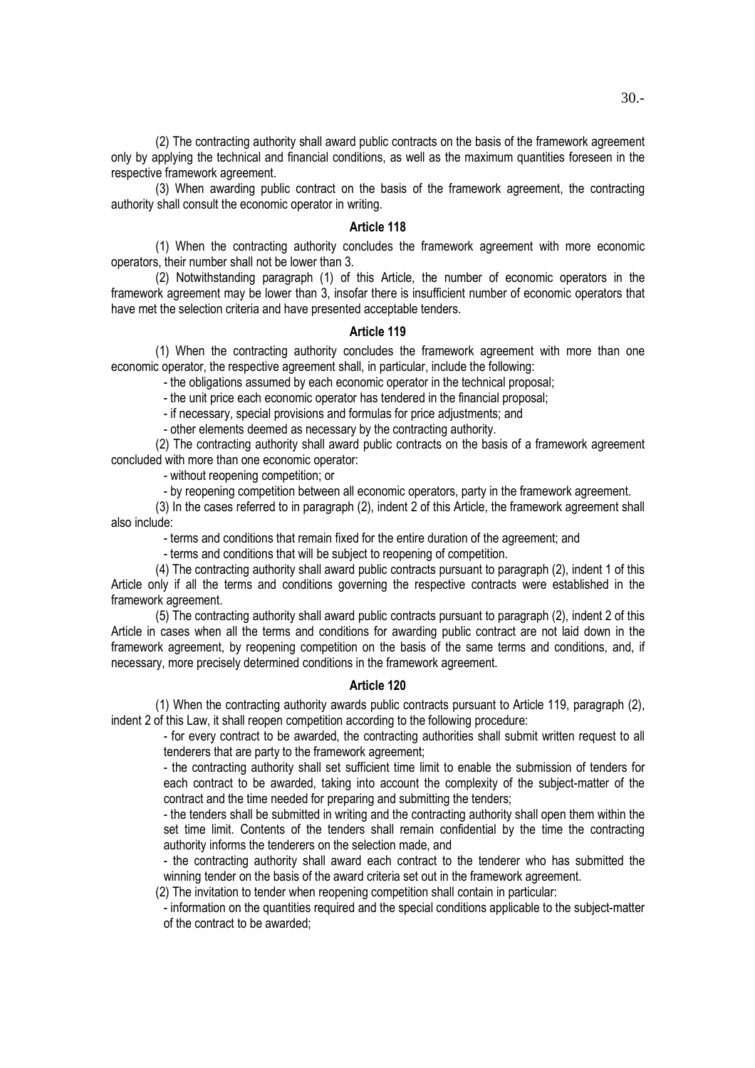(2) The contracting authority shall award public contracts on the basis of the framework agreement only by applying the technical and financial conditions, as well as the maximum quantities foreseen in the respective framework agreement.

(3) When awarding public contract on the basis of the framework agreement, the contracting authority shall consult the economic operator in writing.

### Article 118

(1) When the contracting authority concludes the framework agreement with more economic operators, their number shall not be lower than 3.

(2) Notwithstanding paragraph (1) of this Article, the number of economic operators in the framework agreement may be lower than 3, insofar there is insufficient number of economic operators that have met the selection criteria and have presented acceptable tenders.

### Article 119

(1) When the contracting authority concludes the framework agreement with more than one economic operator, the respective agreement shall, in particular, include the following:

- the obligations assumed by each economic operator in the technical proposal;
- the unit price each economic operator has tendered in the financial proposal;
- if necessary, special provisions and formulas for price adjustments; and
- other elements deemed as necessary by the contracting authority.

(2) The contracting authority shall award public contracts on the basis of a framework agreement concluded with more than one economic operator:

- without reopening competition; or
- by reopening competition between all economic operators, party in the framework agreement.

(3) In the cases referred to in paragraph (2), indent 2 of this Article, the framework agreement shall also include:

- terms and conditions that remain fixed for the entire duration of the agreement; and
- terms and conditions that will be subject to reopening of competition.

(4) The contracting authority shall award public contracts pursuant to paragraph (2), indent 1 of this Article only if all the terms and conditions governing the respective contracts were established in the framework agreement.

(5) The contracting authority shall award public contracts pursuant to paragraph (2), indent 2 of this Article in cases when all the terms and conditions for awarding public contract are not laid down in the framework agreement, by reopening competition on the basis of the same terms and conditions, and, if necessary, more precisely determined conditions in the framework agreement.

### Article 120

(1) When the contracting authority awards public contracts pursuant to Article 119, paragraph (2), indent 2 of this Law, it shall reopen competition according to the following procedure:

- for every contract to be awarded, the contracting authorities shall submit written request to all tenderers that are party to the framework agreement;
- the contracting authority shall set sufficient time limit to enable the submission of tenders for each contract to be awarded, taking into account the complexity of the subject-matter of the contract and the time needed for preparing and submitting the tenders;
- the tenders shall be submitted in writing and the contracting authority shall open them within the set time limit. Contents of the tenders shall remain confidential by the time the contracting authority informs the tenderers on the selection made, and
- the contracting authority shall award each contract to the tenderer who has submitted the winning tender on the basis of the award criteria set out in the framework agreement.

(2) The invitation to tender when reopening competition shall contain in particular:

- information on the quantities required and the special conditions applicable to the subject-matter of the contract to be awarded;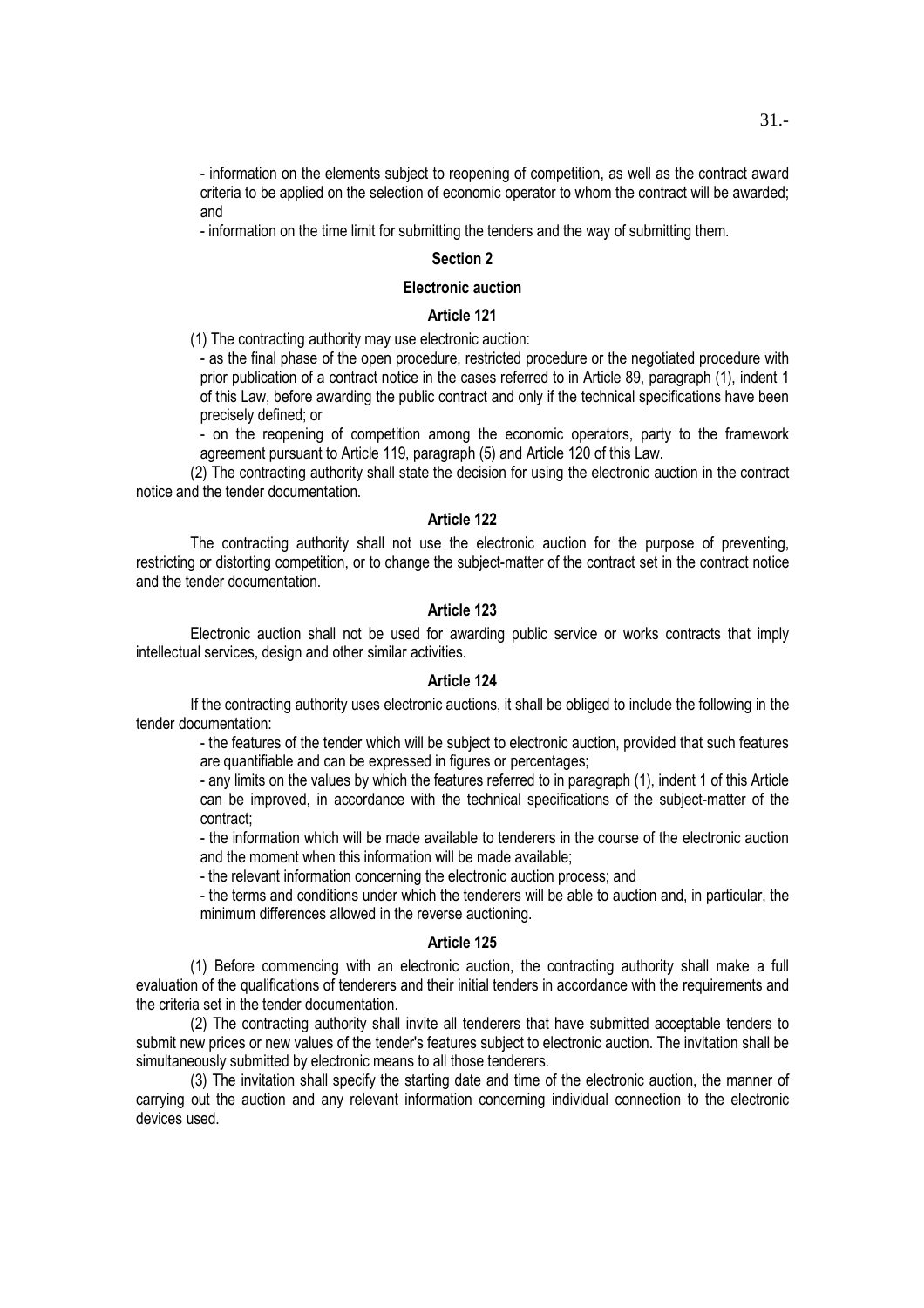- information on the elements subject to reopening of competition, as well as the contract award criteria to be applied on the selection of economic operator to whom the contract will be awarded; and

- information on the time limit for submitting the tenders and the way of submitting them.

## Section 2

## Electronic auction

### Article 121

(1) The contracting authority may use electronic auction:

- as the final phase of the open procedure, restricted procedure or the negotiated procedure with prior publication of a contract notice in the cases referred to in Article 89, paragraph (1), indent 1 of this Law, before awarding the public contract and only if the technical specifications have been precisely defined; or

- on the reopening of competition among the economic operators, party to the framework agreement pursuant to Article 119, paragraph (5) and Article 120 of this Law.

(2) The contracting authority shall state the decision for using the electronic auction in the contract notice and the tender documentation.

### Article 122

The contracting authority shall not use the electronic auction for the purpose of preventing, restricting or distorting competition, or to change the subject-matter of the contract set in the contract notice and the tender documentation.

### Article 123

Electronic auction shall not be used for awarding public service or works contracts that imply intellectual services, design and other similar activities.

### Article 124

If the contracting authority uses electronic auctions, it shall be obliged to include the following in the tender documentation:

- the features of the tender which will be subject to electronic auction, provided that such features are quantifiable and can be expressed in figures or percentages;

- any limits on the values by which the features referred to in paragraph (1), indent 1 of this Article can be improved, in accordance with the technical specifications of the subject-matter of the contract;

- the information which will be made available to tenderers in the course of the electronic auction and the moment when this information will be made available;

- the relevant information concerning the electronic auction process; and

- the terms and conditions under which the tenderers will be able to auction and, in particular, the minimum differences allowed in the reverse auctioning.

### Article 125

(1) Before commencing with an electronic auction, the contracting authority shall make a full evaluation of the qualifications of tenderers and their initial tenders in accordance with the requirements and the criteria set in the tender documentation.

(2) The contracting authority shall invite all tenderers that have submitted acceptable tenders to submit new prices or new values of the tender's features subject to electronic auction. The invitation shall be simultaneously submitted by electronic means to all those tenderers.

(3) The invitation shall specify the starting date and time of the electronic auction, the manner of carrying out the auction and any relevant information concerning individual connection to the electronic devices used.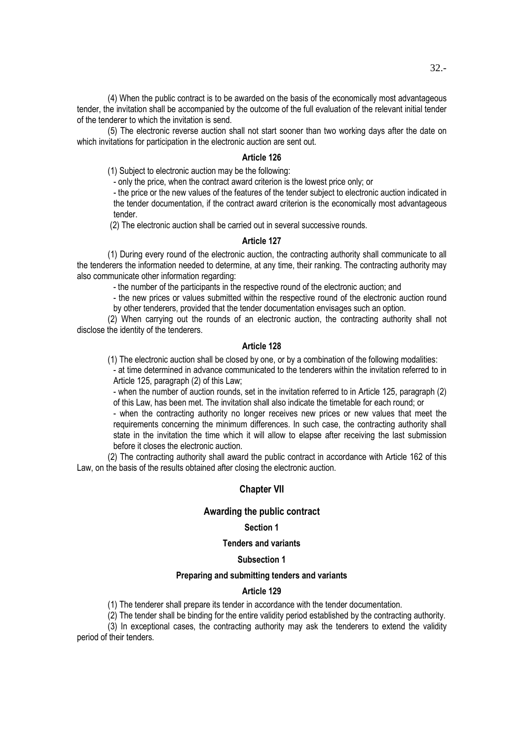(4) When the public contract is to be awarded on the basis of the economically most advantageous tender, the invitation shall be accompanied by the outcome of the full evaluation of the relevant initial tender of the tenderer to which the invitation is send.

(5) The electronic reverse auction shall not start sooner than two working days after the date on which invitations for participation in the electronic auction are sent out.

**Article 126**

(1) Subject to electronic auction may be the following:

- only the price, when the contract award criterion is the lowest price only; or
- the price or the new values of the features of the tender subject to electronic auction indicated in the tender documentation, if the contract award criterion is the economically most advantageous tender.

(2) The electronic auction shall be carried out in several successive rounds.

**Article 127**

(1) During every round of the electronic auction, the contracting authority shall communicate to all the tenderers the information needed to determine, at any time, their ranking. The contracting authority may also communicate other information regarding:

- the number of the participants in the respective round of the electronic auction; and
- the new prices or values submitted within the respective round of the electronic auction round by other tenderers, provided that the tender documentation envisages such an option.

(2) When carrying out the rounds of an electronic auction, the contracting authority shall not disclose the identity of the tenderers.

**Article 128**

(1) The electronic auction shall be closed by one, or by a combination of the following modalities:

- at time determined in advance communicated to the tenderers within the invitation referred to in Article 125, paragraph (2) of this Law;
- when the number of auction rounds, set in the invitation referred to in Article 125, paragraph (2) of this Law, has been met. The invitation shall also indicate the timetable for each round; or
- when the contracting authority no longer receives new prices or new values that meet the requirements concerning the minimum differences. In such case, the contracting authority shall state in the invitation the time which it will allow to elapse after receiving the last submission before it closes the electronic auction.

(2) The contracting authority shall award the public contract in accordance with Article 162 of this Law, on the basis of the results obtained after closing the electronic auction.

## Chapter VII

## Awarding the public contract

### Section 1

### Tenders and variants

#### Subsection 1

#### Preparing and submitting tenders and variants

**Article 129**

(1) The tenderer shall prepare its tender in accordance with the tender documentation.

(2) The tender shall be binding for the entire validity period established by the contracting authority.

(3) In exceptional cases, the contracting authority may ask the tenderers to extend the validity period of their tenders.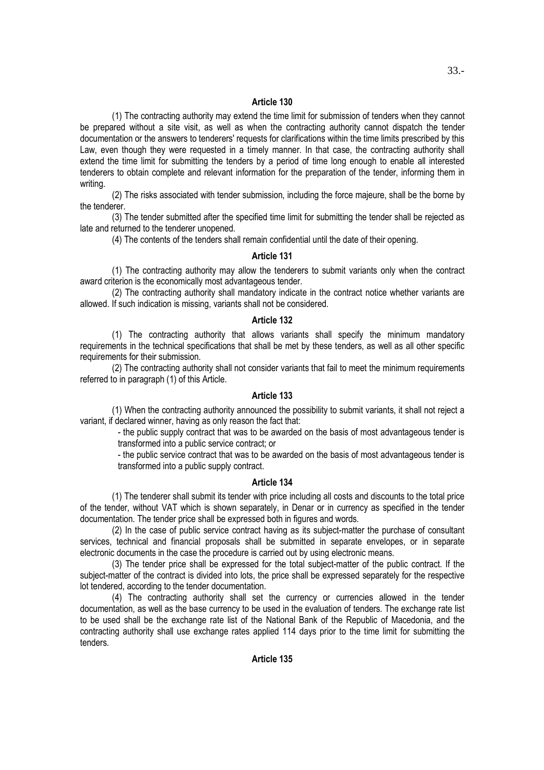**Article 130**

(1) The contracting authority may extend the time limit for submission of tenders when they cannot be prepared without a site visit, as well as when the contracting authority cannot dispatch the tender documentation or the answers to tenderers' requests for clarifications within the time limits prescribed by this Law, even though they were requested in a timely manner. In that case, the contracting authority shall extend the time limit for submitting the tenders by a period of time long enough to enable all interested tenderers to obtain complete and relevant information for the preparation of the tender, informing them in writing.

(2) The risks associated with tender submission, including the force majeure, shall be the borne by the tenderer.

(3) The tender submitted after the specified time limit for submitting the tender shall be rejected as late and returned to the tenderer unopened.

(4) The contents of the tenders shall remain confidential until the date of their opening.

**Article 131**

(1) The contracting authority may allow the tenderers to submit variants only when the contract award criterion is the economically most advantageous tender.

(2) The contracting authority shall mandatory indicate in the contract notice whether variants are allowed. If such indication is missing, variants shall not be considered.

**Article 132**

(1) The contracting authority that allows variants shall specify the minimum mandatory requirements in the technical specifications that shall be met by these tenders, as well as all other specific requirements for their submission.

(2) The contracting authority shall not consider variants that fail to meet the minimum requirements referred to in paragraph (1) of this Article.

**Article 133**

(1) When the contracting authority announced the possibility to submit variants, it shall not reject a variant, if declared winner, having as only reason the fact that:

- the public supply contract that was to be awarded on the basis of most advantageous tender is transformed into a public service contract; or
- the public service contract that was to be awarded on the basis of most advantageous tender is transformed into a public supply contract.

**Article 134**

(1) The tenderer shall submit its tender with price including all costs and discounts to the total price of the tender, without VAT which is shown separately, in Denar or in currency as specified in the tender documentation. The tender price shall be expressed both in figures and words.

(2) In the case of public service contract having as its subject-matter the purchase of consultant services, technical and financial proposals shall be submitted in separate envelopes, or in separate electronic documents in the case the procedure is carried out by using electronic means.

(3) The tender price shall be expressed for the total subject-matter of the public contract. If the subject-matter of the contract is divided into lots, the price shall be expressed separately for the respective lot tendered, according to the tender documentation.

(4) The contracting authority shall set the currency or currencies allowed in the tender documentation, as well as the base currency to be used in the evaluation of tenders. The exchange rate list to be used shall be the exchange rate list of the National Bank of the Republic of Macedonia, and the contracting authority shall use exchange rates applied 114 days prior to the time limit for submitting the tenders.

**Article 135**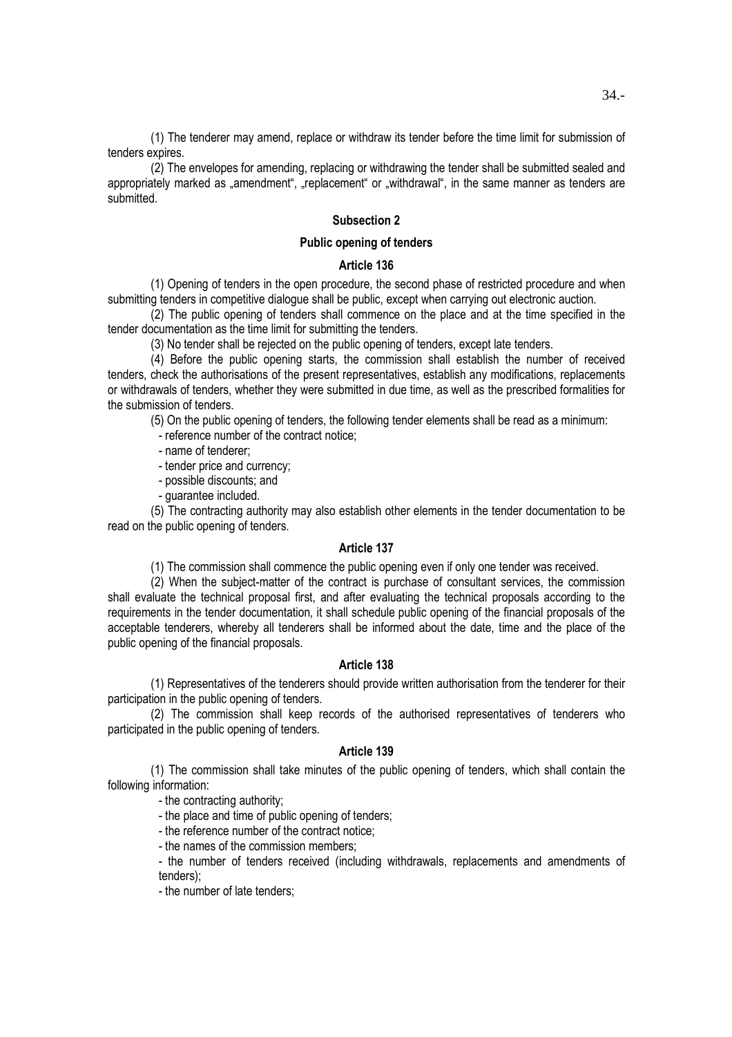(1) The tenderer may amend, replace or withdraw its tender before the time limit for submission of tenders expires.

(2) The envelopes for amending, replacing or withdrawing the tender shall be submitted sealed and appropriately marked as „amendment", „replacement" or „withdrawal", in the same manner as tenders are submitted.

### Subsection 2

### Public opening of tenders

#### Article 136

(1) Opening of tenders in the open procedure, the second phase of restricted procedure and when submitting tenders in competitive dialogue shall be public, except when carrying out electronic auction.

(2) The public opening of tenders shall commence on the place and at the time specified in the tender documentation as the time limit for submitting the tenders.

(3) No tender shall be rejected on the public opening of tenders, except late tenders.

(4) Before the public opening starts, the commission shall establish the number of received tenders, check the authorisations of the present representatives, establish any modifications, replacements or withdrawals of tenders, whether they were submitted in due time, as well as the prescribed formalities for the submission of tenders.

(5) On the public opening of tenders, the following tender elements shall be read as a minimum:

- reference number of the contract notice;
- name of tenderer;
- tender price and currency;
- possible discounts; and
- guarantee included.

(5) The contracting authority may also establish other elements in the tender documentation to be read on the public opening of tenders.

#### Article 137

(1) The commission shall commence the public opening even if only one tender was received.

(2) When the subject-matter of the contract is purchase of consultant services, the commission shall evaluate the technical proposal first, and after evaluating the technical proposals according to the requirements in the tender documentation, it shall schedule public opening of the financial proposals of the acceptable tenderers, whereby all tenderers shall be informed about the date, time and the place of the public opening of the financial proposals.

#### Article 138

(1) Representatives of the tenderers should provide written authorisation from the tenderer for their participation in the public opening of tenders.

(2) The commission shall keep records of the authorised representatives of tenderers who participated in the public opening of tenders.

#### Article 139

(1) The commission shall take minutes of the public opening of tenders, which shall contain the following information:

- the contracting authority;
- the place and time of public opening of tenders;
- the reference number of the contract notice;
- the names of the commission members;
- the number of tenders received (including withdrawals, replacements and amendments of tenders);
- the number of late tenders;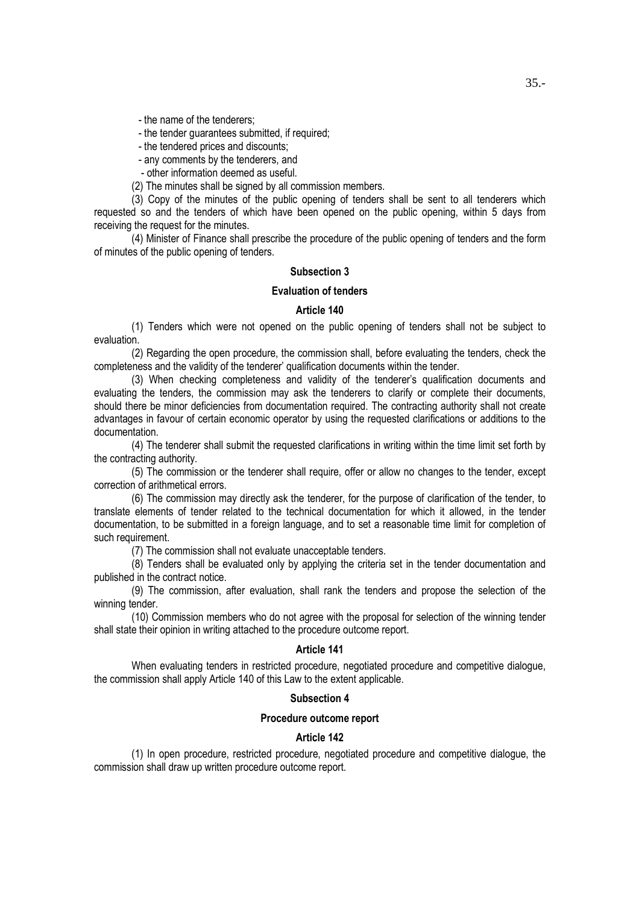- the name of the tenderers;
- the tender guarantees submitted, if required;
- the tendered prices and discounts;
- any comments by the tenderers, and
- other information deemed as useful.

(2) The minutes shall be signed by all commission members.

(3) Copy of the minutes of the public opening of tenders shall be sent to all tenderers which requested so and the tenders of which have been opened on the public opening, within 5 days from receiving the request for the minutes.

(4) Minister of Finance shall prescribe the procedure of the public opening of tenders and the form of minutes of the public opening of tenders.

### Subsection 3

### Evaluation of tenders

### Article 140

(1) Tenders which were not opened on the public opening of tenders shall not be subject to evaluation.

(2) Regarding the open procedure, the commission shall, before evaluating the tenders, check the completeness and the validity of the tenderer' qualification documents within the tender.

(3) When checking completeness and validity of the tenderer's qualification documents and evaluating the tenders, the commission may ask the tenderers to clarify or complete their documents, should there be minor deficiencies from documentation required. The contracting authority shall not create advantages in favour of certain economic operator by using the requested clarifications or additions to the documentation.

(4) The tenderer shall submit the requested clarifications in writing within the time limit set forth by the contracting authority.

(5) The commission or the tenderer shall require, offer or allow no changes to the tender, except correction of arithmetical errors.

(6) The commission may directly ask the tenderer, for the purpose of clarification of the tender, to translate elements of tender related to the technical documentation for which it allowed, in the tender documentation, to be submitted in a foreign language, and to set a reasonable time limit for completion of such requirement.

(7) The commission shall not evaluate unacceptable tenders.

(8) Tenders shall be evaluated only by applying the criteria set in the tender documentation and published in the contract notice.

(9) The commission, after evaluation, shall rank the tenders and propose the selection of the winning tender.

(10) Commission members who do not agree with the proposal for selection of the winning tender shall state their opinion in writing attached to the procedure outcome report.

### Article 141

When evaluating tenders in restricted procedure, negotiated procedure and competitive dialogue, the commission shall apply Article 140 of this Law to the extent applicable.

### Subsection 4

### Procedure outcome report

### Article 142

(1) In open procedure, restricted procedure, negotiated procedure and competitive dialogue, the commission shall draw up written procedure outcome report.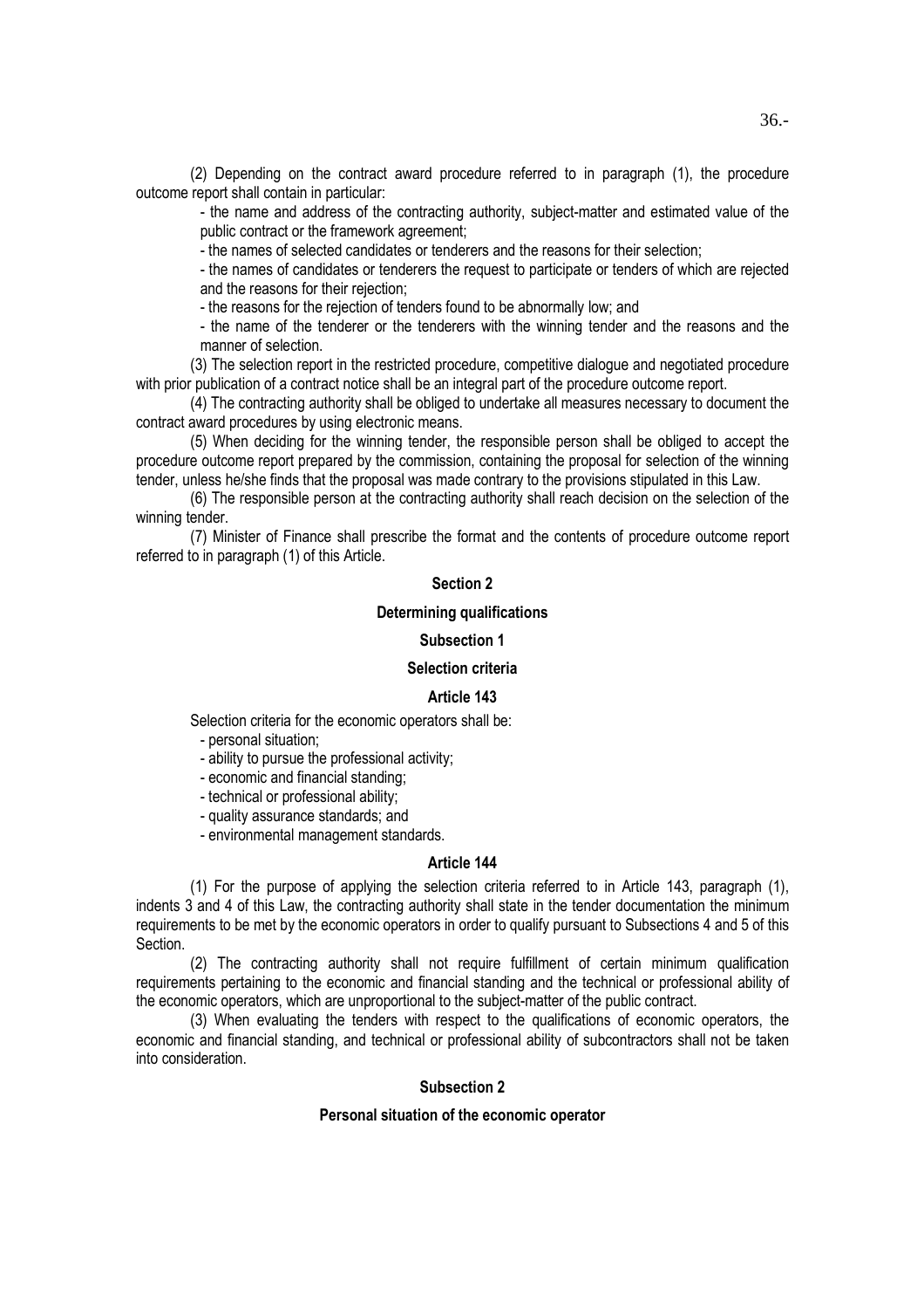(2) Depending on the contract award procedure referred to in paragraph (1), the procedure outcome report shall contain in particular:

- the name and address of the contracting authority, subject-matter and estimated value of the public contract or the framework agreement;
- the names of selected candidates or tenderers and the reasons for their selection;
- the names of candidates or tenderers the request to participate or tenders of which are rejected and the reasons for their rejection;
- the reasons for the rejection of tenders found to be abnormally low; and
- the name of the tenderer or the tenderers with the winning tender and the reasons and the manner of selection.

(3) The selection report in the restricted procedure, competitive dialogue and negotiated procedure with prior publication of a contract notice shall be an integral part of the procedure outcome report.

(4) The contracting authority shall be obliged to undertake all measures necessary to document the contract award procedures by using electronic means.

(5) When deciding for the winning tender, the responsible person shall be obliged to accept the procedure outcome report prepared by the commission, containing the proposal for selection of the winning tender, unless he/she finds that the proposal was made contrary to the provisions stipulated in this Law.

(6) The responsible person at the contracting authority shall reach decision on the selection of the winning tender.

(7) Minister of Finance shall prescribe the format and the contents of procedure outcome report referred to in paragraph (1) of this Article.

## Section 2

## Determining qualifications

### Subsection 1

### Selection criteria

#### Article 143

Selection criteria for the economic operators shall be:

- personal situation;
- ability to pursue the professional activity;
- economic and financial standing;
- technical or professional ability;
- quality assurance standards; and
- environmental management standards.

#### Article 144

(1) For the purpose of applying the selection criteria referred to in Article 143, paragraph (1), indents 3 and 4 of this Law, the contracting authority shall state in the tender documentation the minimum requirements to be met by the economic operators in order to qualify pursuant to Subsections 4 and 5 of this Section.

(2) The contracting authority shall not require fulfillment of certain minimum qualification requirements pertaining to the economic and financial standing and the technical or professional ability of the economic operators, which are unproportional to the subject-matter of the public contract.

(3) When evaluating the tenders with respect to the qualifications of economic operators, the economic and financial standing, and technical or professional ability of subcontractors shall not be taken into consideration.

### Subsection 2

### Personal situation of the economic operator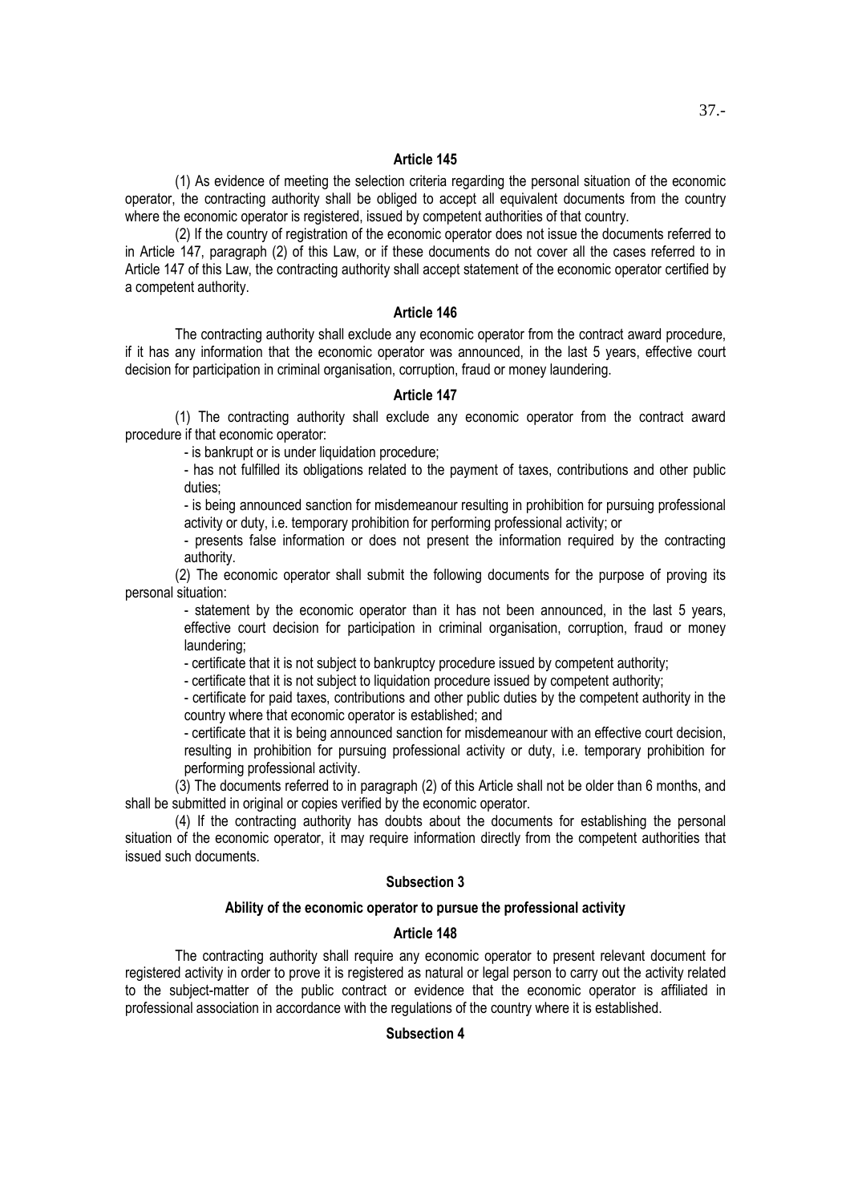**Article 145**

(1) As evidence of meeting the selection criteria regarding the personal situation of the economic operator, the contracting authority shall be obliged to accept all equivalent documents from the country where the economic operator is registered, issued by competent authorities of that country.

(2) If the country of registration of the economic operator does not issue the documents referred to in Article 147, paragraph (2) of this Law, or if these documents do not cover all the cases referred to in Article 147 of this Law, the contracting authority shall accept statement of the economic operator certified by a competent authority.

**Article 146**

The contracting authority shall exclude any economic operator from the contract award procedure, if it has any information that the economic operator was announced, in the last 5 years, effective court decision for participation in criminal organisation, corruption, fraud or money laundering.

**Article 147**

(1) The contracting authority shall exclude any economic operator from the contract award procedure if that economic operator:

- is bankrupt or is under liquidation procedure;
- has not fulfilled its obligations related to the payment of taxes, contributions and other public duties;
- is being announced sanction for misdemeanour resulting in prohibition for pursuing professional activity or duty, i.e. temporary prohibition for performing professional activity; or
- presents false information or does not present the information required by the contracting authority.

(2) The economic operator shall submit the following documents for the purpose of proving its personal situation:

- statement by the economic operator than it has not been announced, in the last 5 years, effective court decision for participation in criminal organisation, corruption, fraud or money laundering;
- certificate that it is not subject to bankruptcy procedure issued by competent authority;
- certificate that it is not subject to liquidation procedure issued by competent authority;
- certificate for paid taxes, contributions and other public duties by the competent authority in the country where that economic operator is established; and
- certificate that it is being announced sanction for misdemeanour with an effective court decision, resulting in prohibition for pursuing professional activity or duty, i.e. temporary prohibition for performing professional activity.

(3) The documents referred to in paragraph (2) of this Article shall not be older than 6 months, and shall be submitted in original or copies verified by the economic operator.

(4) If the contracting authority has doubts about the documents for establishing the personal situation of the economic operator, it may require information directly from the competent authorities that issued such documents.

**Subsection 3**

**Ability of the economic operator to pursue the professional activity**

**Article 148**

The contracting authority shall require any economic operator to present relevant document for registered activity in order to prove it is registered as natural or legal person to carry out the activity related to the subject-matter of the public contract or evidence that the economic operator is affiliated in professional association in accordance with the regulations of the country where it is established.

**Subsection 4**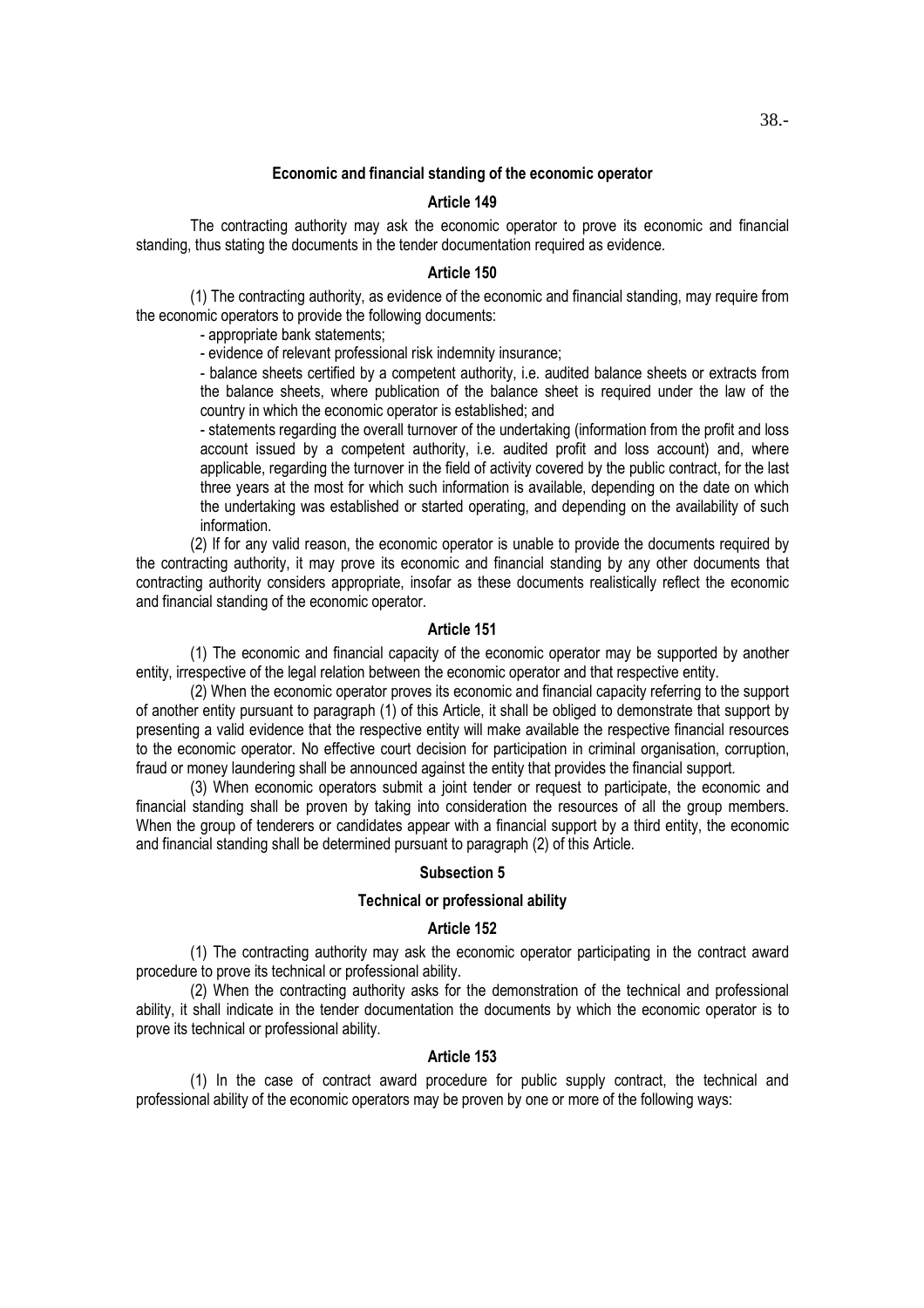#### Economic and financial standing of the economic operator

#### Article 149

The contracting authority may ask the economic operator to prove its economic and financial standing, thus stating the documents in the tender documentation required as evidence.

#### Article 150

(1) The contracting authority, as evidence of the economic and financial standing, may require from the economic operators to provide the following documents:

- appropriate bank statements;
- evidence of relevant professional risk indemnity insurance;
- balance sheets certified by a competent authority, i.e. audited balance sheets or extracts from the balance sheets, where publication of the balance sheet is required under the law of the country in which the economic operator is established; and
- statements regarding the overall turnover of the undertaking (information from the profit and loss account issued by a competent authority, i.e. audited profit and loss account) and, where applicable, regarding the turnover in the field of activity covered by the public contract, for the last three years at the most for which such information is available, depending on the date on which the undertaking was established or started operating, and depending on the availability of such information.

(2) If for any valid reason, the economic operator is unable to provide the documents required by the contracting authority, it may prove its economic and financial standing by any other documents that contracting authority considers appropriate, insofar as these documents realistically reflect the economic and financial standing of the economic operator.

#### Article 151

(1) The economic and financial capacity of the economic operator may be supported by another entity, irrespective of the legal relation between the economic operator and that respective entity.

(2) When the economic operator proves its economic and financial capacity referring to the support of another entity pursuant to paragraph (1) of this Article, it shall be obliged to demonstrate that support by presenting a valid evidence that the respective entity will make available the respective financial resources to the economic operator. No effective court decision for participation in criminal organisation, corruption, fraud or money laundering shall be announced against the entity that provides the financial support.

(3) When economic operators submit a joint tender or request to participate, the economic and financial standing shall be proven by taking into consideration the resources of all the group members. When the group of tenderers or candidates appear with a financial support by a third entity, the economic and financial standing shall be determined pursuant to paragraph (2) of this Article.

### Subsection 5

### Technical or professional ability

#### Article 152

(1) The contracting authority may ask the economic operator participating in the contract award procedure to prove its technical or professional ability.

(2) When the contracting authority asks for the demonstration of the technical and professional ability, it shall indicate in the tender documentation the documents by which the economic operator is to prove its technical or professional ability.

#### Article 153

(1) In the case of contract award procedure for public supply contract, the technical and professional ability of the economic operators may be proven by one or more of the following ways: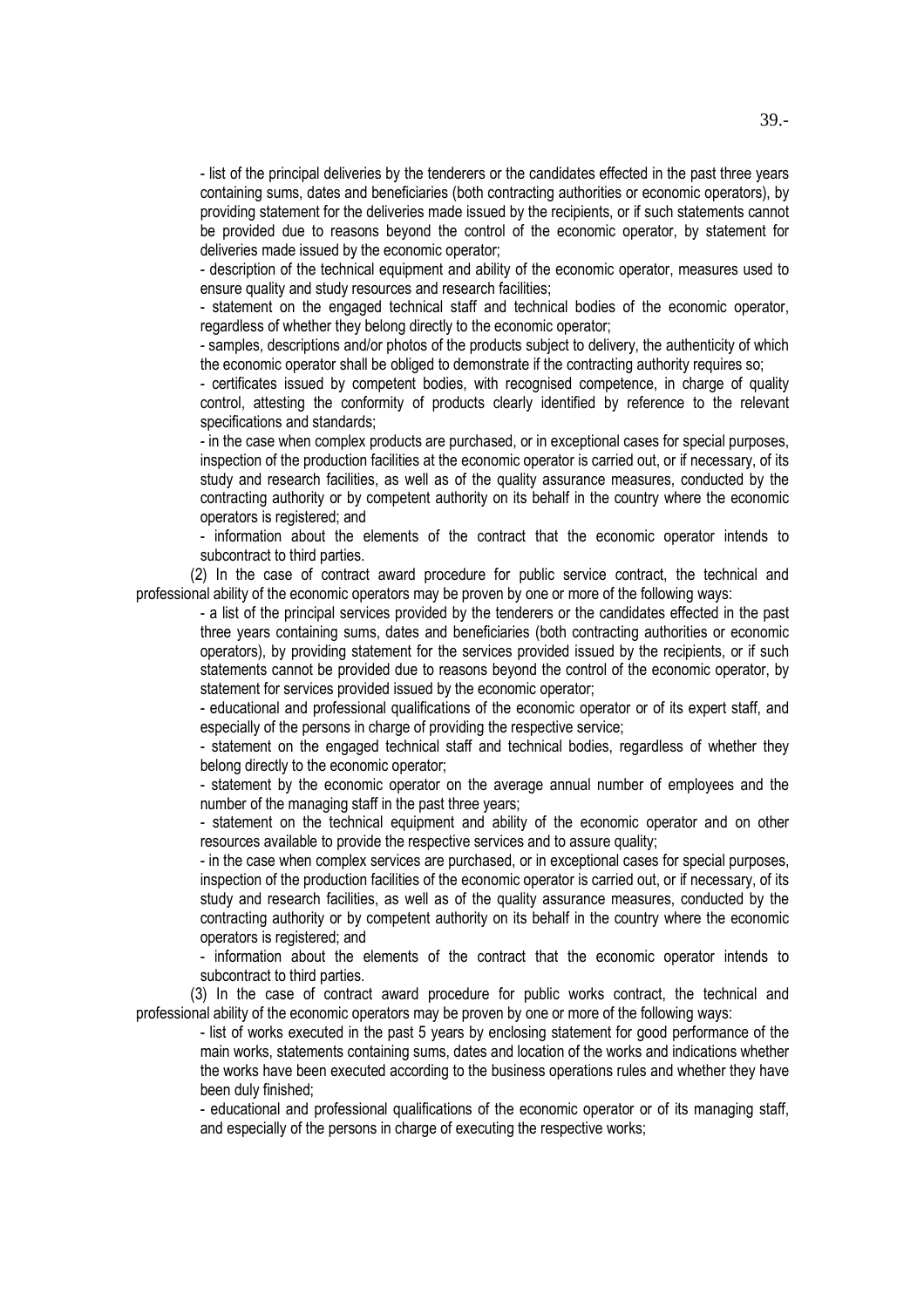- list of the principal deliveries by the tenderers or the candidates effected in the past three years containing sums, dates and beneficiaries (both contracting authorities or economic operators), by providing statement for the deliveries made issued by the recipients, or if such statements cannot be provided due to reasons beyond the control of the economic operator, by statement for deliveries made issued by the economic operator;

- description of the technical equipment and ability of the economic operator, measures used to ensure quality and study resources and research facilities;

- statement on the engaged technical staff and technical bodies of the economic operator, regardless of whether they belong directly to the economic operator;

- samples, descriptions and/or photos of the products subject to delivery, the authenticity of which the economic operator shall be obliged to demonstrate if the contracting authority requires so;

- certificates issued by competent bodies, with recognised competence, in charge of quality control, attesting the conformity of products clearly identified by reference to the relevant specifications and standards;

- in the case when complex products are purchased, or in exceptional cases for special purposes, inspection of the production facilities at the economic operator is carried out, or if necessary, of its study and research facilities, as well as of the quality assurance measures, conducted by the contracting authority or by competent authority on its behalf in the country where the economic operators is registered; and

- information about the elements of the contract that the economic operator intends to subcontract to third parties.

(2) In the case of contract award procedure for public service contract, the technical and professional ability of the economic operators may be proven by one or more of the following ways:

- a list of the principal services provided by the tenderers or the candidates effected in the past three years containing sums, dates and beneficiaries (both contracting authorities or economic operators), by providing statement for the services provided issued by the recipients, or if such statements cannot be provided due to reasons beyond the control of the economic operator, by statement for services provided issued by the economic operator;

- educational and professional qualifications of the economic operator or of its expert staff, and especially of the persons in charge of providing the respective service;

- statement on the engaged technical staff and technical bodies, regardless of whether they belong directly to the economic operator;

- statement by the economic operator on the average annual number of employees and the number of the managing staff in the past three years;

- statement on the technical equipment and ability of the economic operator and on other resources available to provide the respective services and to assure quality;

- in the case when complex services are purchased, or in exceptional cases for special purposes, inspection of the production facilities of the economic operator is carried out, or if necessary, of its study and research facilities, as well as of the quality assurance measures, conducted by the contracting authority or by competent authority on its behalf in the country where the economic operators is registered; and

- information about the elements of the contract that the economic operator intends to subcontract to third parties.

(3) In the case of contract award procedure for public works contract, the technical and professional ability of the economic operators may be proven by one or more of the following ways:

- list of works executed in the past 5 years by enclosing statement for good performance of the main works, statements containing sums, dates and location of the works and indications whether the works have been executed according to the business operations rules and whether they have been duly finished;

- educational and professional qualifications of the economic operator or of its managing staff, and especially of the persons in charge of executing the respective works;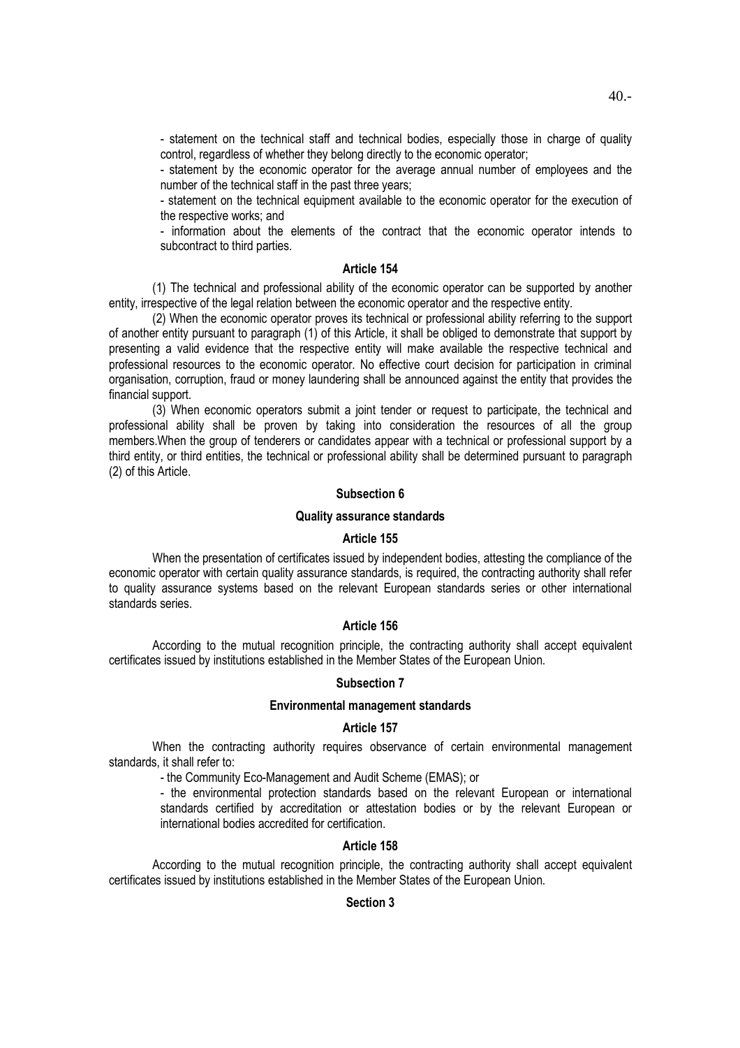- statement on the technical staff and technical bodies, especially those in charge of quality control, regardless of whether they belong directly to the economic operator;

- statement by the economic operator for the average annual number of employees and the number of the technical staff in the past three years;

- statement on the technical equipment available to the economic operator for the execution of the respective works; and

- information about the elements of the contract that the economic operator intends to subcontract to third parties.

**Article 154**

(1) The technical and professional ability of the economic operator can be supported by another entity, irrespective of the legal relation between the economic operator and the respective entity.

(2) When the economic operator proves its technical or professional ability referring to the support of another entity pursuant to paragraph (1) of this Article, it shall be obliged to demonstrate that support by presenting a valid evidence that the respective entity will make available the respective technical and professional resources to the economic operator. No effective court decision for participation in criminal organisation, corruption, fraud or money laundering shall be announced against the entity that provides the financial support.

(3) When economic operators submit a joint tender or request to participate, the technical and professional ability shall be proven by taking into consideration the resources of all the group members.When the group of tenderers or candidates appear with a technical or professional support by a third entity, or third entities, the technical or professional ability shall be determined pursuant to paragraph (2) of this Article.

**Subsection 6**

**Quality assurance standards**

**Article 155**

When the presentation of certificates issued by independent bodies, attesting the compliance of the economic operator with certain quality assurance standards, is required, the contracting authority shall refer to quality assurance systems based on the relevant European standards series or other international standards series.

**Article 156**

According to the mutual recognition principle, the contracting authority shall accept equivalent certificates issued by institutions established in the Member States of the European Union.

**Subsection 7**

**Environmental management standards**

**Article 157**

When the contracting authority requires observance of certain environmental management standards, it shall refer to:

- the Community Eco-Management and Audit Scheme (EMAS); or

- the environmental protection standards based on the relevant European or international standards certified by accreditation or attestation bodies or by the relevant European or international bodies accredited for certification.

**Article 158**

According to the mutual recognition principle, the contracting authority shall accept equivalent certificates issued by institutions established in the Member States of the European Union.

**Section 3**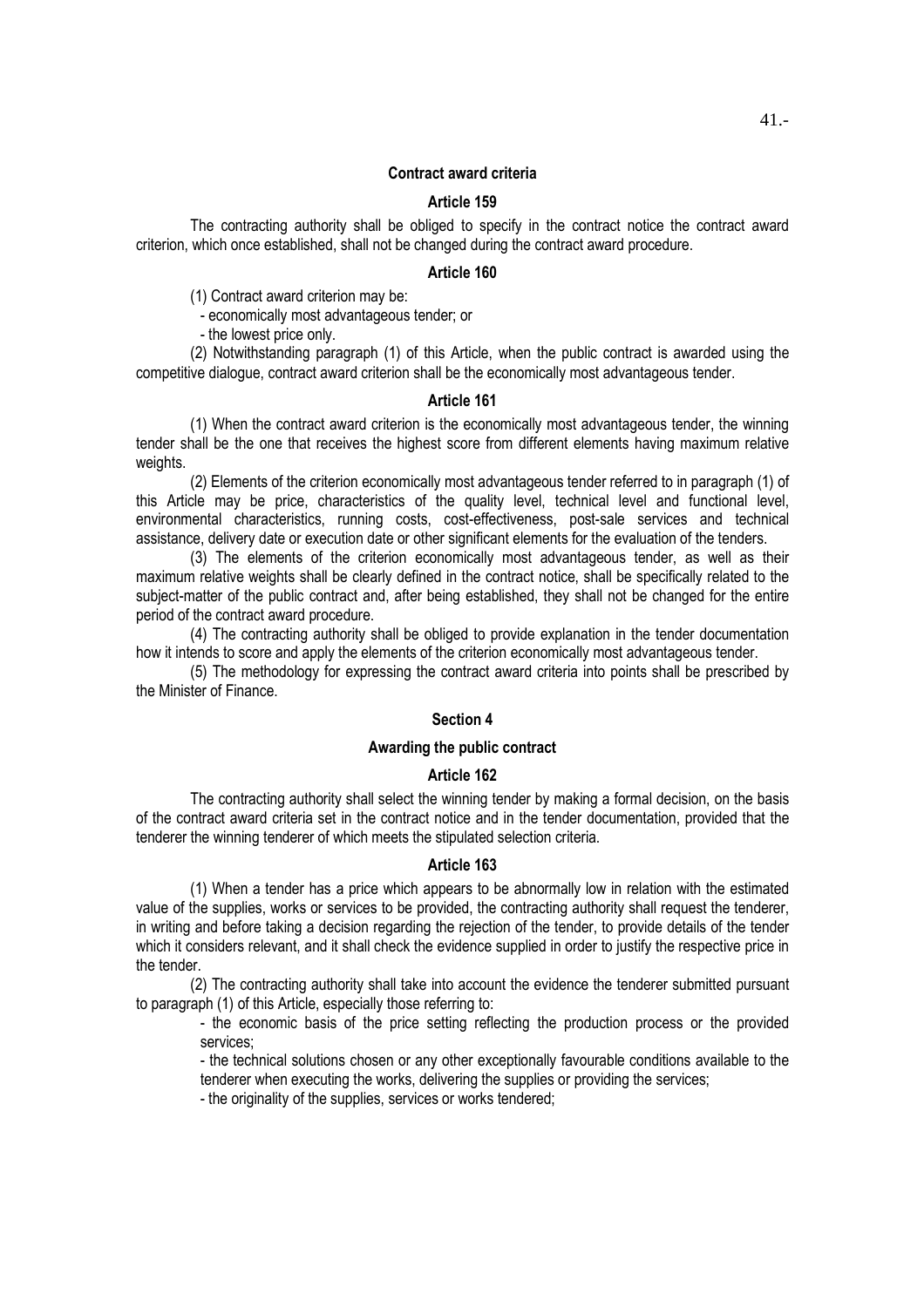### Contract award criteria

### Article 159

The contracting authority shall be obliged to specify in the contract notice the contract award criterion, which once established, shall not be changed during the contract award procedure.

### Article 160

(1) Contract award criterion may be:

- economically most advantageous tender; or
- the lowest price only.

(2) Notwithstanding paragraph (1) of this Article, when the public contract is awarded using the competitive dialogue, contract award criterion shall be the economically most advantageous tender.

### Article 161

(1) When the contract award criterion is the economically most advantageous tender, the winning tender shall be the one that receives the highest score from different elements having maximum relative weights.

(2) Elements of the criterion economically most advantageous tender referred to in paragraph (1) of this Article may be price, characteristics of the quality level, technical level and functional level, environmental characteristics, running costs, cost-effectiveness, post-sale services and technical assistance, delivery date or execution date or other significant elements for the evaluation of the tenders.

(3) The elements of the criterion economically most advantageous tender, as well as their maximum relative weights shall be clearly defined in the contract notice, shall be specifically related to the subject-matter of the public contract and, after being established, they shall not be changed for the entire period of the contract award procedure.

(4) The contracting authority shall be obliged to provide explanation in the tender documentation how it intends to score and apply the elements of the criterion economically most advantageous tender.

(5) The methodology for expressing the contract award criteria into points shall be prescribed by the Minister of Finance.

## Section 4

### Awarding the public contract

### Article 162

The contracting authority shall select the winning tender by making a formal decision, on the basis of the contract award criteria set in the contract notice and in the tender documentation, provided that the tenderer the winning tenderer of which meets the stipulated selection criteria.

### Article 163

(1) When a tender has a price which appears to be abnormally low in relation with the estimated value of the supplies, works or services to be provided, the contracting authority shall request the tenderer, in writing and before taking a decision regarding the rejection of the tender, to provide details of the tender which it considers relevant, and it shall check the evidence supplied in order to justify the respective price in the tender.

(2) The contracting authority shall take into account the evidence the tenderer submitted pursuant to paragraph (1) of this Article, especially those referring to:

- the economic basis of the price setting reflecting the production process or the provided services;
- the technical solutions chosen or any other exceptionally favourable conditions available to the tenderer when executing the works, delivering the supplies or providing the services;
- the originality of the supplies, services or works tendered;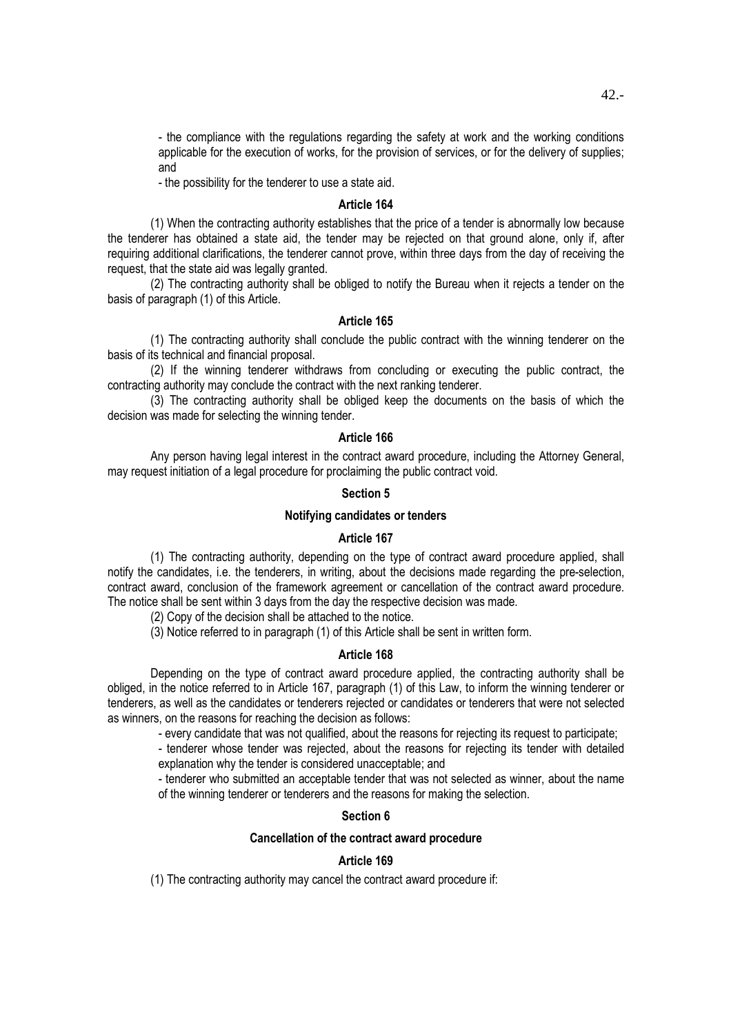- the compliance with the regulations regarding the safety at work and the working conditions applicable for the execution of works, for the provision of services, or for the delivery of supplies; and

- the possibility for the tenderer to use a state aid.

### Article 164

(1) When the contracting authority establishes that the price of a tender is abnormally low because the tenderer has obtained a state aid, the tender may be rejected on that ground alone, only if, after requiring additional clarifications, the tenderer cannot prove, within three days from the day of receiving the request, that the state aid was legally granted.

(2) The contracting authority shall be obliged to notify the Bureau when it rejects a tender on the basis of paragraph (1) of this Article.

### Article 165

(1) The contracting authority shall conclude the public contract with the winning tenderer on the basis of its technical and financial proposal.

(2) If the winning tenderer withdraws from concluding or executing the public contract, the contracting authority may conclude the contract with the next ranking tenderer.

(3) The contracting authority shall be obliged keep the documents on the basis of which the decision was made for selecting the winning tender.

### Article 166

Any person having legal interest in the contract award procedure, including the Attorney General, may request initiation of a legal procedure for proclaiming the public contract void.

## Section 5

### Notifying candidates or tenders

### Article 167

(1) The contracting authority, depending on the type of contract award procedure applied, shall notify the candidates, i.e. the tenderers, in writing, about the decisions made regarding the pre-selection, contract award, conclusion of the framework agreement or cancellation of the contract award procedure. The notice shall be sent within 3 days from the day the respective decision was made.

(2) Copy of the decision shall be attached to the notice.

(3) Notice referred to in paragraph (1) of this Article shall be sent in written form.

### Article 168

Depending on the type of contract award procedure applied, the contracting authority shall be obliged, in the notice referred to in Article 167, paragraph (1) of this Law, to inform the winning tenderer or tenderers, as well as the candidates or tenderers rejected or candidates or tenderers that were not selected as winners, on the reasons for reaching the decision as follows:

- every candidate that was not qualified, about the reasons for rejecting its request to participate;

- tenderer whose tender was rejected, about the reasons for rejecting its tender with detailed explanation why the tender is considered unacceptable; and

- tenderer who submitted an acceptable tender that was not selected as winner, about the name of the winning tenderer or tenderers and the reasons for making the selection.

## Section 6

### Cancellation of the contract award procedure

### Article 169

(1) The contracting authority may cancel the contract award procedure if: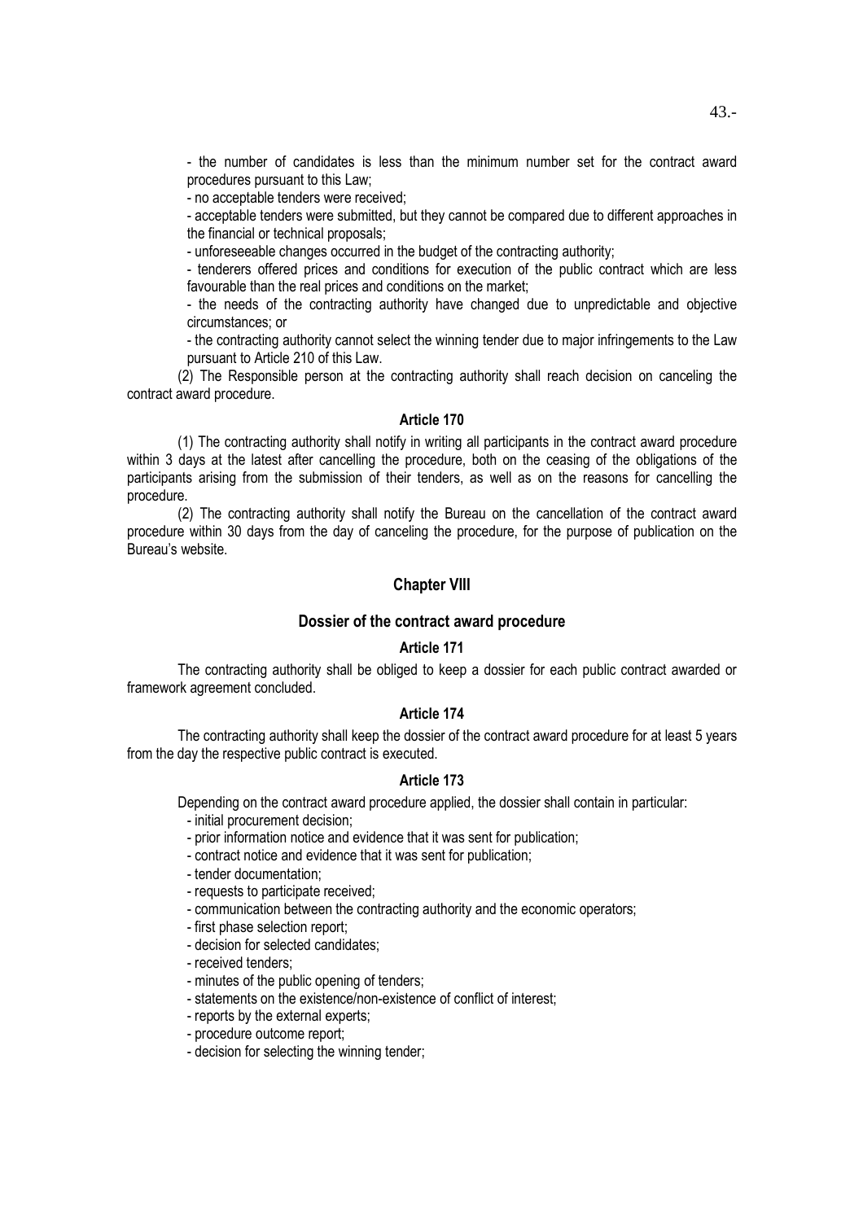- the number of candidates is less than the minimum number set for the contract award procedures pursuant to this Law;

- no acceptable tenders were received;

- acceptable tenders were submitted, but they cannot be compared due to different approaches in the financial or technical proposals;

- unforeseeable changes occurred in the budget of the contracting authority;

- tenderers offered prices and conditions for execution of the public contract which are less favourable than the real prices and conditions on the market;

- the needs of the contracting authority have changed due to unpredictable and objective circumstances; or

- the contracting authority cannot select the winning tender due to major infringements to the Law pursuant to Article 210 of this Law.

(2) The Responsible person at the contracting authority shall reach decision on canceling the contract award procedure.

#### Article 170

(1) The contracting authority shall notify in writing all participants in the contract award procedure within 3 days at the latest after cancelling the procedure, both on the ceasing of the obligations of the participants arising from the submission of their tenders, as well as on the reasons for cancelling the procedure.

(2) The contracting authority shall notify the Bureau on the cancellation of the contract award procedure within 30 days from the day of canceling the procedure, for the purpose of publication on the Bureau's website.

## Chapter VIII

### Dossier of the contract award procedure

#### Article 171

The contracting authority shall be obliged to keep a dossier for each public contract awarded or framework agreement concluded.

#### Article 174

The contracting authority shall keep the dossier of the contract award procedure for at least 5 years from the day the respective public contract is executed.

#### Article 173

Depending on the contract award procedure applied, the dossier shall contain in particular:

- initial procurement decision;
- prior information notice and evidence that it was sent for publication;
- contract notice and evidence that it was sent for publication;
- tender documentation;
- requests to participate received;
- communication between the contracting authority and the economic operators;
- first phase selection report;
- decision for selected candidates;
- received tenders;
- minutes of the public opening of tenders;
- statements on the existence/non-existence of conflict of interest;
- reports by the external experts;
- procedure outcome report;
- decision for selecting the winning tender;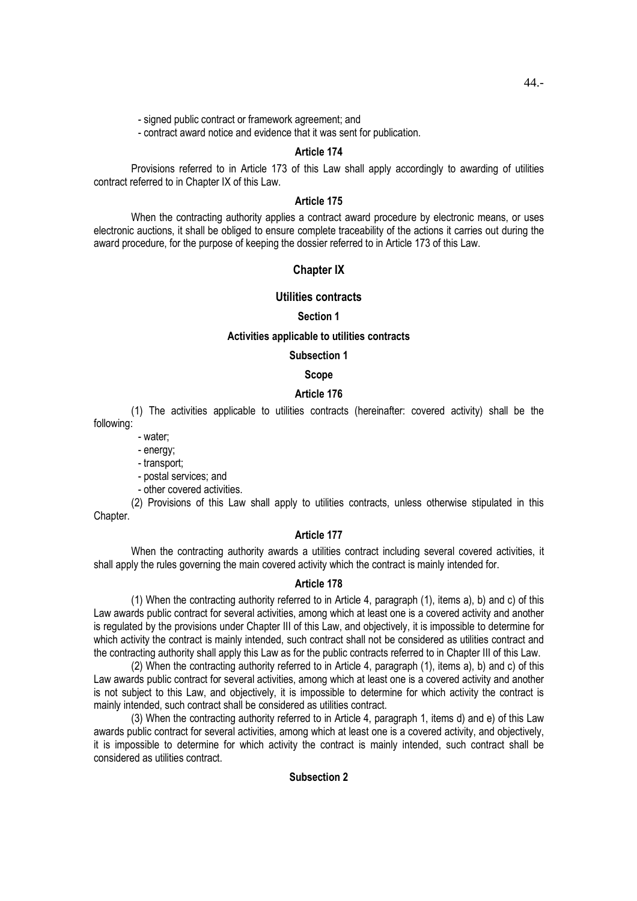- signed public contract or framework agreement; and
- contract award notice and evidence that it was sent for publication.

**Article 174**

Provisions referred to in Article 173 of this Law shall apply accordingly to awarding of utilities contract referred to in Chapter IX of this Law.

**Article 175**

When the contracting authority applies a contract award procedure by electronic means, or uses electronic auctions, it shall be obliged to ensure complete traceability of the actions it carries out during the award procedure, for the purpose of keeping the dossier referred to in Article 173 of this Law.

## Chapter IX

## Utilities contracts

### Section 1

### Activities applicable to utilities contracts

#### Subsection 1

#### Scope

**Article 176**

(1) The activities applicable to utilities contracts (hereinafter: covered activity) shall be the following:

- water;
- energy;
- transport;
- postal services; and
- other covered activities.

(2) Provisions of this Law shall apply to utilities contracts, unless otherwise stipulated in this Chapter.

**Article 177**

When the contracting authority awards a utilities contract including several covered activities, it shall apply the rules governing the main covered activity which the contract is mainly intended for.

**Article 178**

(1) When the contracting authority referred to in Article 4, paragraph (1), items a), b) and c) of this Law awards public contract for several activities, among which at least one is a covered activity and another is regulated by the provisions under Chapter III of this Law, and objectively, it is impossible to determine for which activity the contract is mainly intended, such contract shall not be considered as utilities contract and the contracting authority shall apply this Law as for the public contracts referred to in Chapter III of this Law.

(2) When the contracting authority referred to in Article 4, paragraph (1), items a), b) and c) of this Law awards public contract for several activities, among which at least one is a covered activity and another is not subject to this Law, and objectively, it is impossible to determine for which activity the contract is mainly intended, such contract shall be considered as utilities contract.

(3) When the contracting authority referred to in Article 4, paragraph 1, items d) and e) of this Law awards public contract for several activities, among which at least one is a covered activity, and objectively, it is impossible to determine for which activity the contract is mainly intended, such contract shall be considered as utilities contract.

#### Subsection 2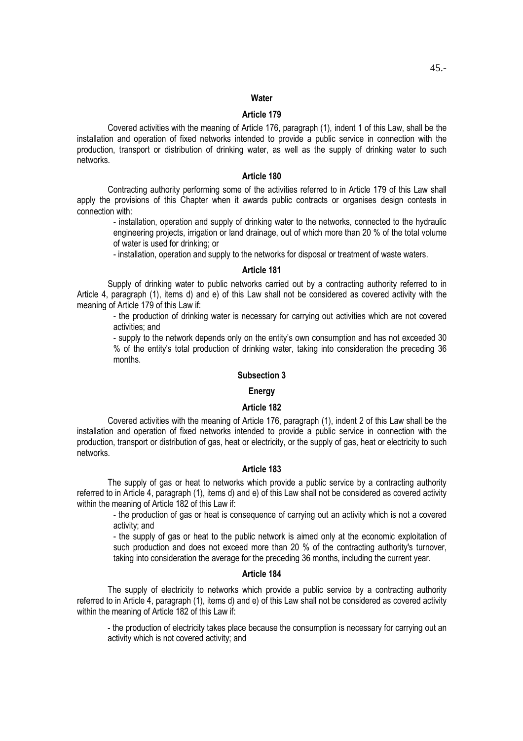**Water**

**Article 179**

Covered activities with the meaning of Article 176, paragraph (1), indent 1 of this Law, shall be the installation and operation of fixed networks intended to provide a public service in connection with the production, transport or distribution of drinking water, as well as the supply of drinking water to such networks.

**Article 180**

Contracting authority performing some of the activities referred to in Article 179 of this Law shall apply the provisions of this Chapter when it awards public contracts or organises design contests in connection with:

- installation, operation and supply of drinking water to the networks, connected to the hydraulic engineering projects, irrigation or land drainage, out of which more than 20 % of the total volume of water is used for drinking; or
- installation, operation and supply to the networks for disposal or treatment of waste waters.

**Article 181**

Supply of drinking water to public networks carried out by a contracting authority referred to in Article 4, paragraph (1), items d) and e) of this Law shall not be considered as covered activity with the meaning of Article 179 of this Law if:

- the production of drinking water is necessary for carrying out activities which are not covered activities; and
- supply to the network depends only on the entity's own consumption and has not exceeded 30 % of the entity's total production of drinking water, taking into consideration the preceding 36 months.

**Subsection 3**

**Energy**

**Article 182**

Covered activities with the meaning of Article 176, paragraph (1), indent 2 of this Law shall be the installation and operation of fixed networks intended to provide a public service in connection with the production, transport or distribution of gas, heat or electricity, or the supply of gas, heat or electricity to such networks.

**Article 183**

The supply of gas or heat to networks which provide a public service by a contracting authority referred to in Article 4, paragraph (1), items d) and e) of this Law shall not be considered as covered activity within the meaning of Article 182 of this Law if:

- the production of gas or heat is consequence of carrying out an activity which is not a covered activity; and
- the supply of gas or heat to the public network is aimed only at the economic exploitation of such production and does not exceed more than 20 % of the contracting authority's turnover, taking into consideration the average for the preceding 36 months, including the current year.

**Article 184**

The supply of electricity to networks which provide a public service by a contracting authority referred to in Article 4, paragraph (1), items d) and e) of this Law shall not be considered as covered activity within the meaning of Article 182 of this Law if:

- the production of electricity takes place because the consumption is necessary for carrying out an activity which is not covered activity; and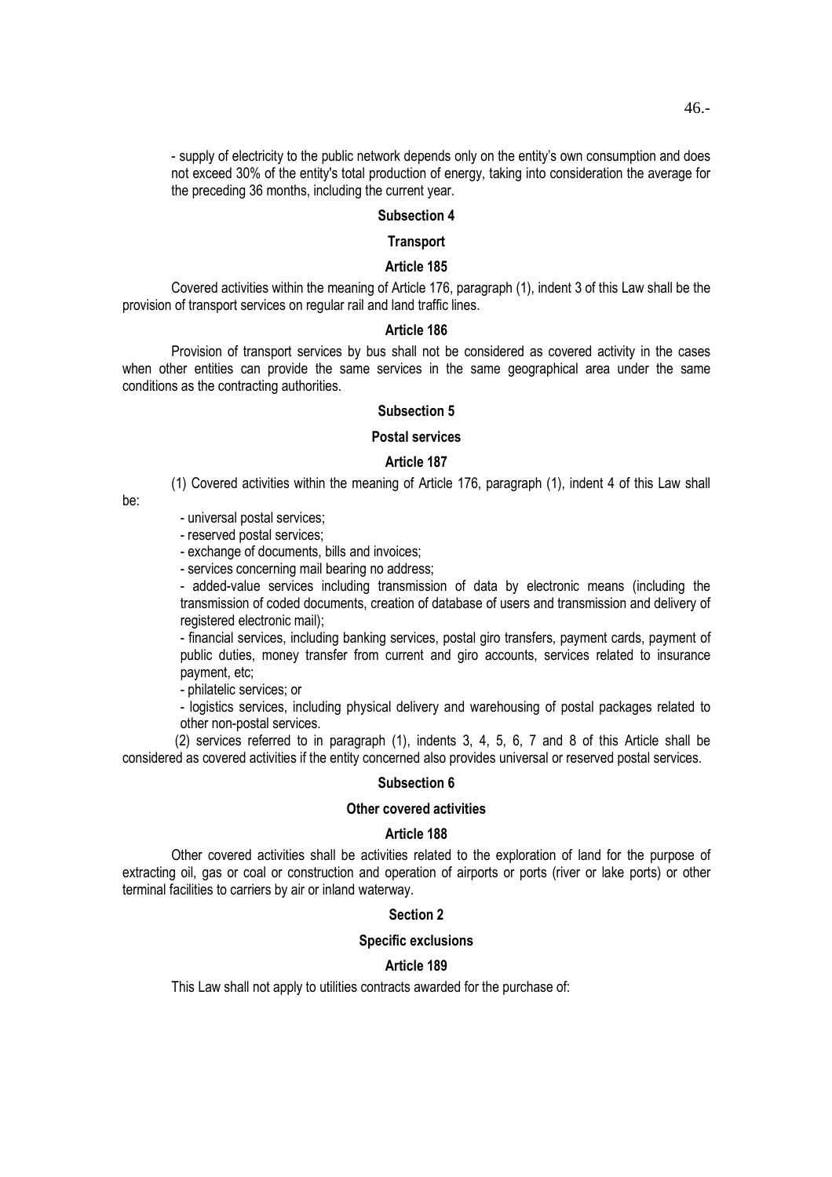- supply of electricity to the public network depends only on the entity's own consumption and does not exceed 30% of the entity's total production of energy, taking into consideration the average for the preceding 36 months, including the current year.

### Subsection 4

### Transport

#### Article 185

Covered activities within the meaning of Article 176, paragraph (1), indent 3 of this Law shall be the provision of transport services on regular rail and land traffic lines.

#### Article 186

Provision of transport services by bus shall not be considered as covered activity in the cases when other entities can provide the same services in the same geographical area under the same conditions as the contracting authorities.

### Subsection 5

### Postal services

#### Article 187

(1) Covered activities within the meaning of Article 176, paragraph (1), indent 4 of this Law shall be:

- universal postal services;
- reserved postal services;
- exchange of documents, bills and invoices;
- services concerning mail bearing no address;
- added-value services including transmission of data by electronic means (including the transmission of coded documents, creation of database of users and transmission and delivery of registered electronic mail);
- financial services, including banking services, postal giro transfers, payment cards, payment of public duties, money transfer from current and giro accounts, services related to insurance payment, etc;
- philatelic services; or
- logistics services, including physical delivery and warehousing of postal packages related to other non-postal services.

(2) services referred to in paragraph (1), indents 3, 4, 5, 6, 7 and 8 of this Article shall be considered as covered activities if the entity concerned also provides universal or reserved postal services.

### Subsection 6

### Other covered activities

#### Article 188

Other covered activities shall be activities related to the exploration of land for the purpose of extracting oil, gas or coal or construction and operation of airports or ports (river or lake ports) or other terminal facilities to carriers by air or inland waterway.

## Section 2

## Specific exclusions

#### Article 189

This Law shall not apply to utilities contracts awarded for the purchase of: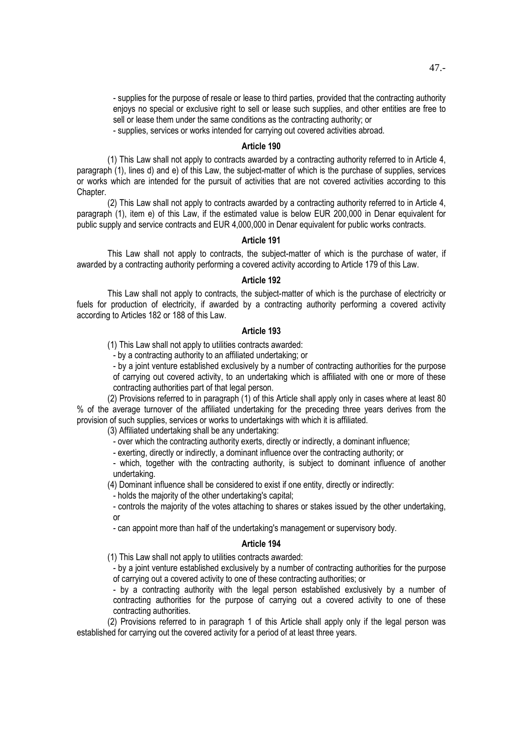- supplies for the purpose of resale or lease to third parties, provided that the contracting authority enjoys no special or exclusive right to sell or lease such supplies, and other entities are free to sell or lease them under the same conditions as the contracting authority; or
- supplies, services or works intended for carrying out covered activities abroad.

**Article 190**

(1) This Law shall not apply to contracts awarded by a contracting authority referred to in Article 4, paragraph (1), lines d) and e) of this Law, the subject-matter of which is the purchase of supplies, services or works which are intended for the pursuit of activities that are not covered activities according to this Chapter.

(2) This Law shall not apply to contracts awarded by a contracting authority referred to in Article 4, paragraph (1), item e) of this Law, if the estimated value is below EUR 200,000 in Denar equivalent for public supply and service contracts and EUR 4,000,000 in Denar equivalent for public works contracts.

**Article 191**

This Law shall not apply to contracts, the subject-matter of which is the purchase of water, if awarded by a contracting authority performing a covered activity according to Article 179 of this Law.

**Article 192**

This Law shall not apply to contracts, the subject-matter of which is the purchase of electricity or fuels for production of electricity, if awarded by a contracting authority performing a covered activity according to Articles 182 or 188 of this Law.

**Article 193**

(1) This Law shall not apply to utilities contracts awarded:

- by a contracting authority to an affiliated undertaking; or
- by a joint venture established exclusively by a number of contracting authorities for the purpose of carrying out covered activity, to an undertaking which is affiliated with one or more of these contracting authorities part of that legal person.

(2) Provisions referred to in paragraph (1) of this Article shall apply only in cases where at least 80 % of the average turnover of the affiliated undertaking for the preceding three years derives from the provision of such supplies, services or works to undertakings with which it is affiliated.

(3) Affiliated undertaking shall be any undertaking:

- over which the contracting authority exerts, directly or indirectly, a dominant influence;
- exerting, directly or indirectly, a dominant influence over the contracting authority; or
- which, together with the contracting authority, is subject to dominant influence of another undertaking.

(4) Dominant influence shall be considered to exist if one entity, directly or indirectly:

- holds the majority of the other undertaking's capital;
- controls the majority of the votes attaching to shares or stakes issued by the other undertaking, or
- can appoint more than half of the undertaking's management or supervisory body.

**Article 194**

(1) This Law shall not apply to utilities contracts awarded:

- by a joint venture established exclusively by a number of contracting authorities for the purpose of carrying out a covered activity to one of these contracting authorities; or
- by a contracting authority with the legal person established exclusively by a number of contracting authorities for the purpose of carrying out a covered activity to one of these contracting authorities.

(2) Provisions referred to in paragraph 1 of this Article shall apply only if the legal person was established for carrying out the covered activity for a period of at least three years.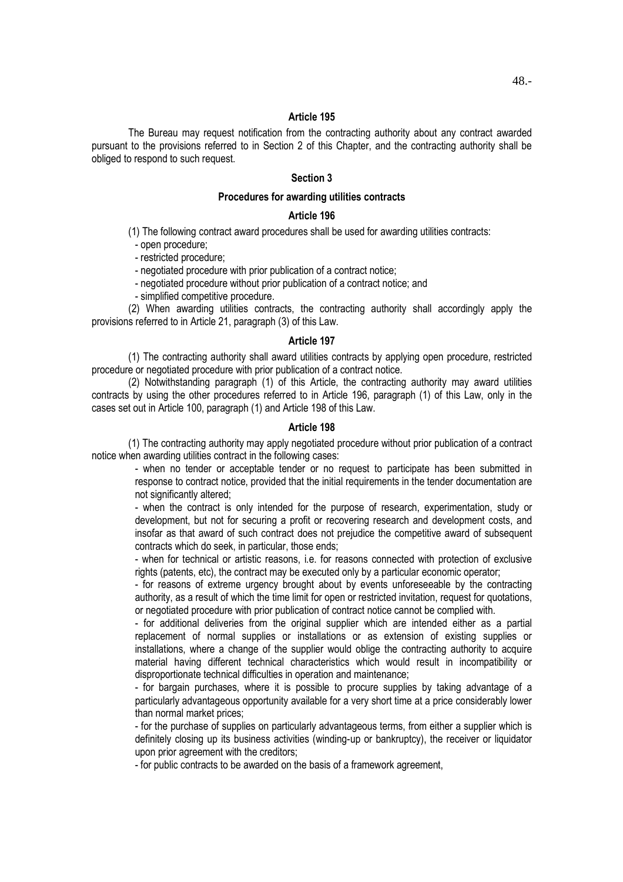### Article 195

The Bureau may request notification from the contracting authority about any contract awarded pursuant to the provisions referred to in Section 2 of this Chapter, and the contracting authority shall be obliged to respond to such request.

## Section 3

### Procedures for awarding utilities contracts

### Article 196

(1) The following contract award procedures shall be used for awarding utilities contracts:

- open procedure;
- restricted procedure;
- negotiated procedure with prior publication of a contract notice;
- negotiated procedure without prior publication of a contract notice; and
- simplified competitive procedure.

(2) When awarding utilities contracts, the contracting authority shall accordingly apply the provisions referred to in Article 21, paragraph (3) of this Law.

### Article 197

(1) The contracting authority shall award utilities contracts by applying open procedure, restricted procedure or negotiated procedure with prior publication of a contract notice.

(2) Notwithstanding paragraph (1) of this Article, the contracting authority may award utilities contracts by using the other procedures referred to in Article 196, paragraph (1) of this Law, only in the cases set out in Article 100, paragraph (1) and Article 198 of this Law.

### Article 198

(1) The contracting authority may apply negotiated procedure without prior publication of a contract notice when awarding utilities contract in the following cases:

- when no tender or acceptable tender or no request to participate has been submitted in response to contract notice, provided that the initial requirements in the tender documentation are not significantly altered;
- when the contract is only intended for the purpose of research, experimentation, study or development, but not for securing a profit or recovering research and development costs, and insofar as that award of such contract does not prejudice the competitive award of subsequent contracts which do seek, in particular, those ends;
- when for technical or artistic reasons, i.e. for reasons connected with protection of exclusive rights (patents, etc), the contract may be executed only by a particular economic operator;
- for reasons of extreme urgency brought about by events unforeseeable by the contracting authority, as a result of which the time limit for open or restricted invitation, request for quotations, or negotiated procedure with prior publication of contract notice cannot be complied with.
- for additional deliveries from the original supplier which are intended either as a partial replacement of normal supplies or installations or as extension of existing supplies or installations, where a change of the supplier would oblige the contracting authority to acquire material having different technical characteristics which would result in incompatibility or disproportionate technical difficulties in operation and maintenance;
- for bargain purchases, where it is possible to procure supplies by taking advantage of a particularly advantageous opportunity available for a very short time at a price considerably lower than normal market prices;
- for the purchase of supplies on particularly advantageous terms, from either a supplier which is definitely closing up its business activities (winding-up or bankruptcy), the receiver or liquidator upon prior agreement with the creditors;
- for public contracts to be awarded on the basis of a framework agreement,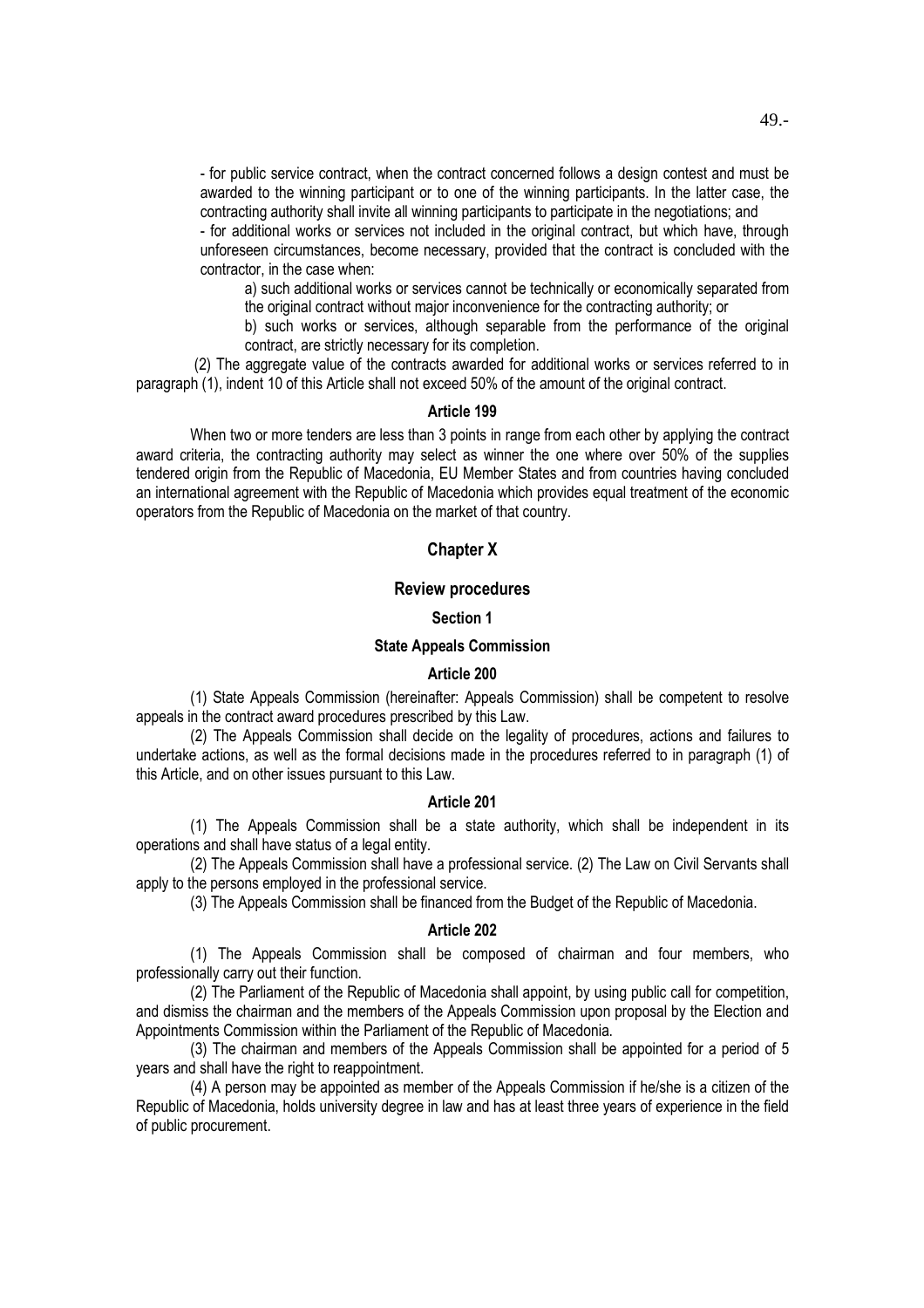- for public service contract, when the contract concerned follows a design contest and must be awarded to the winning participant or to one of the winning participants. In the latter case, the contracting authority shall invite all winning participants to participate in the negotiations; and

- for additional works or services not included in the original contract, but which have, through unforeseen circumstances, become necessary, provided that the contract is concluded with the contractor, in the case when:

a) such additional works or services cannot be technically or economically separated from the original contract without major inconvenience for the contracting authority; or

b) such works or services, although separable from the performance of the original contract, are strictly necessary for its completion.

(2) The aggregate value of the contracts awarded for additional works or services referred to in paragraph (1), indent 10 of this Article shall not exceed 50% of the amount of the original contract.

**Article 199**

When two or more tenders are less than 3 points in range from each other by applying the contract award criteria, the contracting authority may select as winner the one where over 50% of the supplies tendered origin from the Republic of Macedonia, EU Member States and from countries having concluded an international agreement with the Republic of Macedonia which provides equal treatment of the economic operators from the Republic of Macedonia on the market of that country.

## Chapter X

## Review procedures

### Section 1

### State Appeals Commission

**Article 200**

(1) State Appeals Commission (hereinafter: Appeals Commission) shall be competent to resolve appeals in the contract award procedures prescribed by this Law.

(2) The Appeals Commission shall decide on the legality of procedures, actions and failures to undertake actions, as well as the formal decisions made in the procedures referred to in paragraph (1) of this Article, and on other issues pursuant to this Law.

**Article 201**

(1) The Appeals Commission shall be a state authority, which shall be independent in its operations and shall have status of a legal entity.

(2) The Appeals Commission shall have a professional service. (2) The Law on Civil Servants shall apply to the persons employed in the professional service.

(3) The Appeals Commission shall be financed from the Budget of the Republic of Macedonia.

**Article 202**

(1) The Appeals Commission shall be composed of chairman and four members, who professionally carry out their function.

(2) The Parliament of the Republic of Macedonia shall appoint, by using public call for competition, and dismiss the chairman and the members of the Appeals Commission upon proposal by the Election and Appointments Commission within the Parliament of the Republic of Macedonia.

(3) The chairman and members of the Appeals Commission shall be appointed for a period of 5 years and shall have the right to reappointment.

(4) A person may be appointed as member of the Appeals Commission if he/she is a citizen of the Republic of Macedonia, holds university degree in law and has at least three years of experience in the field of public procurement.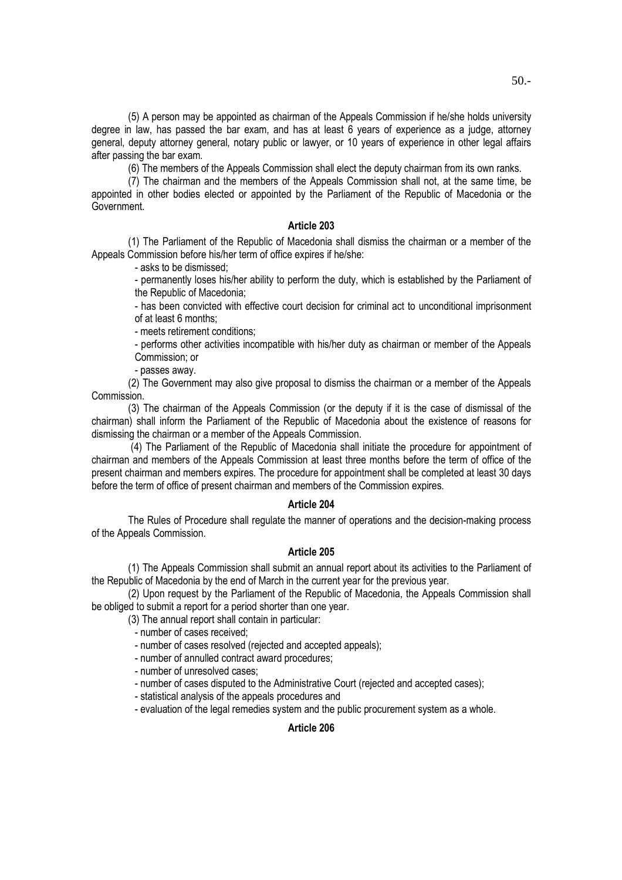(5) A person may be appointed as chairman of the Appeals Commission if he/she holds university degree in law, has passed the bar exam, and has at least 6 years of experience as a judge, attorney general, deputy attorney general, notary public or lawyer, or 10 years of experience in other legal affairs after passing the bar exam.

(6) The members of the Appeals Commission shall elect the deputy chairman from its own ranks.

(7) The chairman and the members of the Appeals Commission shall not, at the same time, be appointed in other bodies elected or appointed by the Parliament of the Republic of Macedonia or the Government.

**Article 203**

(1) The Parliament of the Republic of Macedonia shall dismiss the chairman or a member of the Appeals Commission before his/her term of office expires if he/she:

- asks to be dismissed;
- permanently loses his/her ability to perform the duty, which is established by the Parliament of the Republic of Macedonia;
- has been convicted with effective court decision for criminal act to unconditional imprisonment of at least 6 months;
- meets retirement conditions;
- performs other activities incompatible with his/her duty as chairman or member of the Appeals Commission; or
- passes away.

(2) The Government may also give proposal to dismiss the chairman or a member of the Appeals Commission.

(3) The chairman of the Appeals Commission (or the deputy if it is the case of dismissal of the chairman) shall inform the Parliament of the Republic of Macedonia about the existence of reasons for dismissing the chairman or a member of the Appeals Commission.

(4) The Parliament of the Republic of Macedonia shall initiate the procedure for appointment of chairman and members of the Appeals Commission at least three months before the term of office of the present chairman and members expires. The procedure for appointment shall be completed at least 30 days before the term of office of present chairman and members of the Commission expires.

**Article 204**

The Rules of Procedure shall regulate the manner of operations and the decision-making process of the Appeals Commission.

**Article 205**

(1) The Appeals Commission shall submit an annual report about its activities to the Parliament of the Republic of Macedonia by the end of March in the current year for the previous year.

(2) Upon request by the Parliament of the Republic of Macedonia, the Appeals Commission shall be obliged to submit a report for a period shorter than one year.

(3) The annual report shall contain in particular:

- number of cases received;
- number of cases resolved (rejected and accepted appeals);
- number of annulled contract award procedures;
- number of unresolved cases;
- number of cases disputed to the Administrative Court (rejected and accepted cases);
- statistical analysis of the appeals procedures and
- evaluation of the legal remedies system and the public procurement system as a whole.

**Article 206**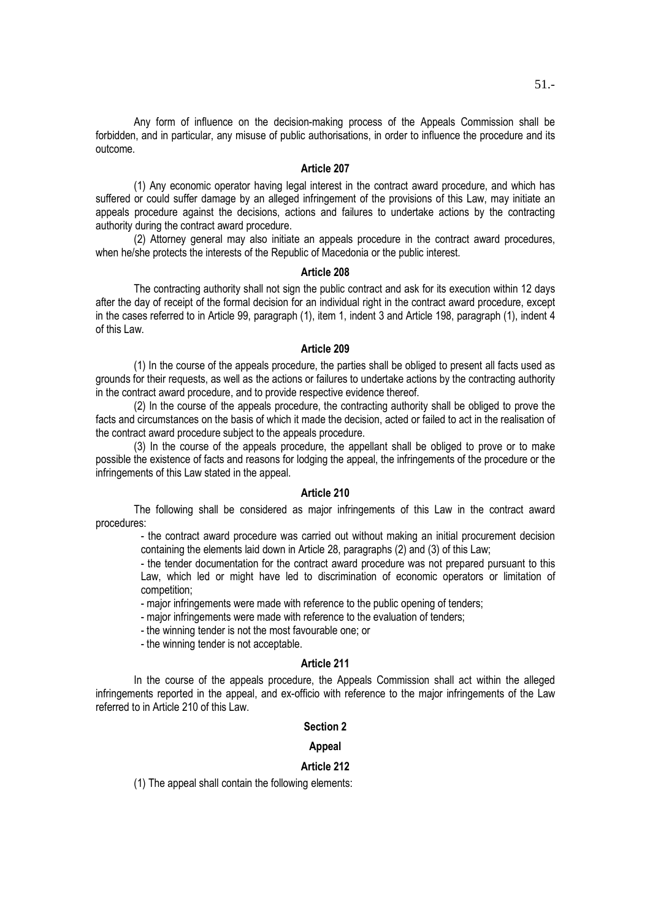Any form of influence on the decision-making process of the Appeals Commission shall be forbidden, and in particular, any misuse of public authorisations, in order to influence the procedure and its outcome.

**Article 207**

(1) Any economic operator having legal interest in the contract award procedure, and which has suffered or could suffer damage by an alleged infringement of the provisions of this Law, may initiate an appeals procedure against the decisions, actions and failures to undertake actions by the contracting authority during the contract award procedure.

(2) Attorney general may also initiate an appeals procedure in the contract award procedures, when he/she protects the interests of the Republic of Macedonia or the public interest.

**Article 208**

The contracting authority shall not sign the public contract and ask for its execution within 12 days after the day of receipt of the formal decision for an individual right in the contract award procedure, except in the cases referred to in Article 99, paragraph (1), item 1, indent 3 and Article 198, paragraph (1), indent 4 of this Law.

**Article 209**

(1) In the course of the appeals procedure, the parties shall be obliged to present all facts used as grounds for their requests, as well as the actions or failures to undertake actions by the contracting authority in the contract award procedure, and to provide respective evidence thereof.

(2) In the course of the appeals procedure, the contracting authority shall be obliged to prove the facts and circumstances on the basis of which it made the decision, acted or failed to act in the realisation of the contract award procedure subject to the appeals procedure.

(3) In the course of the appeals procedure, the appellant shall be obliged to prove or to make possible the existence of facts and reasons for lodging the appeal, the infringements of the procedure or the infringements of this Law stated in the appeal.

**Article 210**

The following shall be considered as major infringements of this Law in the contract award procedures:

- the contract award procedure was carried out without making an initial procurement decision containing the elements laid down in Article 28, paragraphs (2) and (3) of this Law;
- the tender documentation for the contract award procedure was not prepared pursuant to this Law, which led or might have led to discrimination of economic operators or limitation of competition;
- major infringements were made with reference to the public opening of tenders;
- major infringements were made with reference to the evaluation of tenders;
- the winning tender is not the most favourable one; or
- the winning tender is not acceptable.

**Article 211**

In the course of the appeals procedure, the Appeals Commission shall act within the alleged infringements reported in the appeal, and ex-officio with reference to the major infringements of the Law referred to in Article 210 of this Law.

**Section 2**

**Appeal**

**Article 212**

(1) The appeal shall contain the following elements: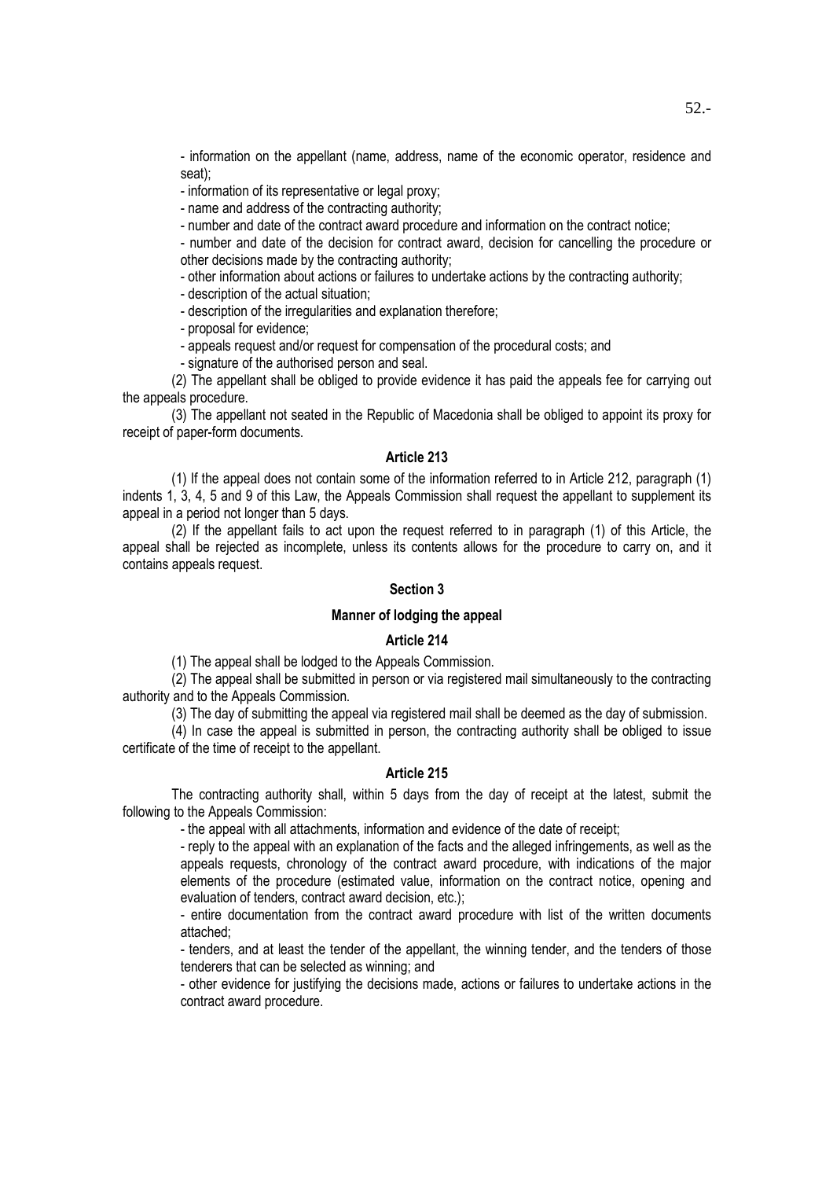- information on the appellant (name, address, name of the economic operator, residence and seat);
- information of its representative or legal proxy;
- name and address of the contracting authority;
- number and date of the contract award procedure and information on the contract notice;
- number and date of the decision for contract award, decision for cancelling the procedure or other decisions made by the contracting authority;
- other information about actions or failures to undertake actions by the contracting authority;
- description of the actual situation;
- description of the irregularities and explanation therefore;
- proposal for evidence;
- appeals request and/or request for compensation of the procedural costs; and
- signature of the authorised person and seal.

(2) The appellant shall be obliged to provide evidence it has paid the appeals fee for carrying out the appeals procedure.

(3) The appellant not seated in the Republic of Macedonia shall be obliged to appoint its proxy for receipt of paper-form documents.

#### Article 213

(1) If the appeal does not contain some of the information referred to in Article 212, paragraph (1) indents 1, 3, 4, 5 and 9 of this Law, the Appeals Commission shall request the appellant to supplement its appeal in a period not longer than 5 days.

(2) If the appellant fails to act upon the request referred to in paragraph (1) of this Article, the appeal shall be rejected as incomplete, unless its contents allows for the procedure to carry on, and it contains appeals request.

### Section 3

### Manner of lodging the appeal

#### Article 214

(1) The appeal shall be lodged to the Appeals Commission.

(2) The appeal shall be submitted in person or via registered mail simultaneously to the contracting authority and to the Appeals Commission.

(3) The day of submitting the appeal via registered mail shall be deemed as the day of submission.

(4) In case the appeal is submitted in person, the contracting authority shall be obliged to issue certificate of the time of receipt to the appellant.

#### Article 215

The contracting authority shall, within 5 days from the day of receipt at the latest, submit the following to the Appeals Commission:

- the appeal with all attachments, information and evidence of the date of receipt;
- reply to the appeal with an explanation of the facts and the alleged infringements, as well as the appeals requests, chronology of the contract award procedure, with indications of the major elements of the procedure (estimated value, information on the contract notice, opening and evaluation of tenders, contract award decision, etc.);
- entire documentation from the contract award procedure with list of the written documents attached;
- tenders, and at least the tender of the appellant, the winning tender, and the tenders of those tenderers that can be selected as winning; and
- other evidence for justifying the decisions made, actions or failures to undertake actions in the contract award procedure.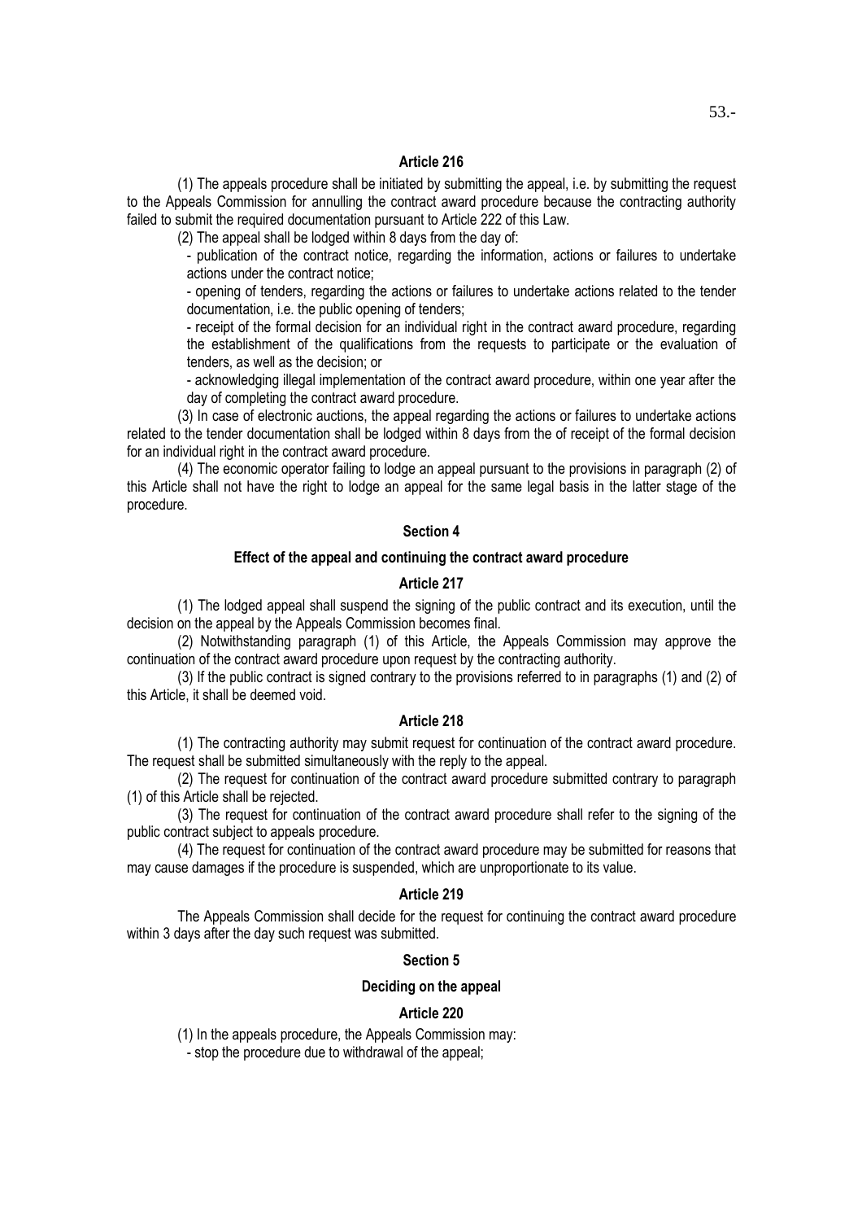### Article 216

(1) The appeals procedure shall be initiated by submitting the appeal, i.e. by submitting the request to the Appeals Commission for annulling the contract award procedure because the contracting authority failed to submit the required documentation pursuant to Article 222 of this Law.

(2) The appeal shall be lodged within 8 days from the day of:

- publication of the contract notice, regarding the information, actions or failures to undertake actions under the contract notice;
- opening of tenders, regarding the actions or failures to undertake actions related to the tender documentation, i.e. the public opening of tenders;
- receipt of the formal decision for an individual right in the contract award procedure, regarding the establishment of the qualifications from the requests to participate or the evaluation of tenders, as well as the decision; or
- acknowledging illegal implementation of the contract award procedure, within one year after the day of completing the contract award procedure.

(3) In case of electronic auctions, the appeal regarding the actions or failures to undertake actions related to the tender documentation shall be lodged within 8 days from the of receipt of the formal decision for an individual right in the contract award procedure.

(4) The economic operator failing to lodge an appeal pursuant to the provisions in paragraph (2) of this Article shall not have the right to lodge an appeal for the same legal basis in the latter stage of the procedure.

## Section 4

### Effect of the appeal and continuing the contract award procedure

### Article 217

(1) The lodged appeal shall suspend the signing of the public contract and its execution, until the decision on the appeal by the Appeals Commission becomes final.

(2) Notwithstanding paragraph (1) of this Article, the Appeals Commission may approve the continuation of the contract award procedure upon request by the contracting authority.

(3) If the public contract is signed contrary to the provisions referred to in paragraphs (1) and (2) of this Article, it shall be deemed void.

### Article 218

(1) The contracting authority may submit request for continuation of the contract award procedure. The request shall be submitted simultaneously with the reply to the appeal.

(2) The request for continuation of the contract award procedure submitted contrary to paragraph (1) of this Article shall be rejected.

(3) The request for continuation of the contract award procedure shall refer to the signing of the public contract subject to appeals procedure.

(4) The request for continuation of the contract award procedure may be submitted for reasons that may cause damages if the procedure is suspended, which are unproportionate to its value.

### Article 219

The Appeals Commission shall decide for the request for continuing the contract award procedure within 3 days after the day such request was submitted.

## Section 5

### Deciding on the appeal

### Article 220

(1) In the appeals procedure, the Appeals Commission may:

- stop the procedure due to withdrawal of the appeal;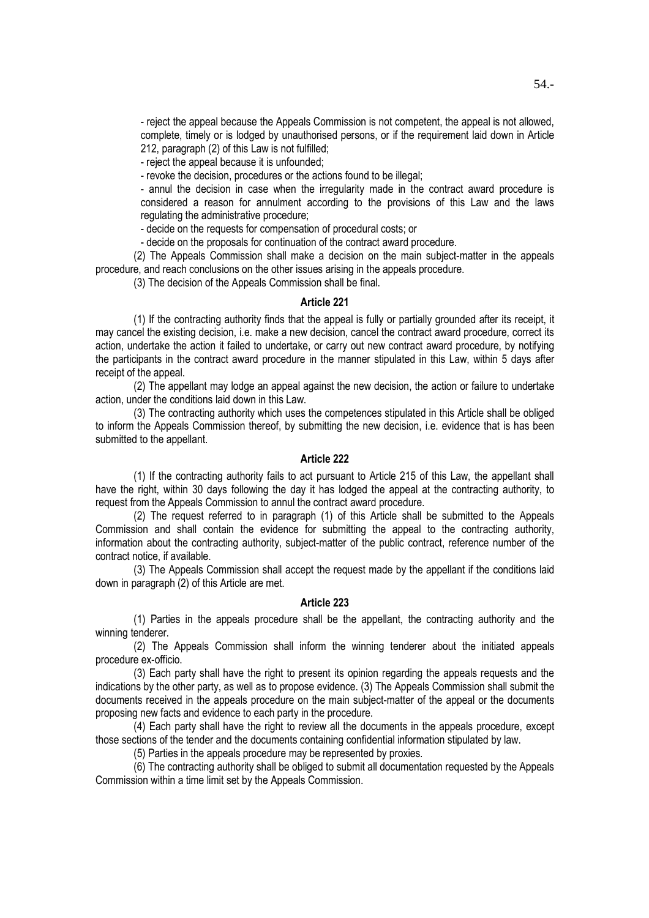- reject the appeal because the Appeals Commission is not competent, the appeal is not allowed, complete, timely or is lodged by unauthorised persons, or if the requirement laid down in Article 212, paragraph (2) of this Law is not fulfilled;

- reject the appeal because it is unfounded;

- revoke the decision, procedures or the actions found to be illegal;

- annul the decision in case when the irregularity made in the contract award procedure is considered a reason for annulment according to the provisions of this Law and the laws regulating the administrative procedure;

- decide on the requests for compensation of procedural costs; or

- decide on the proposals for continuation of the contract award procedure.

(2) The Appeals Commission shall make a decision on the main subject-matter in the appeals procedure, and reach conclusions on the other issues arising in the appeals procedure.

(3) The decision of the Appeals Commission shall be final.

**Article 221**

(1) If the contracting authority finds that the appeal is fully or partially grounded after its receipt, it may cancel the existing decision, i.e. make a new decision, cancel the contract award procedure, correct its action, undertake the action it failed to undertake, or carry out new contract award procedure, by notifying the participants in the contract award procedure in the manner stipulated in this Law, within 5 days after receipt of the appeal.

(2) The appellant may lodge an appeal against the new decision, the action or failure to undertake action, under the conditions laid down in this Law.

(3) The contracting authority which uses the competences stipulated in this Article shall be obliged to inform the Appeals Commission thereof, by submitting the new decision, i.e. evidence that is has been submitted to the appellant.

**Article 222**

(1) If the contracting authority fails to act pursuant to Article 215 of this Law, the appellant shall have the right, within 30 days following the day it has lodged the appeal at the contracting authority, to request from the Appeals Commission to annul the contract award procedure.

(2) The request referred to in paragraph (1) of this Article shall be submitted to the Appeals Commission and shall contain the evidence for submitting the appeal to the contracting authority, information about the contracting authority, subject-matter of the public contract, reference number of the contract notice, if available.

(3) The Appeals Commission shall accept the request made by the appellant if the conditions laid down in paragraph (2) of this Article are met.

**Article 223**

(1) Parties in the appeals procedure shall be the appellant, the contracting authority and the winning tenderer.

(2) The Appeals Commission shall inform the winning tenderer about the initiated appeals procedure ex-officio.

(3) Each party shall have the right to present its opinion regarding the appeals requests and the indications by the other party, as well as to propose evidence. (3) The Appeals Commission shall submit the documents received in the appeals procedure on the main subject-matter of the appeal or the documents proposing new facts and evidence to each party in the procedure.

(4) Each party shall have the right to review all the documents in the appeals procedure, except those sections of the tender and the documents containing confidential information stipulated by law.

(5) Parties in the appeals procedure may be represented by proxies.

(6) The contracting authority shall be obliged to submit all documentation requested by the Appeals Commission within a time limit set by the Appeals Commission.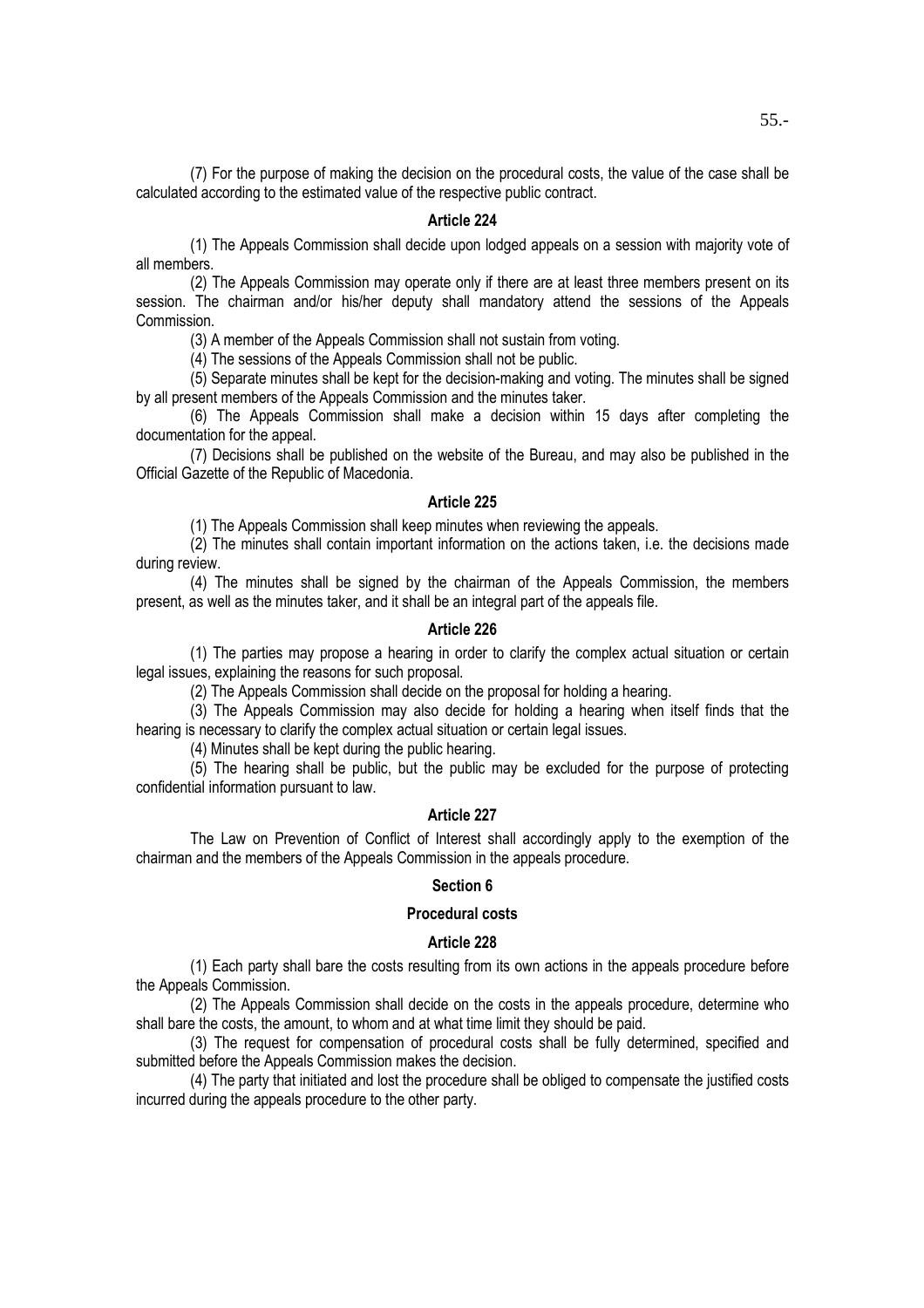(7) For the purpose of making the decision on the procedural costs, the value of the case shall be calculated according to the estimated value of the respective public contract.

**Article 224**

(1) The Appeals Commission shall decide upon lodged appeals on a session with majority vote of all members.

(2) The Appeals Commission may operate only if there are at least three members present on its session. The chairman and/or his/her deputy shall mandatory attend the sessions of the Appeals Commission.

(3) A member of the Appeals Commission shall not sustain from voting.

(4) The sessions of the Appeals Commission shall not be public.

(5) Separate minutes shall be kept for the decision-making and voting. The minutes shall be signed by all present members of the Appeals Commission and the minutes taker.

(6) The Appeals Commission shall make a decision within 15 days after completing the documentation for the appeal.

(7) Decisions shall be published on the website of the Bureau, and may also be published in the Official Gazette of the Republic of Macedonia.

**Article 225**

(1) The Appeals Commission shall keep minutes when reviewing the appeals.

(2) The minutes shall contain important information on the actions taken, i.e. the decisions made during review.

(4) The minutes shall be signed by the chairman of the Appeals Commission, the members present, as well as the minutes taker, and it shall be an integral part of the appeals file.

**Article 226**

(1) The parties may propose a hearing in order to clarify the complex actual situation or certain legal issues, explaining the reasons for such proposal.

(2) The Appeals Commission shall decide on the proposal for holding a hearing.

(3) The Appeals Commission may also decide for holding a hearing when itself finds that the hearing is necessary to clarify the complex actual situation or certain legal issues.

(4) Minutes shall be kept during the public hearing.

(5) The hearing shall be public, but the public may be excluded for the purpose of protecting confidential information pursuant to law.

**Article 227**

The Law on Prevention of Conflict of Interest shall accordingly apply to the exemption of the chairman and the members of the Appeals Commission in the appeals procedure.

**Section 6**

**Procedural costs**

**Article 228**

(1) Each party shall bare the costs resulting from its own actions in the appeals procedure before the Appeals Commission.

(2) The Appeals Commission shall decide on the costs in the appeals procedure, determine who shall bare the costs, the amount, to whom and at what time limit they should be paid.

(3) The request for compensation of procedural costs shall be fully determined, specified and submitted before the Appeals Commission makes the decision.

(4) The party that initiated and lost the procedure shall be obliged to compensate the justified costs incurred during the appeals procedure to the other party.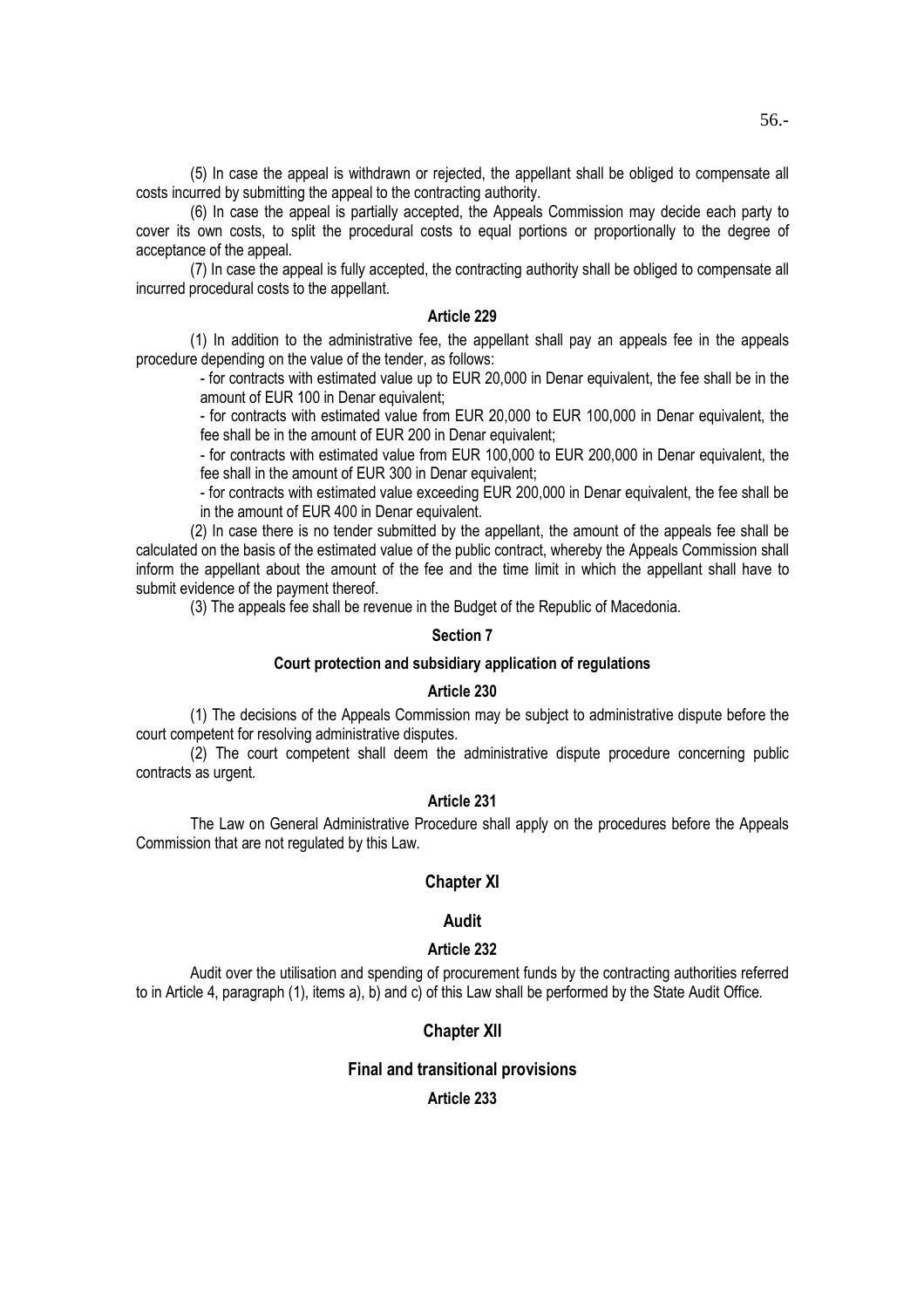(5) In case the appeal is withdrawn or rejected, the appellant shall be obliged to compensate all costs incurred by submitting the appeal to the contracting authority.

(6) In case the appeal is partially accepted, the Appeals Commission may decide each party to cover its own costs, to split the procedural costs to equal portions or proportionally to the degree of acceptance of the appeal.

(7) In case the appeal is fully accepted, the contracting authority shall be obliged to compensate all incurred procedural costs to the appellant.

**Article 229**

(1) In addition to the administrative fee, the appellant shall pay an appeals fee in the appeals procedure depending on the value of the tender, as follows:

- for contracts with estimated value up to EUR 20,000 in Denar equivalent, the fee shall be in the amount of EUR 100 in Denar equivalent;
- for contracts with estimated value from EUR 20,000 to EUR 100,000 in Denar equivalent, the fee shall be in the amount of EUR 200 in Denar equivalent;
- for contracts with estimated value from EUR 100,000 to EUR 200,000 in Denar equivalent, the fee shall in the amount of EUR 300 in Denar equivalent;
- for contracts with estimated value exceeding EUR 200,000 in Denar equivalent, the fee shall be in the amount of EUR 400 in Denar equivalent.

(2) In case there is no tender submitted by the appellant, the amount of the appeals fee shall be calculated on the basis of the estimated value of the public contract, whereby the Appeals Commission shall inform the appellant about the amount of the fee and the time limit in which the appellant shall have to submit evidence of the payment thereof.

(3) The appeals fee shall be revenue in the Budget of the Republic of Macedonia.

**Section 7**

**Court protection and subsidiary application of regulations**

**Article 230**

(1) The decisions of the Appeals Commission may be subject to administrative dispute before the court competent for resolving administrative disputes.

(2) The court competent shall deem the administrative dispute procedure concerning public contracts as urgent.

**Article 231**

The Law on General Administrative Procedure shall apply on the procedures before the Appeals Commission that are not regulated by this Law.

## Chapter XI

## Audit

**Article 232**

Audit over the utilisation and spending of procurement funds by the contracting authorities referred to in Article 4, paragraph (1), items a), b) and c) of this Law shall be performed by the State Audit Office.

## Chapter XII

## Final and transitional provisions

**Article 233**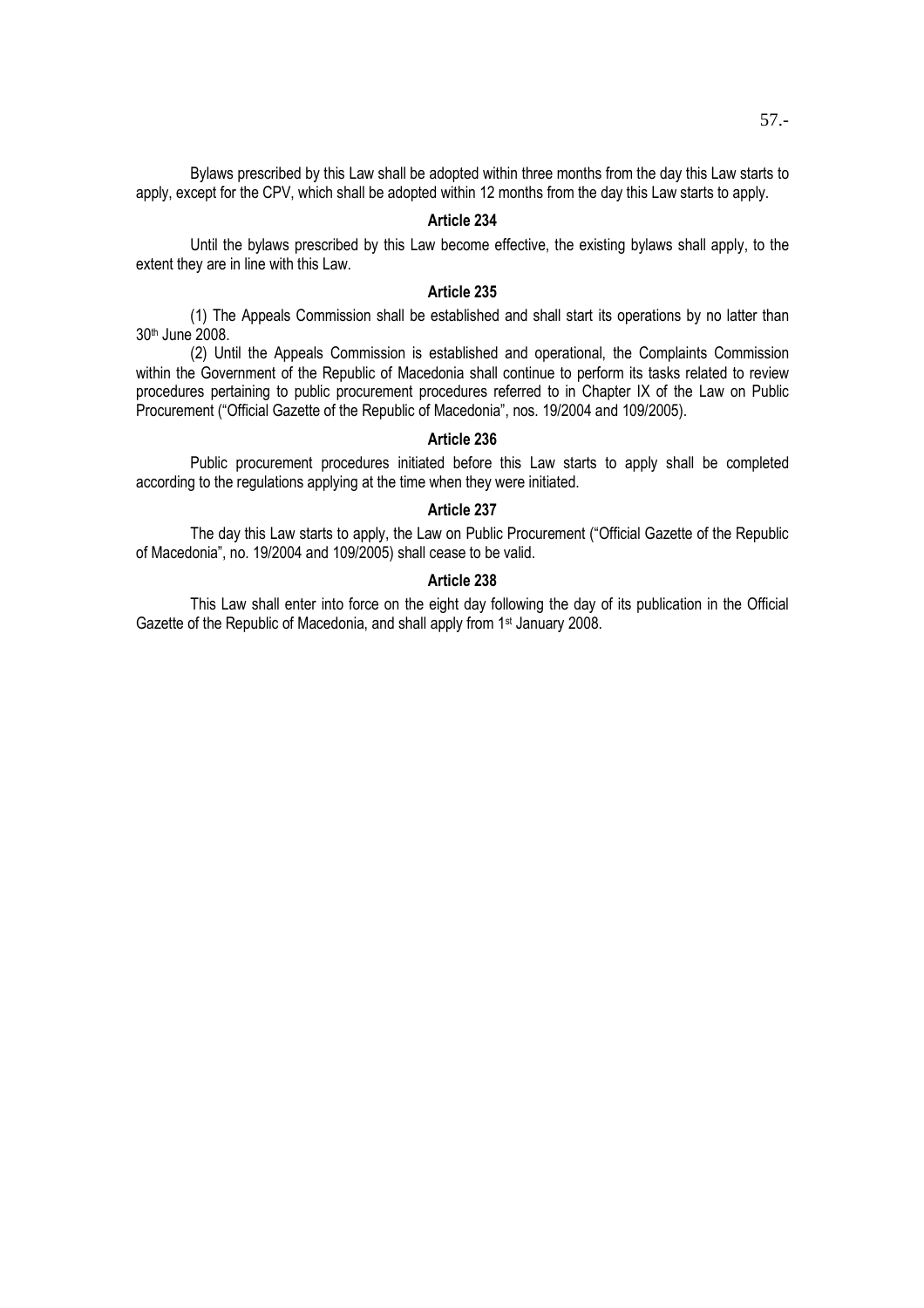Bylaws prescribed by this Law shall be adopted within three months from the day this Law starts to apply, except for the CPV, which shall be adopted within 12 months from the day this Law starts to apply.

**Article 234**

Until the bylaws prescribed by this Law become effective, the existing bylaws shall apply, to the extent they are in line with this Law.

**Article 235**

(1) The Appeals Commission shall be established and shall start its operations by no latter than 30th June 2008.

(2) Until the Appeals Commission is established and operational, the Complaints Commission within the Government of the Republic of Macedonia shall continue to perform its tasks related to review procedures pertaining to public procurement procedures referred to in Chapter IX of the Law on Public Procurement ("Official Gazette of the Republic of Macedonia", nos. 19/2004 and 109/2005).

**Article 236**

Public procurement procedures initiated before this Law starts to apply shall be completed according to the regulations applying at the time when they were initiated.

**Article 237**

The day this Law starts to apply, the Law on Public Procurement ("Official Gazette of the Republic of Macedonia", no. 19/2004 and 109/2005) shall cease to be valid.

**Article 238**

This Law shall enter into force on the eight day following the day of its publication in the Official Gazette of the Republic of Macedonia, and shall apply from 1st January 2008.